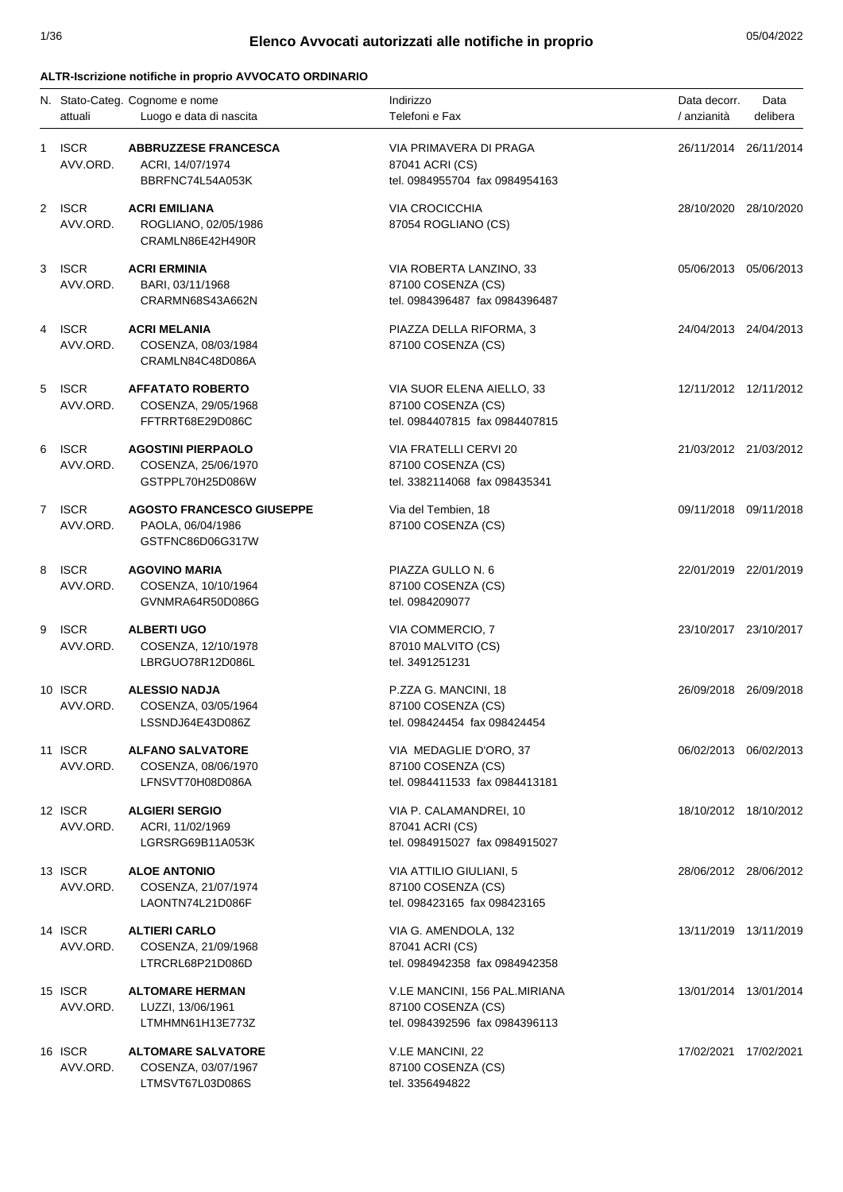# Elenco Avvocati autorizzati alle notifiche in proprio

05/04/2022

**ALTR-Iscrizione notifiche in proprio AVVOCATO ORDINARIO**

| N. | Stato-Categ. attuali | Cognome e nome<br>Luogo e data di nascita | Indirizzo<br>Telefoni e Fax | Data decorr. / anzianità | Data delibera |
|---|---|---|---|---|---|
| 1 | ISCR AVV.ORD. | **ABBRUZZESE FRANCESCA**<br>ACRI, 14/07/1974<br>BBRFNC74L54A053K | VIA PRIMAVERA DI PRAGA<br>87041 ACRI (CS)<br>tel. 0984955704 fax 0984954163 | 26/11/2014 | 26/11/2014 |
| 2 | ISCR AVV.ORD. | **ACRI EMILIANA**<br>ROGLIANO, 02/05/1986<br>CRAMLN86E42H490R | VIA CROCICCHIA<br>87054 ROGLIANO (CS) | 28/10/2020 | 28/10/2020 |
| 3 | ISCR AVV.ORD. | **ACRI ERMINIA**<br>BARI, 03/11/1968<br>CRARMN68S43A662N | VIA ROBERTA LANZINO, 33<br>87100 COSENZA (CS)<br>tel. 0984396487 fax 0984396487 | 05/06/2013 | 05/06/2013 |
| 4 | ISCR AVV.ORD. | **ACRI MELANIA**<br>COSENZA, 08/03/1984<br>CRAMLN84C48D086A | PIAZZA DELLA RIFORMA, 3<br>87100 COSENZA (CS) | 24/04/2013 | 24/04/2013 |
| 5 | ISCR AVV.ORD. | **AFFATATO ROBERTO**<br>COSENZA, 29/05/1968<br>FFTRRT68E29D086C | VIA SUOR ELENA AIELLO, 33<br>87100 COSENZA (CS)<br>tel. 0984407815 fax 0984407815 | 12/11/2012 | 12/11/2012 |
| 6 | ISCR AVV.ORD. | **AGOSTINI PIERPAOLO**<br>COSENZA, 25/06/1970<br>GSTPPL70H25D086W | VIA FRATELLI CERVI 20<br>87100 COSENZA (CS)<br>tel. 3382114068 fax 098435341 | 21/03/2012 | 21/03/2012 |
| 7 | ISCR AVV.ORD. | **AGOSTO FRANCESCO GIUSEPPE**<br>PAOLA, 06/04/1986<br>GSTFNC86D06G317W | Via del Tembien, 18<br>87100 COSENZA (CS) | 09/11/2018 | 09/11/2018 |
| 8 | ISCR AVV.ORD. | **AGOVINO MARIA**<br>COSENZA, 10/10/1964<br>GVNMRA64R50D086G | PIAZZA GULLO N. 6<br>87100 COSENZA (CS)<br>tel. 0984209077 | 22/01/2019 | 22/01/2019 |
| 9 | ISCR AVV.ORD. | **ALBERTI UGO**<br>COSENZA, 12/10/1978<br>LBRGUO78R12D086L | VIA COMMERCIO, 7<br>87010 MALVITO (CS)<br>tel. 3491251231 | 23/10/2017 | 23/10/2017 |
| 10 | ISCR AVV.ORD. | **ALESSIO NADJA**<br>COSENZA, 03/05/1964<br>LSSNDJ64E43D086Z | P.ZZA G. MANCINI, 18<br>87100 COSENZA (CS)<br>tel. 098424454 fax 098424454 | 26/09/2018 | 26/09/2018 |
| 11 | ISCR AVV.ORD. | **ALFANO SALVATORE**<br>COSENZA, 08/06/1970<br>LFNSVT70H08D086A | VIA MEDAGLIE D'ORO, 37<br>87100 COSENZA (CS)<br>tel. 0984411533 fax 0984413181 | 06/02/2013 | 06/02/2013 |
| 12 | ISCR AVV.ORD. | **ALGIERI SERGIO**<br>ACRI, 11/02/1969<br>LGRSRG69B11A053K | VIA P. CALAMANDREI, 10<br>87041 ACRI (CS)<br>tel. 0984915027 fax 0984915027 | 18/10/2012 | 18/10/2012 |
| 13 | ISCR AVV.ORD. | **ALOE ANTONIO**<br>COSENZA, 21/07/1974<br>LAONTN74L21D086F | VIA ATTILIO GIULIANI, 5<br>87100 COSENZA (CS)<br>tel. 098423165 fax 098423165 | 28/06/2012 | 28/06/2012 |
| 14 | ISCR AVV.ORD. | **ALTIERI CARLO**<br>COSENZA, 21/09/1968<br>LTRCRL68P21D086D | VIA G. AMENDOLA, 132<br>87041 ACRI (CS)<br>tel. 0984942358 fax 0984942358 | 13/11/2019 | 13/11/2019 |
| 15 | ISCR AVV.ORD. | **ALTOMARE HERMAN**<br>LUZZI, 13/06/1961<br>LTMHMN61H13E773Z | V.LE MANCINI, 156 PAL.MIRIANA<br>87100 COSENZA (CS)<br>tel. 0984392596 fax 0984396113 | 13/01/2014 | 13/01/2014 |
| 16 | ISCR AVV.ORD. | **ALTOMARE SALVATORE**<br>COSENZA, 03/07/1967<br>LTMSVT67L03D086S | V.LE MANCINI, 22<br>87100 COSENZA (CS)<br>tel. 3356494822 | 17/02/2021 | 17/02/2021 |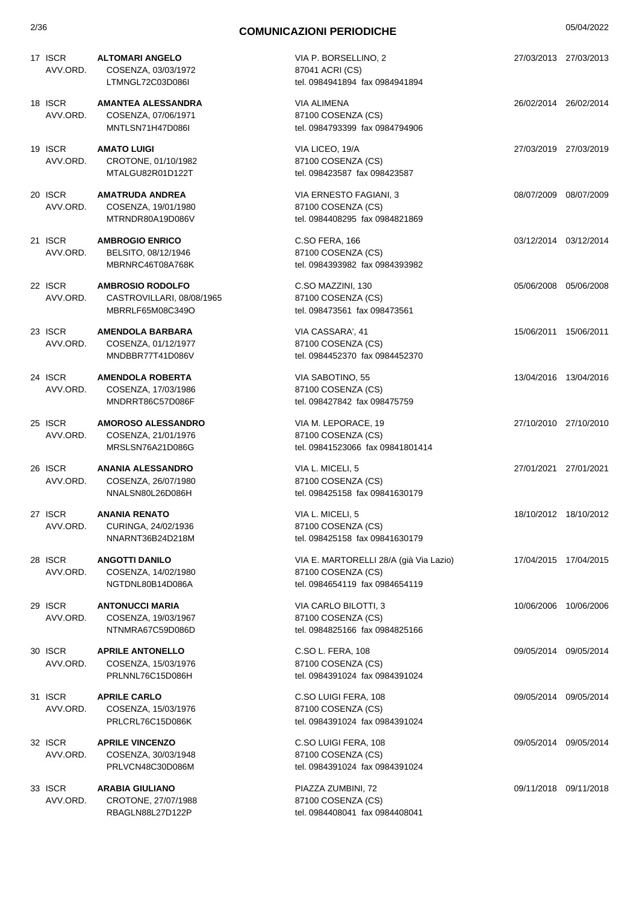## COMUNICAZIONI PERIODICHE

05/04/2022

| N. | Tipo | Nominativo | Indirizzo | Data | Data |
|---|---|---|---|---|---|
| 17 | ISCR AVV.ORD. | **ALTOMARI ANGELO**<br>COSENZA, 03/03/1972<br>LTMNGL72C03D086I | VIA P. BORSELLINO, 2<br>87041 ACRI (CS)<br>tel. 0984941894 fax 0984941894 | 27/03/2013 | 27/03/2013 |
| 18 | ISCR AVV.ORD. | **AMANTEA ALESSANDRA**<br>COSENZA, 07/06/1971<br>MNTLSN71H47D086I | VIA ALIMENA<br>87100 COSENZA (CS)<br>tel. 0984793399 fax 0984794906 | 26/02/2014 | 26/02/2014 |
| 19 | ISCR AVV.ORD. | **AMATO LUIGI**<br>CROTONE, 01/10/1982<br>MTALGU82R01D122T | VIA LICEO, 19/A<br>87100 COSENZA (CS)<br>tel. 098423587 fax 098423587 | 27/03/2019 | 27/03/2019 |
| 20 | ISCR AVV.ORD. | **AMATRUDA ANDREA**<br>COSENZA, 19/01/1980<br>MTRNDR80A19D086V | VIA ERNESTO FAGIANI, 3<br>87100 COSENZA (CS)<br>tel. 0984408295 fax 0984821869 | 08/07/2009 | 08/07/2009 |
| 21 | ISCR AVV.ORD. | **AMBROGIO ENRICO**<br>BELSITO, 08/12/1946<br>MBRNRC46T08A768K | C.SO FERA, 166<br>87100 COSENZA (CS)<br>tel. 0984393982 fax 0984393982 | 03/12/2014 | 03/12/2014 |
| 22 | ISCR AVV.ORD. | **AMBROSIO RODOLFO**<br>CASTROVILLARI, 08/08/1965<br>MBRRLF65M08C349O | C.SO MAZZINI, 130<br>87100 COSENZA (CS)<br>tel. 098473561 fax 098473561 | 05/06/2008 | 05/06/2008 |
| 23 | ISCR AVV.ORD. | **AMENDOLA BARBARA**<br>COSENZA, 01/12/1977<br>MNDBBR77T41D086V | VIA CASSARA', 41<br>87100 COSENZA (CS)<br>tel. 0984452370 fax 0984452370 | 15/06/2011 | 15/06/2011 |
| 24 | ISCR AVV.ORD. | **AMENDOLA ROBERTA**<br>COSENZA, 17/03/1986<br>MNDRRT86C57D086F | VIA SABOTINO, 55<br>87100 COSENZA (CS)<br>tel. 098427842 fax 098475759 | 13/04/2016 | 13/04/2016 |
| 25 | ISCR AVV.ORD. | **AMOROSO ALESSANDRO**<br>COSENZA, 21/01/1976<br>MRSLSN76A21D086G | VIA M. LEPORACE, 19<br>87100 COSENZA (CS)<br>tel. 09841523066 fax 09841801414 | 27/10/2010 | 27/10/2010 |
| 26 | ISCR AVV.ORD. | **ANANIA ALESSANDRO**<br>COSENZA, 26/07/1980<br>NNALSN80L26D086H | VIA L. MICELI, 5<br>87100 COSENZA (CS)<br>tel. 098425158 fax 09841630179 | 27/01/2021 | 27/01/2021 |
| 27 | ISCR AVV.ORD. | **ANANIA RENATO**<br>CURINGA, 24/02/1936<br>NNARNT36B24D218M | VIA L. MICELI, 5<br>87100 COSENZA (CS)<br>tel. 098425158 fax 09841630179 | 18/10/2012 | 18/10/2012 |
| 28 | ISCR AVV.ORD. | **ANGOTTI DANILO**<br>COSENZA, 14/02/1980<br>NGTDNL80B14D086A | VIA E. MARTORELLI 28/A (già Via Lazio)<br>87100 COSENZA (CS)<br>tel. 0984654119 fax 0984654119 | 17/04/2015 | 17/04/2015 |
| 29 | ISCR AVV.ORD. | **ANTONUCCI MARIA**<br>COSENZA, 19/03/1967<br>NTNMRA67C59D086D | VIA CARLO BILOTTI, 3<br>87100 COSENZA (CS)<br>tel. 0984825166 fax 0984825166 | 10/06/2006 | 10/06/2006 |
| 30 | ISCR AVV.ORD. | **APRILE ANTONELLO**<br>COSENZA, 15/03/1976<br>PRLNNL76C15D086H | C.SO L. FERA, 108<br>87100 COSENZA (CS)<br>tel. 0984391024 fax 0984391024 | 09/05/2014 | 09/05/2014 |
| 31 | ISCR AVV.ORD. | **APRILE CARLO**<br>COSENZA, 15/03/1976<br>PRLCRL76C15D086K | C.SO LUIGI FERA, 108<br>87100 COSENZA (CS)<br>tel. 0984391024 fax 0984391024 | 09/05/2014 | 09/05/2014 |
| 32 | ISCR AVV.ORD. | **APRILE VINCENZO**<br>COSENZA, 30/03/1948<br>PRLVCN48C30D086M | C.SO LUIGI FERA, 108<br>87100 COSENZA (CS)<br>tel. 0984391024 fax 0984391024 | 09/05/2014 | 09/05/2014 |
| 33 | ISCR AVV.ORD. | **ARABIA GIULIANO**<br>CROTONE, 27/07/1988<br>RBAGLN88L27D122P | PIAZZA ZUMBINI, 72<br>87100 COSENZA (CS)<br>tel. 0984408041 fax 0984408041 | 09/11/2018 | 09/11/2018 |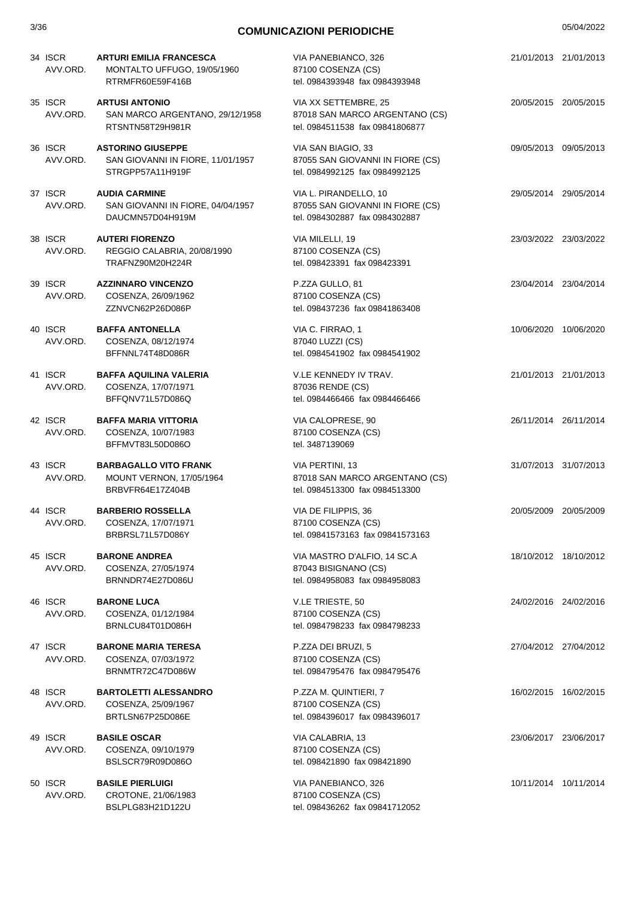## COMUNICAZIONI PERIODICHE

05/04/2022

| N. | Tipo | Nominativo | Indirizzo | Data | Data |
|---|---|---|---|---|---|
| 34 | ISCR AVV.ORD. | **ARTURI EMILIA FRANCESCA**<br>MONTALTO UFFUGO, 19/05/1960<br>RTRMFR60E59F416B | VIA PANEBIANCO, 326<br>87100 COSENZA (CS)<br>tel. 0984393948 fax 0984393948 | 21/01/2013 | 21/01/2013 |
| 35 | ISCR AVV.ORD. | **ARTUSI ANTONIO**<br>SAN MARCO ARGENTANO, 29/12/1958<br>RTSNTN58T29H981R | VIA XX SETTEMBRE, 25<br>87018 SAN MARCO ARGENTANO (CS)<br>tel. 0984511538 fax 09841806877 | 20/05/2015 | 20/05/2015 |
| 36 | ISCR AVV.ORD. | **ASTORINO GIUSEPPE**<br>SAN GIOVANNI IN FIORE, 11/01/1957<br>STRGPP57A11H919F | VIA SAN BIAGIO, 33<br>87055 SAN GIOVANNI IN FIORE (CS)<br>tel. 0984992125 fax 0984992125 | 09/05/2013 | 09/05/2013 |
| 37 | ISCR AVV.ORD. | **AUDIA CARMINE**<br>SAN GIOVANNI IN FIORE, 04/04/1957<br>DAUCMN57D04H919M | VIA L. PIRANDELLO, 10<br>87055 SAN GIOVANNI IN FIORE (CS)<br>tel. 0984302887 fax 0984302887 | 29/05/2014 | 29/05/2014 |
| 38 | ISCR AVV.ORD. | **AUTERI FIORENZO**<br>REGGIO CALABRIA, 20/08/1990<br>TRAFNZ90M20H224R | VIA MILELLI, 19<br>87100 COSENZA (CS)<br>tel. 098423391 fax 098423391 | 23/03/2022 | 23/03/2022 |
| 39 | ISCR AVV.ORD. | **AZZINNARO VINCENZO**<br>COSENZA, 26/09/1962<br>ZZNVCN62P26D086P | P.ZZA GULLO, 81<br>87100 COSENZA (CS)<br>tel. 098437236 fax 09841863408 | 23/04/2014 | 23/04/2014 |
| 40 | ISCR AVV.ORD. | **BAFFA ANTONELLA**<br>COSENZA, 08/12/1974<br>BFFNNL74T48D086R | VIA C. FIRRAO, 1<br>87040 LUZZI (CS)<br>tel. 0984541902 fax 0984541902 | 10/06/2020 | 10/06/2020 |
| 41 | ISCR AVV.ORD. | **BAFFA AQUILINA VALERIA**<br>COSENZA, 17/07/1971<br>BFFQNV71L57D086Q | V.LE KENNEDY IV TRAV.<br>87036 RENDE (CS)<br>tel. 0984466466 fax 0984466466 | 21/01/2013 | 21/01/2013 |
| 42 | ISCR AVV.ORD. | **BAFFA MARIA VITTORIA**<br>COSENZA, 10/07/1983<br>BFFMVT83L50D086O | VIA CALOPRESE, 90<br>87100 COSENZA (CS)<br>tel. 3487139069 | 26/11/2014 | 26/11/2014 |
| 43 | ISCR AVV.ORD. | **BARBAGALLO VITO FRANK**<br>MOUNT VERNON, 17/05/1964<br>BRBVFR64E17Z404B | VIA PERTINI, 13<br>87018 SAN MARCO ARGENTANO (CS)<br>tel. 0984513300 fax 0984513300 | 31/07/2013 | 31/07/2013 |
| 44 | ISCR AVV.ORD. | **BARBERIO ROSSELLA**<br>COSENZA, 17/07/1971<br>BRBRSL71L57D086Y | VIA DE FILIPPIS, 36<br>87100 COSENZA (CS)<br>tel. 09841573163 fax 09841573163 | 20/05/2009 | 20/05/2009 |
| 45 | ISCR AVV.ORD. | **BARONE ANDREA**<br>COSENZA, 27/05/1974<br>BRNNDR74E27D086U | VIA MASTRO D'ALFIO, 14 SC.A<br>87043 BISIGNANO (CS)<br>tel. 0984958083 fax 0984958083 | 18/10/2012 | 18/10/2012 |
| 46 | ISCR AVV.ORD. | **BARONE LUCA**<br>COSENZA, 01/12/1984<br>BRNLCU84T01D086H | V.LE TRIESTE, 50<br>87100 COSENZA (CS)<br>tel. 0984798233 fax 0984798233 | 24/02/2016 | 24/02/2016 |
| 47 | ISCR AVV.ORD. | **BARONE MARIA TERESA**<br>COSENZA, 07/03/1972<br>BRNMTR72C47D086W | P.ZZA DEI BRUZI, 5<br>87100 COSENZA (CS)<br>tel. 0984795476 fax 0984795476 | 27/04/2012 | 27/04/2012 |
| 48 | ISCR AVV.ORD. | **BARTOLETTI ALESSANDRO**<br>COSENZA, 25/09/1967<br>BRTLSN67P25D086E | P.ZZA M. QUINTIERI, 7<br>87100 COSENZA (CS)<br>tel. 0984396017 fax 0984396017 | 16/02/2015 | 16/02/2015 |
| 49 | ISCR AVV.ORD. | **BASILE OSCAR**<br>COSENZA, 09/10/1979<br>BSLSCR79R09D086O | VIA CALABRIA, 13<br>87100 COSENZA (CS)<br>tel. 098421890 fax 098421890 | 23/06/2017 | 23/06/2017 |
| 50 | ISCR AVV.ORD. | **BASILE PIERLUIGI**<br>CROTONE, 21/06/1983<br>BSLPLG83H21D122U | VIA PANEBIANCO, 326<br>87100 COSENZA (CS)<br>tel. 098436262 fax 09841712052 | 10/11/2014 | 10/11/2014 |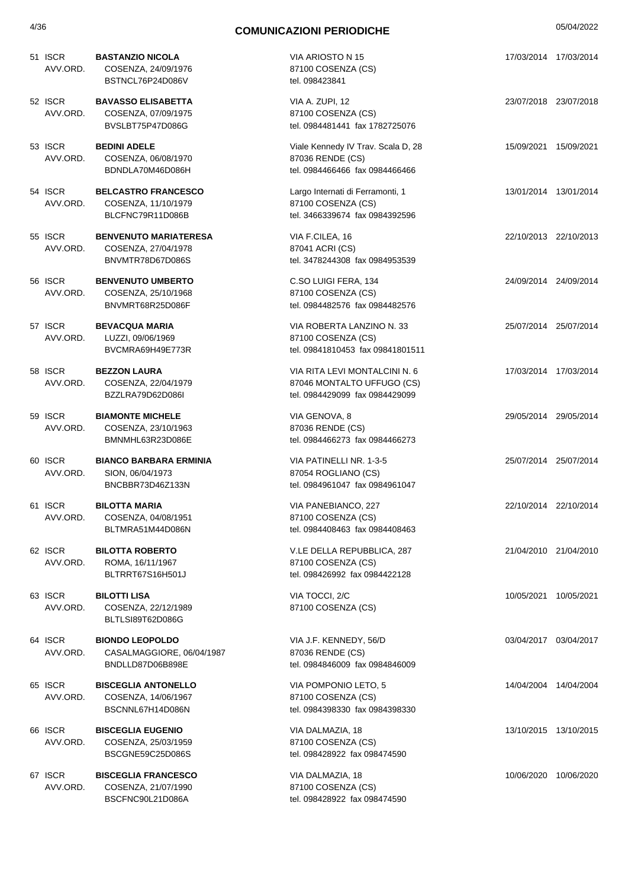## COMUNICAZIONI PERIODICHE

| N. | Tipo | Nominativo | Indirizzo | Data | Data |
|---|---|---|---|---|---|
| 51 | ISCR AVV.ORD. | **BASTANZIO NICOLA**<br>COSENZA, 24/09/1976<br>BSTNCL76P24D086V | VIA ARIOSTO N 15<br>87100 COSENZA (CS)<br>tel. 098423841 | 17/03/2014 | 17/03/2014 |
| 52 | ISCR AVV.ORD. | **BAVASSO ELISABETTA**<br>COSENZA, 07/09/1975<br>BVSLBT75P47D086G | VIA A. ZUPI, 12<br>87100 COSENZA (CS)<br>tel. 0984481441 fax 1782725076 | 23/07/2018 | 23/07/2018 |
| 53 | ISCR AVV.ORD. | **BEDINI ADELE**<br>COSENZA, 06/08/1970<br>BDNDLA70M46D086H | Viale Kennedy IV Trav. Scala D, 28<br>87036 RENDE (CS)<br>tel. 0984466466 fax 0984466466 | 15/09/2021 | 15/09/2021 |
| 54 | ISCR AVV.ORD. | **BELCASTRO FRANCESCO**<br>COSENZA, 11/10/1979<br>BLCFNC79R11D086B | Largo Internati di Ferramonti, 1<br>87100 COSENZA (CS)<br>tel. 3466339674 fax 0984392596 | 13/01/2014 | 13/01/2014 |
| 55 | ISCR AVV.ORD. | **BENVENUTO MARIATERESA**<br>COSENZA, 27/04/1978<br>BNVMTR78D67D086S | VIA F.CILEA, 16<br>87041 ACRI (CS)<br>tel. 3478244308 fax 0984953539 | 22/10/2013 | 22/10/2013 |
| 56 | ISCR AVV.ORD. | **BENVENUTO UMBERTO**<br>COSENZA, 25/10/1968<br>BNVMRT68R25D086F | C.SO LUIGI FERA, 134<br>87100 COSENZA (CS)<br>tel. 0984482576 fax 0984482576 | 24/09/2014 | 24/09/2014 |
| 57 | ISCR AVV.ORD. | **BEVACQUA MARIA**<br>LUZZI, 09/06/1969<br>BVCMRA69H49E773R | VIA ROBERTA LANZINO N. 33<br>87100 COSENZA (CS)<br>tel. 09841810453 fax 09841801511 | 25/07/2014 | 25/07/2014 |
| 58 | ISCR AVV.ORD. | **BEZZON LAURA**<br>COSENZA, 22/04/1979<br>BZZLRA79D62D086I | VIA RITA LEVI MONTALCINI N. 6<br>87046 MONTALTO UFFUGO (CS)<br>tel. 0984429099 fax 0984429099 | 17/03/2014 | 17/03/2014 |
| 59 | ISCR AVV.ORD. | **BIAMONTE MICHELE**<br>COSENZA, 23/10/1963<br>BMNMHL63R23D086E | VIA GENOVA, 8<br>87036 RENDE (CS)<br>tel. 0984466273 fax 0984466273 | 29/05/2014 | 29/05/2014 |
| 60 | ISCR AVV.ORD. | **BIANCO BARBARA ERMINIA**<br>SION, 06/04/1973<br>BNCBBR73D46Z133N | VIA PATINELLI NR. 1-3-5<br>87054 ROGLIANO (CS)<br>tel. 0984961047 fax 0984961047 | 25/07/2014 | 25/07/2014 |
| 61 | ISCR AVV.ORD. | **BILOTTA MARIA**<br>COSENZA, 04/08/1951<br>BLTMRA51M44D086N | VIA PANEBIANCO, 227<br>87100 COSENZA (CS)<br>tel. 0984408463 fax 0984408463 | 22/10/2014 | 22/10/2014 |
| 62 | ISCR AVV.ORD. | **BILOTTA ROBERTO**<br>ROMA, 16/11/1967<br>BLTRRT67S16H501J | V.LE DELLA REPUBBLICA, 287<br>87100 COSENZA (CS)<br>tel. 098426992 fax 0984422128 | 21/04/2010 | 21/04/2010 |
| 63 | ISCR AVV.ORD. | **BILOTTI LISA**<br>COSENZA, 22/12/1989<br>BLTLSI89T62D086G | VIA TOCCI, 2/C<br>87100 COSENZA (CS) | 10/05/2021 | 10/05/2021 |
| 64 | ISCR AVV.ORD. | **BIONDO LEOPOLDO**<br>CASALMAGGIORE, 06/04/1987<br>BNDLLD87D06B898E | VIA J.F. KENNEDY, 56/D<br>87036 RENDE (CS)<br>tel. 0984846009 fax 0984846009 | 03/04/2017 | 03/04/2017 |
| 65 | ISCR AVV.ORD. | **BISCEGLIA ANTONELLO**<br>COSENZA, 14/06/1967<br>BSCNNL67H14D086N | VIA POMPONIO LETO, 5<br>87100 COSENZA (CS)<br>tel. 0984398330 fax 0984398330 | 14/04/2004 | 14/04/2004 |
| 66 | ISCR AVV.ORD. | **BISCEGLIA EUGENIO**<br>COSENZA, 25/03/1959<br>BSCGNE59C25D086S | VIA DALMAZIA, 18<br>87100 COSENZA (CS)<br>tel. 098428922 fax 098474590 | 13/10/2015 | 13/10/2015 |
| 67 | ISCR AVV.ORD. | **BISCEGLIA FRANCESCO**<br>COSENZA, 21/07/1990<br>BSCFNC90L21D086A | VIA DALMAZIA, 18<br>87100 COSENZA (CS)<br>tel. 098428922 fax 098474590 | 10/06/2020 | 10/06/2020 |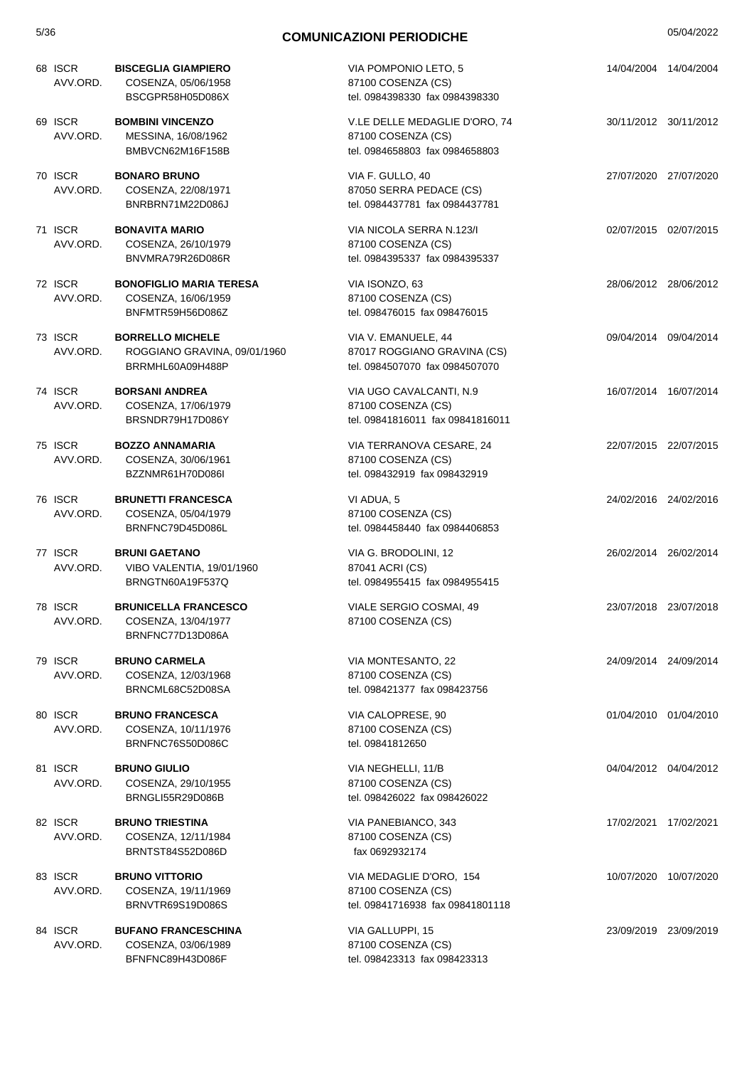# COMUNICAZIONI PERIODICHE

05/04/2022

| N. | Tipo | Nominativo | Indirizzo | Data | Data |
|---|---|---|---|---|---|
| 68 | ISCR AVV.ORD. | **BISCEGLIA GIAMPIERO**<br>COSENZA, 05/06/1958<br>BSCGPR58H05D086X | VIA POMPONIO LETO, 5<br>87100 COSENZA (CS)<br>tel. 0984398330 fax 0984398330 | 14/04/2004 | 14/04/2004 |
| 69 | ISCR AVV.ORD. | **BOMBINI VINCENZO**<br>MESSINA, 16/08/1962<br>BMBVCN62M16F158B | V.LE DELLE MEDAGLIE D'ORO, 74<br>87100 COSENZA (CS)<br>tel. 0984658803 fax 0984658803 | 30/11/2012 | 30/11/2012 |
| 70 | ISCR AVV.ORD. | **BONARO BRUNO**<br>COSENZA, 22/08/1971<br>BNRBRN71M22D086J | VIA F. GULLO, 40<br>87050 SERRA PEDACE (CS)<br>tel. 0984437781 fax 0984437781 | 27/07/2020 | 27/07/2020 |
| 71 | ISCR AVV.ORD. | **BONAVITA MARIO**<br>COSENZA, 26/10/1979<br>BNVMRA79R26D086R | VIA NICOLA SERRA N.123/I<br>87100 COSENZA (CS)<br>tel. 0984395337 fax 0984395337 | 02/07/2015 | 02/07/2015 |
| 72 | ISCR AVV.ORD. | **BONOFIGLIO MARIA TERESA**<br>COSENZA, 16/06/1959<br>BNFMTR59H56D086Z | VIA ISONZO, 63<br>87100 COSENZA (CS)<br>tel. 098476015 fax 098476015 | 28/06/2012 | 28/06/2012 |
| 73 | ISCR AVV.ORD. | **BORRELLO MICHELE**<br>ROGGIANO GRAVINA, 09/01/1960<br>BRRMHL60A09H488P | VIA V. EMANUELE, 44<br>87017 ROGGIANO GRAVINA (CS)<br>tel. 0984507070 fax 0984507070 | 09/04/2014 | 09/04/2014 |
| 74 | ISCR AVV.ORD. | **BORSANI ANDREA**<br>COSENZA, 17/06/1979<br>BRSNDR79H17D086Y | VIA UGO CAVALCANTI, N.9<br>87100 COSENZA (CS)<br>tel. 09841816011 fax 09841816011 | 16/07/2014 | 16/07/2014 |
| 75 | ISCR AVV.ORD. | **BOZZO ANNAMARIA**<br>COSENZA, 30/06/1961<br>BZZNMR61H70D086I | VIA TERRANOVA CESARE, 24<br>87100 COSENZA (CS)<br>tel. 098432919 fax 098432919 | 22/07/2015 | 22/07/2015 |
| 76 | ISCR AVV.ORD. | **BRUNETTI FRANCESCA**<br>COSENZA, 05/04/1979<br>BRNFNC79D45D086L | VI ADUA, 5<br>87100 COSENZA (CS)<br>tel. 0984458440 fax 0984406853 | 24/02/2016 | 24/02/2016 |
| 77 | ISCR AVV.ORD. | **BRUNI GAETANO**<br>VIBO VALENTIA, 19/01/1960<br>BRNGTN60A19F537Q | VIA G. BRODOLINI, 12<br>87041 ACRI (CS)<br>tel. 0984955415 fax 0984955415 | 26/02/2014 | 26/02/2014 |
| 78 | ISCR AVV.ORD. | **BRUNICELLA FRANCESCO**<br>COSENZA, 13/04/1977<br>BRNFNC77D13D086A | VIALE SERGIO COSMAI, 49<br>87100 COSENZA (CS) | 23/07/2018 | 23/07/2018 |
| 79 | ISCR AVV.ORD. | **BRUNO CARMELA**<br>COSENZA, 12/03/1968<br>BRNCML68C52D08SA | VIA MONTESANTO, 22<br>87100 COSENZA (CS)<br>tel. 098421377 fax 098423756 | 24/09/2014 | 24/09/2014 |
| 80 | ISCR AVV.ORD. | **BRUNO FRANCESCA**<br>COSENZA, 10/11/1976<br>BRNFNC76S50D086C | VIA CALOPRESE, 90<br>87100 COSENZA (CS)<br>tel. 09841812650 | 01/04/2010 | 01/04/2010 |
| 81 | ISCR AVV.ORD. | **BRUNO GIULIO**<br>COSENZA, 29/10/1955<br>BRNGLI55R29D086B | VIA NEGHELLI, 11/B<br>87100 COSENZA (CS)<br>tel. 098426022 fax 098426022 | 04/04/2012 | 04/04/2012 |
| 82 | ISCR AVV.ORD. | **BRUNO TRIESTINA**<br>COSENZA, 12/11/1984<br>BRNTST84S52D086D | VIA PANEBIANCO, 343<br>87100 COSENZA (CS)<br>fax 0692932174 | 17/02/2021 | 17/02/2021 |
| 83 | ISCR AVV.ORD. | **BRUNO VITTORIO**<br>COSENZA, 19/11/1969<br>BRNVTR69S19D086S | VIA MEDAGLIE D'ORO, 154<br>87100 COSENZA (CS)<br>tel. 09841716938 fax 09841801118 | 10/07/2020 | 10/07/2020 |
| 84 | ISCR AVV.ORD. | **BUFANO FRANCESCHINA**<br>COSENZA, 03/06/1989<br>BFNFNC89H43D086F | VIA GALLUPPI, 15<br>87100 COSENZA (CS)<br>tel. 098423313 fax 098423313 | 23/09/2019 | 23/09/2019 |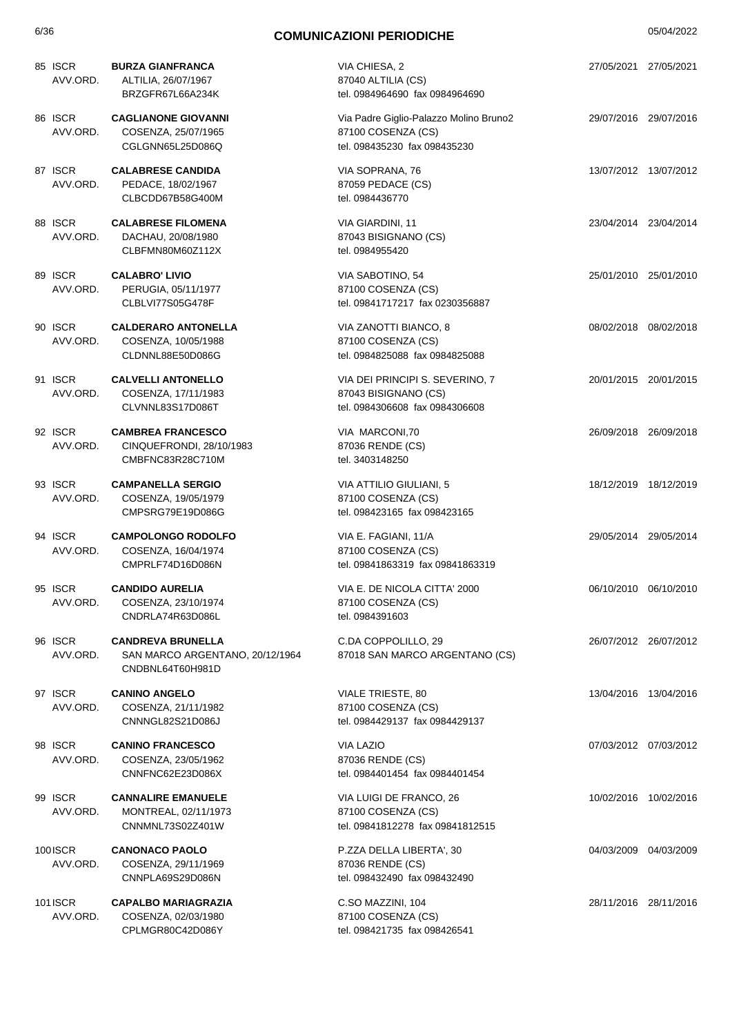## COMUNICAZIONI PERIODICHE

05/04/2022

| N. | Tipo | Nominativo | Indirizzo | Data | Data |
|---|---|---|---|---|---|
| 85 | ISCR AVV.ORD. | **BURZA GIANFRANCA**<br>ALTILIA, 26/07/1967<br>BRZGFR67L66A234K | VIA CHIESA, 2<br>87040 ALTILIA (CS)<br>tel. 0984964690 fax 0984964690 | 27/05/2021 | 27/05/2021 |
| 86 | ISCR AVV.ORD. | **CAGLIANONE GIOVANNI**<br>COSENZA, 25/07/1965<br>CGLGNN65L25D086Q | Via Padre Giglio-Palazzo Molino Bruno2<br>87100 COSENZA (CS)<br>tel. 098435230 fax 098435230 | 29/07/2016 | 29/07/2016 |
| 87 | ISCR AVV.ORD. | **CALABRESE CANDIDA**<br>PEDACE, 18/02/1967<br>CLBCDD67B58G400M | VIA SOPRANA, 76<br>87059 PEDACE (CS)<br>tel. 0984436770 | 13/07/2012 | 13/07/2012 |
| 88 | ISCR AVV.ORD. | **CALABRESE FILOMENA**<br>DACHAU, 20/08/1980<br>CLBFMN80M60Z112X | VIA GIARDINI, 11<br>87043 BISIGNANO (CS)<br>tel. 0984955420 | 23/04/2014 | 23/04/2014 |
| 89 | ISCR AVV.ORD. | **CALABRO' LIVIO**<br>PERUGIA, 05/11/1977<br>CLBLVI77S05G478F | VIA SABOTINO, 54<br>87100 COSENZA (CS)<br>tel. 09841717217 fax 0230356887 | 25/01/2010 | 25/01/2010 |
| 90 | ISCR AVV.ORD. | **CALDERARO ANTONELLA**<br>COSENZA, 10/05/1988<br>CLDNNL88E50D086G | VIA ZANOTTI BIANCO, 8<br>87100 COSENZA (CS)<br>tel. 0984825088 fax 0984825088 | 08/02/2018 | 08/02/2018 |
| 91 | ISCR AVV.ORD. | **CALVELLI ANTONELLO**<br>COSENZA, 17/11/1983<br>CLVNNL83S17D086T | VIA DEI PRINCIPI S. SEVERINO, 7<br>87043 BISIGNANO (CS)<br>tel. 0984306608 fax 0984306608 | 20/01/2015 | 20/01/2015 |
| 92 | ISCR AVV.ORD. | **CAMBREA FRANCESCO**<br>CINQUEFRONDI, 28/10/1983<br>CMBFNC83R28C710M | VIA MARCONI,70<br>87036 RENDE (CS)<br>tel. 3403148250 | 26/09/2018 | 26/09/2018 |
| 93 | ISCR AVV.ORD. | **CAMPANELLA SERGIO**<br>COSENZA, 19/05/1979<br>CMPSRG79E19D086G | VIA ATTILIO GIULIANI, 5<br>87100 COSENZA (CS)<br>tel. 098423165 fax 098423165 | 18/12/2019 | 18/12/2019 |
| 94 | ISCR AVV.ORD. | **CAMPOLONGO RODOLFO**<br>COSENZA, 16/04/1974<br>CMPRLF74D16D086N | VIA E. FAGIANI, 11/A<br>87100 COSENZA (CS)<br>tel. 09841863319 fax 09841863319 | 29/05/2014 | 29/05/2014 |
| 95 | ISCR AVV.ORD. | **CANDIDO AURELIA**<br>COSENZA, 23/10/1974<br>CNDRLA74R63D086L | VIA E. DE NICOLA CITTA' 2000<br>87100 COSENZA (CS)<br>tel. 0984391603 | 06/10/2010 | 06/10/2010 |
| 96 | ISCR AVV.ORD. | **CANDREVA BRUNELLA**<br>SAN MARCO ARGENTANO, 20/12/1964<br>CNDBNL64T60H981D | C.DA COPPOLILLO, 29<br>87018 SAN MARCO ARGENTANO (CS) | 26/07/2012 | 26/07/2012 |
| 97 | ISCR AVV.ORD. | **CANINO ANGELO**<br>COSENZA, 21/11/1982<br>CNNNGL82S21D086J | VIALE TRIESTE, 80<br>87100 COSENZA (CS)<br>tel. 0984429137 fax 0984429137 | 13/04/2016 | 13/04/2016 |
| 98 | ISCR AVV.ORD. | **CANINO FRANCESCO**<br>COSENZA, 23/05/1962<br>CNNFNC62E23D086X | VIA LAZIO<br>87036 RENDE (CS)<br>tel. 0984401454 fax 0984401454 | 07/03/2012 | 07/03/2012 |
| 99 | ISCR AVV.ORD. | **CANNALIRE EMANUELE**<br>MONTREAL, 02/11/1973<br>CNNMNL73S02Z401W | VIA LUIGI DE FRANCO, 26<br>87100 COSENZA (CS)<br>tel. 09841812278 fax 09841812515 | 10/02/2016 | 10/02/2016 |
| 100 | ISCR AVV.ORD. | **CANONACO PAOLO**<br>COSENZA, 29/11/1969<br>CNNPLA69S29D086N | P.ZZA DELLA LIBERTA', 30<br>87036 RENDE (CS)<br>tel. 098432490 fax 098432490 | 04/03/2009 | 04/03/2009 |
| 101 | ISCR AVV.ORD. | **CAPALBO MARIAGRAZIA**<br>COSENZA, 02/03/1980<br>CPLMGR80C42D086Y | C.SO MAZZINI, 104<br>87100 COSENZA (CS)<br>tel. 098421735 fax 098426541 | 28/11/2016 | 28/11/2016 |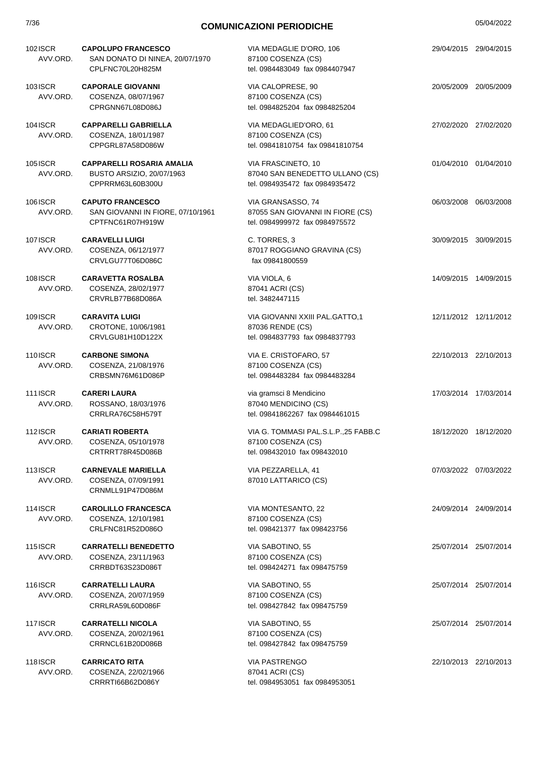# COMUNICAZIONI PERIODICHE

| N. | Tipo | Nominativo | Indirizzo | Data | Data |
|---|---|---|---|---|---|
| 102 | ISCR AVV.ORD. | **CAPOLUPO FRANCESCO**<br>SAN DONATO DI NINEA, 20/07/1970<br>CPLFNC70L20H825M | VIA MEDAGLIE D'ORO, 106<br>87100 COSENZA (CS)<br>tel. 0984483049 fax 0984407947 | 29/04/2015 | 29/04/2015 |
| 103 | ISCR AVV.ORD. | **CAPORALE GIOVANNI**<br>COSENZA, 08/07/1967<br>CPRGNN67L08D086J | VIA CALOPRESE, 90<br>87100 COSENZA (CS)<br>tel. 0984825204 fax 0984825204 | 20/05/2009 | 20/05/2009 |
| 104 | ISCR AVV.ORD. | **CAPPARELLI GABRIELLA**<br>COSENZA, 18/01/1987<br>CPPGRL87A58D086W | VIA MEDAGLIED'ORO, 61<br>87100 COSENZA (CS)<br>tel. 09841810754 fax 09841810754 | 27/02/2020 | 27/02/2020 |
| 105 | ISCR AVV.ORD. | **CAPPARELLI ROSARIA AMALIA**<br>BUSTO ARSIZIO, 20/07/1963<br>CPPRRM63L60B300U | VIA FRASCINETO, 10<br>87040 SAN BENEDETTO ULLANO (CS)<br>tel. 0984935472 fax 0984935472 | 01/04/2010 | 01/04/2010 |
| 106 | ISCR AVV.ORD. | **CAPUTO FRANCESCO**<br>SAN GIOVANNI IN FIORE, 07/10/1961<br>CPTFNC61R07H919W | VIA GRANSASSO, 74<br>87055 SAN GIOVANNI IN FIORE (CS)<br>tel. 0984999972 fax 0984975572 | 06/03/2008 | 06/03/2008 |
| 107 | ISCR AVV.ORD. | **CARAVELLI LUIGI**<br>COSENZA, 06/12/1977<br>CRVLGU77T06D086C | C. TORRES, 3<br>87017 ROGGIANO GRAVINA (CS)<br>fax 09841800559 | 30/09/2015 | 30/09/2015 |
| 108 | ISCR AVV.ORD. | **CARAVETTA ROSALBA**<br>COSENZA, 28/02/1977<br>CRVRLB77B68D086A | VIA VIOLA, 6<br>87041 ACRI (CS)<br>tel. 3482447115 | 14/09/2015 | 14/09/2015 |
| 109 | ISCR AVV.ORD. | **CARAVITA LUIGI**<br>CROTONE, 10/06/1981<br>CRVLGU81H10D122X | VIA GIOVANNI XXIII PAL.GATTO,1<br>87036 RENDE (CS)<br>tel. 0984837793 fax 0984837793 | 12/11/2012 | 12/11/2012 |
| 110 | ISCR AVV.ORD. | **CARBONE SIMONA**<br>COSENZA, 21/08/1976<br>CRBSMN76M61D086P | VIA E. CRISTOFARO, 57<br>87100 COSENZA (CS)<br>tel. 0984483284 fax 0984483284 | 22/10/2013 | 22/10/2013 |
| 111 | ISCR AVV.ORD. | **CARERI LAURA**<br>ROSSANO, 18/03/1976<br>CRRLRA76C58H579T | via gramsci 8 Mendicino<br>87040 MENDICINO (CS)<br>tel. 09841862267 fax 0984461015 | 17/03/2014 | 17/03/2014 |
| 112 | ISCR AVV.ORD. | **CARIATI ROBERTA**<br>COSENZA, 05/10/1978<br>CRTRRT78R45D086B | VIA G. TOMMASI PAL.S.L.P.,25 FABB.C<br>87100 COSENZA (CS)<br>tel. 098432010 fax 098432010 | 18/12/2020 | 18/12/2020 |
| 113 | ISCR AVV.ORD. | **CARNEVALE MARIELLA**<br>COSENZA, 07/09/1991<br>CRNMLL91P47D086M | VIA PEZZARELLA, 41<br>87010 LATTARICO (CS) | 07/03/2022 | 07/03/2022 |
| 114 | ISCR AVV.ORD. | **CAROLILLO FRANCESCA**<br>COSENZA, 12/10/1981<br>CRLFNC81R52D086O | VIA MONTESANTO, 22<br>87100 COSENZA (CS)<br>tel. 098421377 fax 098423756 | 24/09/2014 | 24/09/2014 |
| 115 | ISCR AVV.ORD. | **CARRATELLI BENEDETTO**<br>COSENZA, 23/11/1963<br>CRRBDT63S23D086T | VIA SABOTINO, 55<br>87100 COSENZA (CS)<br>tel. 098424271 fax 098475759 | 25/07/2014 | 25/07/2014 |
| 116 | ISCR AVV.ORD. | **CARRATELLI LAURA**<br>COSENZA, 20/07/1959<br>CRRLRA59L60D086F | VIA SABOTINO, 55<br>87100 COSENZA (CS)<br>tel. 098427842 fax 098475759 | 25/07/2014 | 25/07/2014 |
| 117 | ISCR AVV.ORD. | **CARRATELLI NICOLA**<br>COSENZA, 20/02/1961<br>CRRNCL61B20D086B | VIA SABOTINO, 55<br>87100 COSENZA (CS)<br>tel. 098427842 fax 098475759 | 25/07/2014 | 25/07/2014 |
| 118 | ISCR AVV.ORD. | **CARRICATO RITA**<br>COSENZA, 22/02/1966<br>CRRRTI66B62D086Y | VIA PASTRENGO<br>87041 ACRI (CS)<br>tel. 0984953051 fax 0984953051 | 22/10/2013 | 22/10/2013 |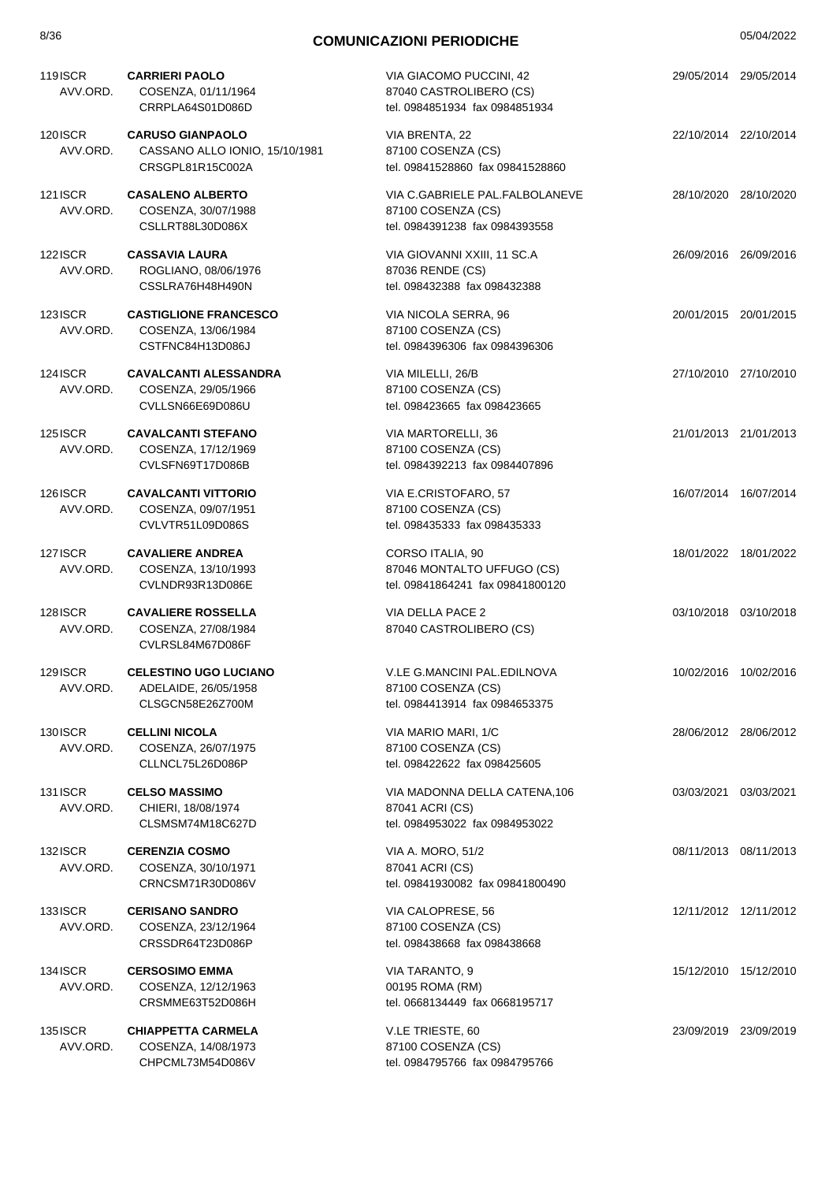# COMUNICAZIONI PERIODICHE

| N. | Tipo | Nominativo | Indirizzo | Data | Data |
|---|---|---|---|---|---|
| 119 | ISCR AVV.ORD. | **CARRIERI PAOLO**<br>COSENZA, 01/11/1964<br>CRRPLA64S01D086D | VIA GIACOMO PUCCINI, 42<br>87040 CASTROLIBERO (CS)<br>tel. 0984851934 fax 0984851934 | 29/05/2014 | 29/05/2014 |
| 120 | ISCR AVV.ORD. | **CARUSO GIANPAOLO**<br>CASSANO ALLO IONIO, 15/10/1981<br>CRSGPL81R15C002A | VIA BRENTA, 22<br>87100 COSENZA (CS)<br>tel. 09841528860 fax 09841528860 | 22/10/2014 | 22/10/2014 |
| 121 | ISCR AVV.ORD. | **CASALENO ALBERTO**<br>COSENZA, 30/07/1988<br>CSLLRT88L30D086X | VIA C.GABRIELE PAL.FALBOLANEVE<br>87100 COSENZA (CS)<br>tel. 0984391238 fax 0984393558 | 28/10/2020 | 28/10/2020 |
| 122 | ISCR AVV.ORD. | **CASSAVIA LAURA**<br>ROGLIANO, 08/06/1976<br>CSSLRA76H48H490N | VIA GIOVANNI XXIII, 11 SC.A<br>87036 RENDE (CS)<br>tel. 098432388 fax 098432388 | 26/09/2016 | 26/09/2016 |
| 123 | ISCR AVV.ORD. | **CASTIGLIONE FRANCESCO**<br>COSENZA, 13/06/1984<br>CSTFNC84H13D086J | VIA NICOLA SERRA, 96<br>87100 COSENZA (CS)<br>tel. 0984396306 fax 0984396306 | 20/01/2015 | 20/01/2015 |
| 124 | ISCR AVV.ORD. | **CAVALCANTI ALESSANDRA**<br>COSENZA, 29/05/1966<br>CVLLSN66E69D086U | VIA MILELLI, 26/B<br>87100 COSENZA (CS)<br>tel. 098423665 fax 098423665 | 27/10/2010 | 27/10/2010 |
| 125 | ISCR AVV.ORD. | **CAVALCANTI STEFANO**<br>COSENZA, 17/12/1969<br>CVLSFN69T17D086B | VIA MARTORELLI, 36<br>87100 COSENZA (CS)<br>tel. 0984392213 fax 0984407896 | 21/01/2013 | 21/01/2013 |
| 126 | ISCR AVV.ORD. | **CAVALCANTI VITTORIO**<br>COSENZA, 09/07/1951<br>CVLVTR51L09D086S | VIA E.CRISTOFARO, 57<br>87100 COSENZA (CS)<br>tel. 098435333 fax 098435333 | 16/07/2014 | 16/07/2014 |
| 127 | ISCR AVV.ORD. | **CAVALIERE ANDREA**<br>COSENZA, 13/10/1993<br>CVLNDR93R13D086E | CORSO ITALIA, 90<br>87046 MONTALTO UFFUGO (CS)<br>tel. 09841864241 fax 09841800120 | 18/01/2022 | 18/01/2022 |
| 128 | ISCR AVV.ORD. | **CAVALIERE ROSSELLA**<br>COSENZA, 27/08/1984<br>CVLRSL84M67D086F | VIA DELLA PACE 2<br>87040 CASTROLIBERO (CS) | 03/10/2018 | 03/10/2018 |
| 129 | ISCR AVV.ORD. | **CELESTINO UGO LUCIANO**<br>ADELAIDE, 26/05/1958<br>CLSGCN58E26Z700M | V.LE G.MANCINI PAL.EDILNOVA<br>87100 COSENZA (CS)<br>tel. 0984413914 fax 0984653375 | 10/02/2016 | 10/02/2016 |
| 130 | ISCR AVV.ORD. | **CELLINI NICOLA**<br>COSENZA, 26/07/1975<br>CLLNCL75L26D086P | VIA MARIO MARI, 1/C<br>87100 COSENZA (CS)<br>tel. 098422622 fax 098425605 | 28/06/2012 | 28/06/2012 |
| 131 | ISCR AVV.ORD. | **CELSO MASSIMO**<br>CHIERI, 18/08/1974<br>CLSMSM74M18C627D | VIA MADONNA DELLA CATENA,106<br>87041 ACRI (CS)<br>tel. 0984953022 fax 0984953022 | 03/03/2021 | 03/03/2021 |
| 132 | ISCR AVV.ORD. | **CERENZIA COSMO**<br>COSENZA, 30/10/1971<br>CRNCSM71R30D086V | VIA A. MORO, 51/2<br>87041 ACRI (CS)<br>tel. 09841930082 fax 09841800490 | 08/11/2013 | 08/11/2013 |
| 133 | ISCR AVV.ORD. | **CERISANO SANDRO**<br>COSENZA, 23/12/1964<br>CRSSDR64T23D086P | VIA CALOPRESE, 56<br>87100 COSENZA (CS)<br>tel. 098438668 fax 098438668 | 12/11/2012 | 12/11/2012 |
| 134 | ISCR AVV.ORD. | **CERSOSIMO EMMA**<br>COSENZA, 12/12/1963<br>CRSMME63T52D086H | VIA TARANTO, 9<br>00195 ROMA (RM)<br>tel. 0668134449 fax 0668195717 | 15/12/2010 | 15/12/2010 |
| 135 | ISCR AVV.ORD. | **CHIAPPETTA CARMELA**<br>COSENZA, 14/08/1973<br>CHPCML73M54D086V | V.LE TRIESTE, 60<br>87100 COSENZA (CS)<br>tel. 0984795766 fax 0984795766 | 23/09/2019 | 23/09/2019 |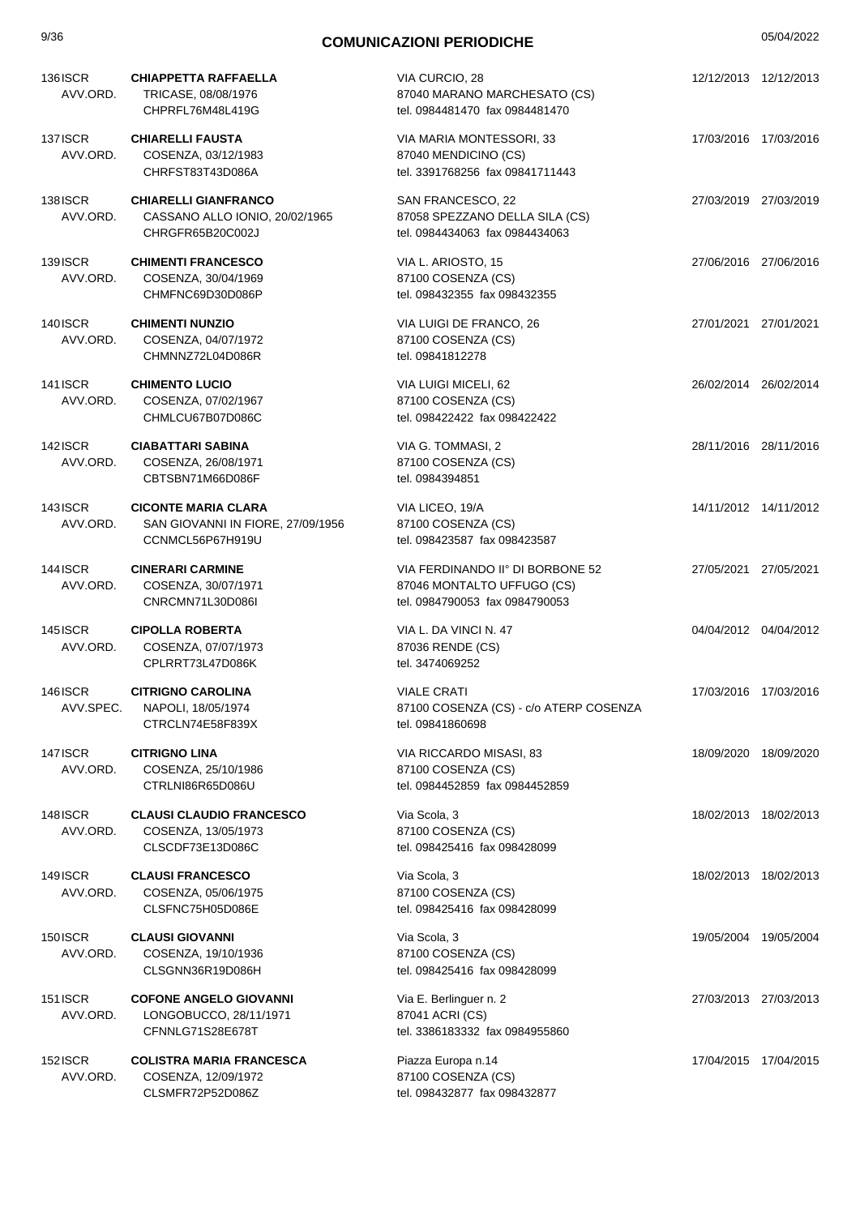## COMUNICAZIONI PERIODICHE

05/04/2022

| N. | Tipo | Nominativo | Indirizzo | Data | Data |
|---|---|---|---|---|---|
| 136 | ISCR AVV.ORD. | **CHIAPPETTA RAFFAELLA**<br>TRICASE, 08/08/1976<br>CHPRFL76M48L419G | VIA CURCIO, 28<br>87040 MARANO MARCHESATO (CS)<br>tel. 0984481470 fax 0984481470 | 12/12/2013 | 12/12/2013 |
| 137 | ISCR AVV.ORD. | **CHIARELLI FAUSTA**<br>COSENZA, 03/12/1983<br>CHRFST83T43D086A | VIA MARIA MONTESSORI, 33<br>87040 MENDICINO (CS)<br>tel. 3391768256 fax 09841711443 | 17/03/2016 | 17/03/2016 |
| 138 | ISCR AVV.ORD. | **CHIARELLI GIANFRANCO**<br>CASSANO ALLO IONIO, 20/02/1965<br>CHRGFR65B20C002J | SAN FRANCESCO, 22<br>87058 SPEZZANO DELLA SILA (CS)<br>tel. 0984434063 fax 0984434063 | 27/03/2019 | 27/03/2019 |
| 139 | ISCR AVV.ORD. | **CHIMENTI FRANCESCO**<br>COSENZA, 30/04/1969<br>CHMFNC69D30D086P | VIA L. ARIOSTO, 15<br>87100 COSENZA (CS)<br>tel. 098432355 fax 098432355 | 27/06/2016 | 27/06/2016 |
| 140 | ISCR AVV.ORD. | **CHIMENTI NUNZIO**<br>COSENZA, 04/07/1972<br>CHMNNZ72L04D086R | VIA LUIGI DE FRANCO, 26<br>87100 COSENZA (CS)<br>tel. 09841812278 | 27/01/2021 | 27/01/2021 |
| 141 | ISCR AVV.ORD. | **CHIMENTO LUCIO**<br>COSENZA, 07/02/1967<br>CHMLCU67B07D086C | VIA LUIGI MICELI, 62<br>87100 COSENZA (CS)<br>tel. 098422422 fax 098422422 | 26/02/2014 | 26/02/2014 |
| 142 | ISCR AVV.ORD. | **CIABATTARI SABINA**<br>COSENZA, 26/08/1971<br>CBTSBN71M66D086F | VIA G. TOMMASI, 2<br>87100 COSENZA (CS)<br>tel. 0984394851 | 28/11/2016 | 28/11/2016 |
| 143 | ISCR AVV.ORD. | **CICONTE MARIA CLARA**<br>SAN GIOVANNI IN FIORE, 27/09/1956<br>CCNMCL56P67H919U | VIA LICEO, 19/A<br>87100 COSENZA (CS)<br>tel. 098423587 fax 098423587 | 14/11/2012 | 14/11/2012 |
| 144 | ISCR AVV.ORD. | **CINERARI CARMINE**<br>COSENZA, 30/07/1971<br>CNRCMN71L30D086I | VIA FERDINANDO II° DI BORBONE 52<br>87046 MONTALTO UFFUGO (CS)<br>tel. 0984790053 fax 0984790053 | 27/05/2021 | 27/05/2021 |
| 145 | ISCR AVV.ORD. | **CIPOLLA ROBERTA**<br>COSENZA, 07/07/1973<br>CPLRRT73L47D086K | VIA L. DA VINCI N. 47<br>87036 RENDE (CS)<br>tel. 3474069252 | 04/04/2012 | 04/04/2012 |
| 146 | ISCR AVV.SPEC. | **CITRIGNO CAROLINA**<br>NAPOLI, 18/05/1974<br>CTRCLN74E58F839X | VIALE CRATI<br>87100 COSENZA (CS) - c/o ATERP COSENZA<br>tel. 09841860698 | 17/03/2016 | 17/03/2016 |
| 147 | ISCR AVV.ORD. | **CITRIGNO LINA**<br>COSENZA, 25/10/1986<br>CTRLNI86R65D086U | VIA RICCARDO MISASI, 83<br>87100 COSENZA (CS)<br>tel. 0984452859 fax 0984452859 | 18/09/2020 | 18/09/2020 |
| 148 | ISCR AVV.ORD. | **CLAUSI CLAUDIO FRANCESCO**<br>COSENZA, 13/05/1973<br>CLSCDF73E13D086C | Via Scola, 3<br>87100 COSENZA (CS)<br>tel. 098425416 fax 098428099 | 18/02/2013 | 18/02/2013 |
| 149 | ISCR AVV.ORD. | **CLAUSI FRANCESCO**<br>COSENZA, 05/06/1975<br>CLSFNC75H05D086E | Via Scola, 3<br>87100 COSENZA (CS)<br>tel. 098425416 fax 098428099 | 18/02/2013 | 18/02/2013 |
| 150 | ISCR AVV.ORD. | **CLAUSI GIOVANNI**<br>COSENZA, 19/10/1936<br>CLSGNN36R19D086H | Via Scola, 3<br>87100 COSENZA (CS)<br>tel. 098425416 fax 098428099 | 19/05/2004 | 19/05/2004 |
| 151 | ISCR AVV.ORD. | **COFONE ANGELO GIOVANNI**<br>LONGOBUCCO, 28/11/1971<br>CFNNLG71S28E678T | Via E. Berlinguer n. 2<br>87041 ACRI (CS)<br>tel. 3386183332 fax 0984955860 | 27/03/2013 | 27/03/2013 |
| 152 | ISCR AVV.ORD. | **COLISTRA MARIA FRANCESCA**<br>COSENZA, 12/09/1972<br>CLSMFR72P52D086Z | Piazza Europa n.14<br>87100 COSENZA (CS)<br>tel. 098432877 fax 098432877 | 17/04/2015 | 17/04/2015 |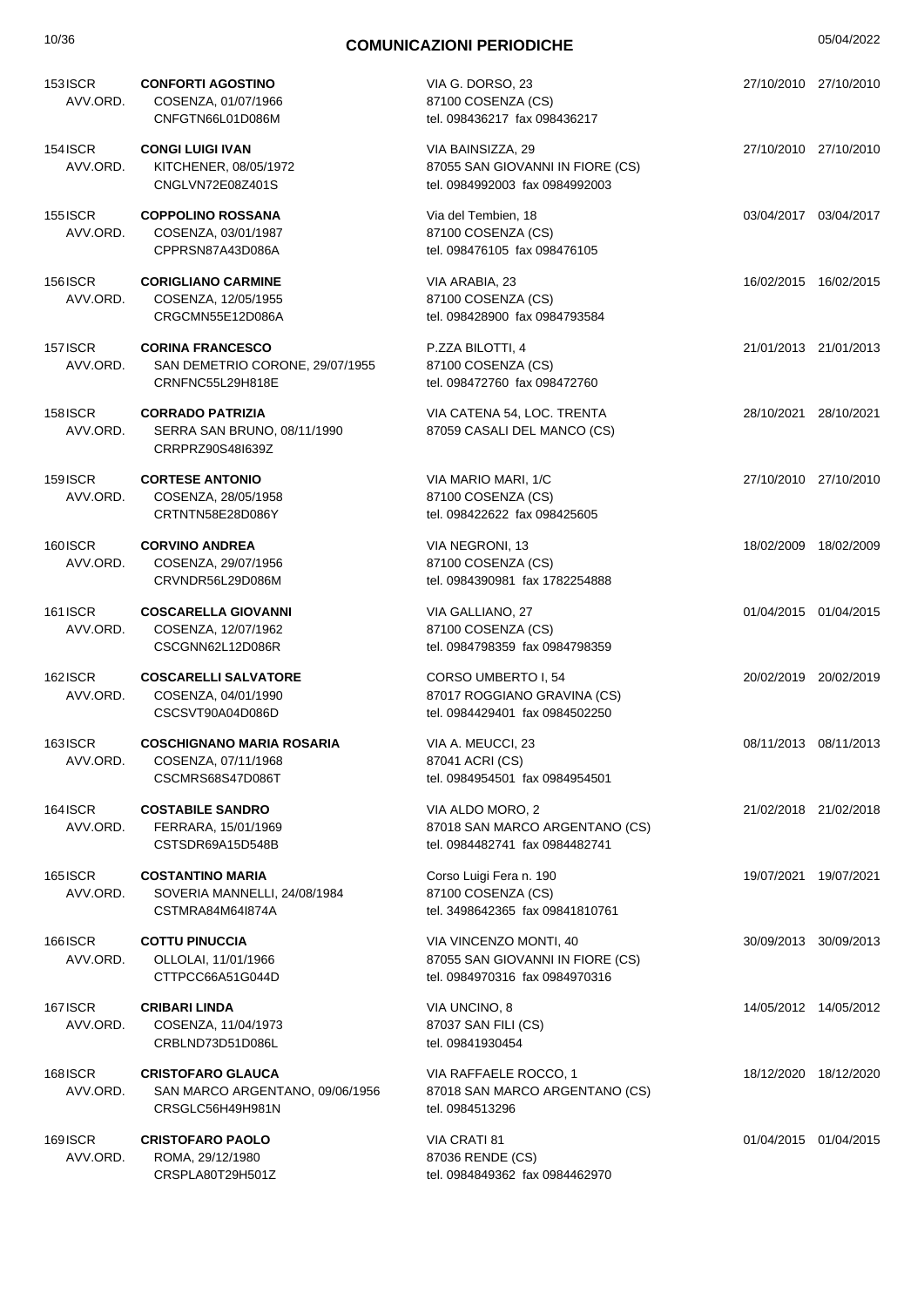## COMUNICAZIONI PERIODICHE

| N. | Tipo | Nominativo | Indirizzo | Data | Data |
|---|---|---|---|---|---|
| 153 | ISCR AVV.ORD. | **CONFORTI AGOSTINO**<br>COSENZA, 01/07/1966<br>CNFGTN66L01D086M | VIA G. DORSO, 23<br>87100 COSENZA (CS)<br>tel. 098436217 fax 098436217 | 27/10/2010 | 27/10/2010 |
| 154 | ISCR AVV.ORD. | **CONGI LUIGI IVAN**<br>KITCHENER, 08/05/1972<br>CNGLVN72E08Z401S | VIA BAINSIZZA, 29<br>87055 SAN GIOVANNI IN FIORE (CS)<br>tel. 0984992003 fax 0984992003 | 27/10/2010 | 27/10/2010 |
| 155 | ISCR AVV.ORD. | **COPPOLINO ROSSANA**<br>COSENZA, 03/01/1987<br>CPPRSN87A43D086A | Via del Tembien, 18<br>87100 COSENZA (CS)<br>tel. 098476105 fax 098476105 | 03/04/2017 | 03/04/2017 |
| 156 | ISCR AVV.ORD. | **CORIGLIANO CARMINE**<br>COSENZA, 12/05/1955<br>CRGCMN55E12D086A | VIA ARABIA, 23<br>87100 COSENZA (CS)<br>tel. 098428900 fax 0984793584 | 16/02/2015 | 16/02/2015 |
| 157 | ISCR AVV.ORD. | **CORINA FRANCESCO**<br>SAN DEMETRIO CORONE, 29/07/1955<br>CRNFNC55L29H818E | P.ZZA BILOTTI, 4<br>87100 COSENZA (CS)<br>tel. 098472760 fax 098472760 | 21/01/2013 | 21/01/2013 |
| 158 | ISCR AVV.ORD. | **CORRADO PATRIZIA**<br>SERRA SAN BRUNO, 08/11/1990<br>CRRPRZ90S48I639Z | VIA CATENA 54, LOC. TRENTA<br>87059 CASALI DEL MANCO (CS) | 28/10/2021 | 28/10/2021 |
| 159 | ISCR AVV.ORD. | **CORTESE ANTONIO**<br>COSENZA, 28/05/1958<br>CRTNTN58E28D086Y | VIA MARIO MARI, 1/C<br>87100 COSENZA (CS)<br>tel. 098422622 fax 098425605 | 27/10/2010 | 27/10/2010 |
| 160 | ISCR AVV.ORD. | **CORVINO ANDREA**<br>COSENZA, 29/07/1956<br>CRVNDR56L29D086M | VIA NEGRONI, 13<br>87100 COSENZA (CS)<br>tel. 0984390981 fax 1782254888 | 18/02/2009 | 18/02/2009 |
| 161 | ISCR AVV.ORD. | **COSCARELLA GIOVANNI**<br>COSENZA, 12/07/1962<br>CSCGNN62L12D086R | VIA GALLIANO, 27<br>87100 COSENZA (CS)<br>tel. 0984798359 fax 0984798359 | 01/04/2015 | 01/04/2015 |
| 162 | ISCR AVV.ORD. | **COSCARELLI SALVATORE**<br>COSENZA, 04/01/1990<br>CSCSVT90A04D086D | CORSO UMBERTO I, 54<br>87017 ROGGIANO GRAVINA (CS)<br>tel. 0984429401 fax 0984502250 | 20/02/2019 | 20/02/2019 |
| 163 | ISCR AVV.ORD. | **COSCHIGNANO MARIA ROSARIA**<br>COSENZA, 07/11/1968<br>CSCMRS68S47D086T | VIA A. MEUCCI, 23<br>87041 ACRI (CS)<br>tel. 0984954501 fax 0984954501 | 08/11/2013 | 08/11/2013 |
| 164 | ISCR AVV.ORD. | **COSTABILE SANDRO**<br>FERRARA, 15/01/1969<br>CSTSDR69A15D548B | VIA ALDO MORO, 2<br>87018 SAN MARCO ARGENTANO (CS)<br>tel. 0984482741 fax 0984482741 | 21/02/2018 | 21/02/2018 |
| 165 | ISCR AVV.ORD. | **COSTANTINO MARIA**<br>SOVERIA MANNELLI, 24/08/1984<br>CSTMRA84M64I874A | Corso Luigi Fera n. 190<br>87100 COSENZA (CS)<br>tel. 3498642365 fax 09841810761 | 19/07/2021 | 19/07/2021 |
| 166 | ISCR AVV.ORD. | **COTTU PINUCCIA**<br>OLLOLAI, 11/01/1966<br>CTTPCC66A51G044D | VIA VINCENZO MONTI, 40<br>87055 SAN GIOVANNI IN FIORE (CS)<br>tel. 0984970316 fax 0984970316 | 30/09/2013 | 30/09/2013 |
| 167 | ISCR AVV.ORD. | **CRIBARI LINDA**<br>COSENZA, 11/04/1973<br>CRBLND73D51D086L | VIA UNCINO, 8<br>87037 SAN FILI (CS)<br>tel. 09841930454 | 14/05/2012 | 14/05/2012 |
| 168 | ISCR AVV.ORD. | **CRISTOFARO GLAUCA**<br>SAN MARCO ARGENTANO, 09/06/1956<br>CRSGLC56H49H981N | VIA RAFFAELE ROCCO, 1<br>87018 SAN MARCO ARGENTANO (CS)<br>tel. 0984513296 | 18/12/2020 | 18/12/2020 |
| 169 | ISCR AVV.ORD. | **CRISTOFARO PAOLO**<br>ROMA, 29/12/1980<br>CRSPLA80T29H501Z | VIA CRATI 81<br>87036 RENDE (CS)<br>tel. 0984849362 fax 0984462970 | 01/04/2015 | 01/04/2015 |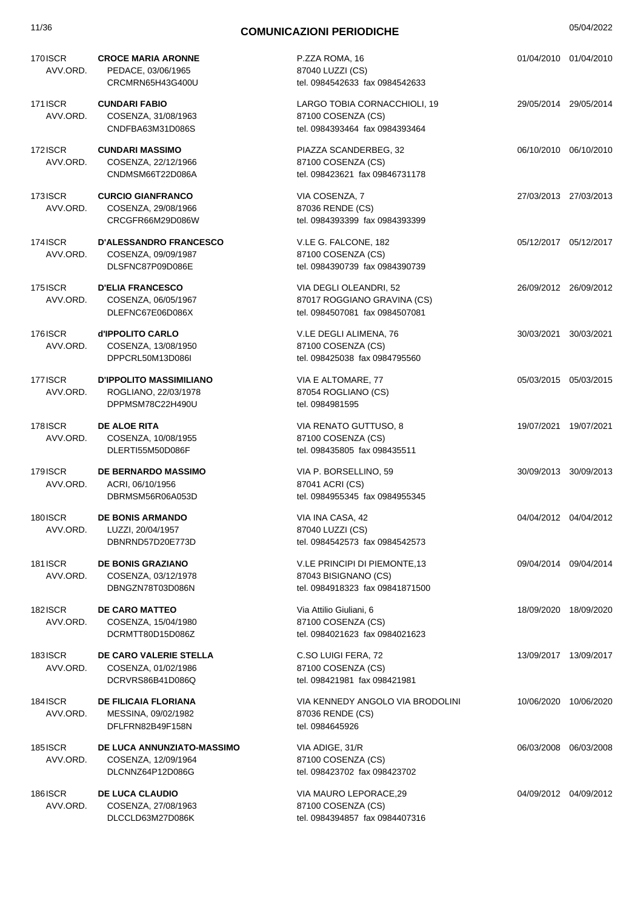## COMUNICAZIONI PERIODICHE

05/04/2022

| N. | Tipo | Nominativo | Indirizzo | Data | Data |
|---|---|---|---|---|---|
| 170 | ISCR AVV.ORD. | **CROCE MARIA ARONNE** PEDACE, 03/06/1965 CRCMRN65H43G400U | P.ZZA ROMA, 16 87040 LUZZI (CS) tel. 0984542633 fax 0984542633 | 01/04/2010 | 01/04/2010 |
| 171 | ISCR AVV.ORD. | **CUNDARI FABIO** COSENZA, 31/08/1963 CNDFBA63M31D086S | LARGO TOBIA CORNACCHIOLI, 19 87100 COSENZA (CS) tel. 0984393464 fax 0984393464 | 29/05/2014 | 29/05/2014 |
| 172 | ISCR AVV.ORD. | **CUNDARI MASSIMO** COSENZA, 22/12/1966 CNDMSM66T22D086A | PIAZZA SCANDERBEG, 32 87100 COSENZA (CS) tel. 098423621 fax 09846731178 | 06/10/2010 | 06/10/2010 |
| 173 | ISCR AVV.ORD. | **CURCIO GIANFRANCO** COSENZA, 29/08/1966 CRCGFR66M29D086W | VIA COSENZA, 7 87036 RENDE (CS) tel. 0984393399 fax 0984393399 | 27/03/2013 | 27/03/2013 |
| 174 | ISCR AVV.ORD. | **D'ALESSANDRO FRANCESCO** COSENZA, 09/09/1987 DLSFNC87P09D086E | V.LE G. FALCONE, 182 87100 COSENZA (CS) tel. 0984390739 fax 0984390739 | 05/12/2017 | 05/12/2017 |
| 175 | ISCR AVV.ORD. | **D'ELIA FRANCESCO** COSENZA, 06/05/1967 DLEFNC67E06D086X | VIA DEGLI OLEANDRI, 52 87017 ROGGIANO GRAVINA (CS) tel. 0984507081 fax 0984507081 | 26/09/2012 | 26/09/2012 |
| 176 | ISCR AVV.ORD. | **d'IPPOLITO CARLO** COSENZA, 13/08/1950 DPPCRL50M13D086I | V.LE DEGLI ALIMENA, 76 87100 COSENZA (CS) tel. 098425038 fax 0984795560 | 30/03/2021 | 30/03/2021 |
| 177 | ISCR AVV.ORD. | **D'IPPOLITO MASSIMILIANO** ROGLIANO, 22/03/1978 DPPMSM78C22H490U | VIA E ALTOMARE, 77 87054 ROGLIANO (CS) tel. 0984981595 | 05/03/2015 | 05/03/2015 |
| 178 | ISCR AVV.ORD. | **DE ALOE RITA** COSENZA, 10/08/1955 DLERTI55M50D086F | VIA RENATO GUTTUSO, 8 87100 COSENZA (CS) tel. 098435805 fax 098435511 | 19/07/2021 | 19/07/2021 |
| 179 | ISCR AVV.ORD. | **DE BERNARDO MASSIMO** ACRI, 06/10/1956 DBRMSM56R06A053D | VIA P. BORSELLINO, 59 87041 ACRI (CS) tel. 0984955345 fax 0984955345 | 30/09/2013 | 30/09/2013 |
| 180 | ISCR AVV.ORD. | **DE BONIS ARMANDO** LUZZI, 20/04/1957 DBNRND57D20E773D | VIA INA CASA, 42 87040 LUZZI (CS) tel. 0984542573 fax 0984542573 | 04/04/2012 | 04/04/2012 |
| 181 | ISCR AVV.ORD. | **DE BONIS GRAZIANO** COSENZA, 03/12/1978 DBNGZN78T03D086N | V.LE PRINCIPI DI PIEMONTE,13 87043 BISIGNANO (CS) tel. 0984918323 fax 09841871500 | 09/04/2014 | 09/04/2014 |
| 182 | ISCR AVV.ORD. | **DE CARO MATTEO** COSENZA, 15/04/1980 DCRMTT80D15D086Z | Via Attilio Giuliani, 6 87100 COSENZA (CS) tel. 0984021623 fax 0984021623 | 18/09/2020 | 18/09/2020 |
| 183 | ISCR AVV.ORD. | **DE CARO VALERIE STELLA** COSENZA, 01/02/1986 DCRVRS86B41D086Q | C.SO LUIGI FERA, 72 87100 COSENZA (CS) tel. 098421981 fax 098421981 | 13/09/2017 | 13/09/2017 |
| 184 | ISCR AVV.ORD. | **DE FILICAIA FLORIANA** MESSINA, 09/02/1982 DFLFRN82B49F158N | VIA KENNEDY ANGOLO VIA BRODOLINI 87036 RENDE (CS) tel. 0984645926 | 10/06/2020 | 10/06/2020 |
| 185 | ISCR AVV.ORD. | **DE LUCA ANNUNZIATO-MASSIMO** COSENZA, 12/09/1964 DLCNNZ64P12D086G | VIA ADIGE, 31/R 87100 COSENZA (CS) tel. 098423702 fax 098423702 | 06/03/2008 | 06/03/2008 |
| 186 | ISCR AVV.ORD. | **DE LUCA CLAUDIO** COSENZA, 27/08/1963 DLCCLD63M27D086K | VIA MAURO LEPORACE,29 87100 COSENZA (CS) tel. 0984394857 fax 0984407316 | 04/09/2012 | 04/09/2012 |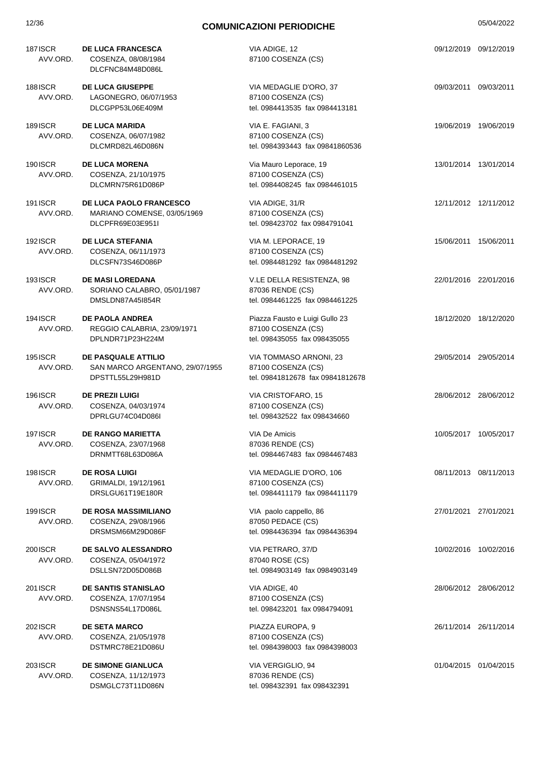## COMUNICAZIONI PERIODICHE

| N. | Tipo | Nominativo | Indirizzo | Data | Data |
|---|---|---|---|---|---|
| 187 | ISCR AVV.ORD. | **DE LUCA FRANCESCA**<br>COSENZA, 08/08/1984<br>DLCFNC84M48D086L | VIA ADIGE, 12<br>87100 COSENZA (CS) | 09/12/2019 | 09/12/2019 |
| 188 | ISCR AVV.ORD. | **DE LUCA GIUSEPPE**<br>LAGONEGRO, 06/07/1953<br>DLCGPP53L06E409M | VIA MEDAGLIE D'ORO, 37<br>87100 COSENZA (CS)<br>tel. 0984413535 fax 0984413181 | 09/03/2011 | 09/03/2011 |
| 189 | ISCR AVV.ORD. | **DE LUCA MARIDA**<br>COSENZA, 06/07/1982<br>DLCMRD82L46D086N | VIA E. FAGIANI, 3<br>87100 COSENZA (CS)<br>tel. 0984393443 fax 09841860536 | 19/06/2019 | 19/06/2019 |
| 190 | ISCR AVV.ORD. | **DE LUCA MORENA**<br>COSENZA, 21/10/1975<br>DLCMRN75R61D086P | Via Mauro Leporace, 19<br>87100 COSENZA (CS)<br>tel. 0984408245 fax 0984461015 | 13/01/2014 | 13/01/2014 |
| 191 | ISCR AVV.ORD. | **DE LUCA PAOLO FRANCESCO**<br>MARIANO COMENSE, 03/05/1969<br>DLCPFR69E03E951I | VIA ADIGE, 31/R<br>87100 COSENZA (CS)<br>tel. 098423702 fax 0984791041 | 12/11/2012 | 12/11/2012 |
| 192 | ISCR AVV.ORD. | **DE LUCA STEFANIA**<br>COSENZA, 06/11/1973<br>DLCSFN73S46D086P | VIA M. LEPORACE, 19<br>87100 COSENZA (CS)<br>tel. 0984481292 fax 0984481292 | 15/06/2011 | 15/06/2011 |
| 193 | ISCR AVV.ORD. | **DE MASI LOREDANA**<br>SORIANO CALABRO, 05/01/1987<br>DMSLDN87A45I854R | V.LE DELLA RESISTENZA, 98<br>87036 RENDE (CS)<br>tel. 0984461225 fax 0984461225 | 22/01/2016 | 22/01/2016 |
| 194 | ISCR AVV.ORD. | **DE PAOLA ANDREA**<br>REGGIO CALABRIA, 23/09/1971<br>DPLNDR71P23H224M | Piazza Fausto e Luigi Gullo 23<br>87100 COSENZA (CS)<br>tel. 098435055 fax 098435055 | 18/12/2020 | 18/12/2020 |
| 195 | ISCR AVV.ORD. | **DE PASQUALE ATTILIO**<br>SAN MARCO ARGENTANO, 29/07/1955<br>DPSTTL55L29H981D | VIA TOMMASO ARNONI, 23<br>87100 COSENZA (CS)<br>tel. 09841812678 fax 09841812678 | 29/05/2014 | 29/05/2014 |
| 196 | ISCR AVV.ORD. | **DE PREZII LUIGI**<br>COSENZA, 04/03/1974<br>DPRLGU74C04D086I | VIA CRISTOFARO, 15<br>87100 COSENZA (CS)<br>tel. 098432522 fax 098434660 | 28/06/2012 | 28/06/2012 |
| 197 | ISCR AVV.ORD. | **DE RANGO MARIETTA**<br>COSENZA, 23/07/1968<br>DRNMTT68L63D086A | VIA De Amicis<br>87036 RENDE (CS)<br>tel. 0984467483 fax 0984467483 | 10/05/2017 | 10/05/2017 |
| 198 | ISCR AVV.ORD. | **DE ROSA LUIGI**<br>GRIMALDI, 19/12/1961<br>DRSLGU61T19E180R | VIA MEDAGLIE D'ORO, 106<br>87100 COSENZA (CS)<br>tel. 0984411179 fax 0984411179 | 08/11/2013 | 08/11/2013 |
| 199 | ISCR AVV.ORD. | **DE ROSA MASSIMILIANO**<br>COSENZA, 29/08/1966<br>DRSMSM66M29D086F | VIA paolo cappello, 86<br>87050 PEDACE (CS)<br>tel. 0984436394 fax 0984436394 | 27/01/2021 | 27/01/2021 |
| 200 | ISCR AVV.ORD. | **DE SALVO ALESSANDRO**<br>COSENZA, 05/04/1972<br>DSLLSN72D05D086B | VIA PETRARO, 37/D<br>87040 ROSE (CS)<br>tel. 0984903149 fax 0984903149 | 10/02/2016 | 10/02/2016 |
| 201 | ISCR AVV.ORD. | **DE SANTIS STANISLAO**<br>COSENZA, 17/07/1954<br>DSNSNS54L17D086L | VIA ADIGE, 40<br>87100 COSENZA (CS)<br>tel. 098423201 fax 0984794091 | 28/06/2012 | 28/06/2012 |
| 202 | ISCR AVV.ORD. | **DE SETA MARCO**<br>COSENZA, 21/05/1978<br>DSTMRC78E21D086U | PIAZZA EUROPA, 9<br>87100 COSENZA (CS)<br>tel. 0984398003 fax 0984398003 | 26/11/2014 | 26/11/2014 |
| 203 | ISCR AVV.ORD. | **DE SIMONE GIANLUCA**<br>COSENZA, 11/12/1973<br>DSMGLC73T11D086N | VIA VERGIGLIO, 94<br>87036 RENDE (CS)<br>tel. 098432391 fax 098432391 | 01/04/2015 | 01/04/2015 |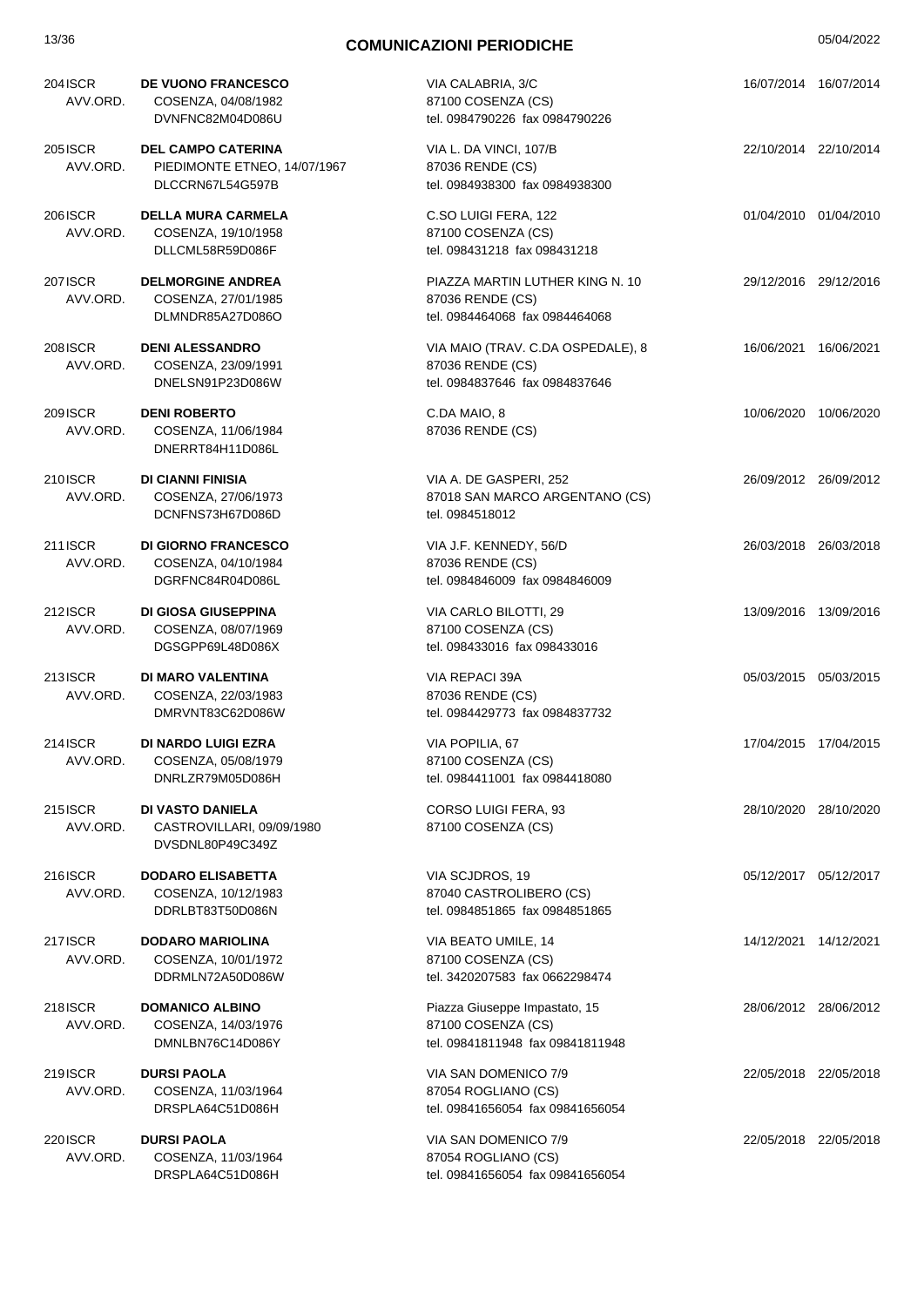## COMUNICAZIONI PERIODICHE

| N. | Tipo | Nominativo | Indirizzo | Data | Data |
|---|---|---|---|---|---|
| 204 | ISCR AVV.ORD. | **DE VUONO FRANCESCO**<br>COSENZA, 04/08/1982<br>DVNFNC82M04D086U | VIA CALABRIA, 3/C<br>87100 COSENZA (CS)<br>tel. 0984790226 fax 0984790226 | 16/07/2014 | 16/07/2014 |
| 205 | ISCR AVV.ORD. | **DEL CAMPO CATERINA**<br>PIEDIMONTE ETNEO, 14/07/1967<br>DLCCRN67L54G597B | VIA L. DA VINCI, 107/B<br>87036 RENDE (CS)<br>tel. 0984938300 fax 0984938300 | 22/10/2014 | 22/10/2014 |
| 206 | ISCR AVV.ORD. | **DELLA MURA CARMELA**<br>COSENZA, 19/10/1958<br>DLLCML58R59D086F | C.SO LUIGI FERA, 122<br>87100 COSENZA (CS)<br>tel. 098431218 fax 098431218 | 01/04/2010 | 01/04/2010 |
| 207 | ISCR AVV.ORD. | **DELMORGINE ANDREA**<br>COSENZA, 27/01/1985<br>DLMNDR85A27D086O | PIAZZA MARTIN LUTHER KING N. 10<br>87036 RENDE (CS)<br>tel. 0984464068 fax 0984464068 | 29/12/2016 | 29/12/2016 |
| 208 | ISCR AVV.ORD. | **DENI ALESSANDRO**<br>COSENZA, 23/09/1991<br>DNELSN91P23D086W | VIA MAIO (TRAV. C.DA OSPEDALE), 8<br>87036 RENDE (CS)<br>tel. 0984837646 fax 0984837646 | 16/06/2021 | 16/06/2021 |
| 209 | ISCR AVV.ORD. | **DENI ROBERTO**<br>COSENZA, 11/06/1984<br>DNERRT84H11D086L | C.DA MAIO, 8<br>87036 RENDE (CS) | 10/06/2020 | 10/06/2020 |
| 210 | ISCR AVV.ORD. | **DI CIANNI FINISIA**<br>COSENZA, 27/06/1973<br>DCNFNS73H67D086D | VIA A. DE GASPERI, 252<br>87018 SAN MARCO ARGENTANO (CS)<br>tel. 0984518012 | 26/09/2012 | 26/09/2012 |
| 211 | ISCR AVV.ORD. | **DI GIORNO FRANCESCO**<br>COSENZA, 04/10/1984<br>DGRFNC84R04D086L | VIA J.F. KENNEDY, 56/D<br>87036 RENDE (CS)<br>tel. 0984846009 fax 0984846009 | 26/03/2018 | 26/03/2018 |
| 212 | ISCR AVV.ORD. | **DI GIOSA GIUSEPPINA**<br>COSENZA, 08/07/1969<br>DGSGPP69L48D086X | VIA CARLO BILOTTI, 29<br>87100 COSENZA (CS)<br>tel. 098433016 fax 098433016 | 13/09/2016 | 13/09/2016 |
| 213 | ISCR AVV.ORD. | **DI MARO VALENTINA**<br>COSENZA, 22/03/1983<br>DMRVNT83C62D086W | VIA REPACI 39A<br>87036 RENDE (CS)<br>tel. 0984429773 fax 0984837732 | 05/03/2015 | 05/03/2015 |
| 214 | ISCR AVV.ORD. | **DI NARDO LUIGI EZRA**<br>COSENZA, 05/08/1979<br>DNRLZR79M05D086H | VIA POPILIA, 67<br>87100 COSENZA (CS)<br>tel. 0984411001 fax 0984418080 | 17/04/2015 | 17/04/2015 |
| 215 | ISCR AVV.ORD. | **DI VASTO DANIELA**<br>CASTROVILLARI, 09/09/1980<br>DVSDNL80P49C349Z | CORSO LUIGI FERA, 93<br>87100 COSENZA (CS) | 28/10/2020 | 28/10/2020 |
| 216 | ISCR AVV.ORD. | **DODARO ELISABETTA**<br>COSENZA, 10/12/1983<br>DDRLBT83T50D086N | VIA SCJDROS, 19<br>87040 CASTROLIBERO (CS)<br>tel. 0984851865 fax 0984851865 | 05/12/2017 | 05/12/2017 |
| 217 | ISCR AVV.ORD. | **DODARO MARIOLINA**<br>COSENZA, 10/01/1972<br>DDRMLN72A50D086W | VIA BEATO UMILE, 14<br>87100 COSENZA (CS)<br>tel. 3420207583 fax 0662298474 | 14/12/2021 | 14/12/2021 |
| 218 | ISCR AVV.ORD. | **DOMANICO ALBINO**<br>COSENZA, 14/03/1976<br>DMNLBN76C14D086Y | Piazza Giuseppe Impastato, 15<br>87100 COSENZA (CS)<br>tel. 09841811948 fax 09841811948 | 28/06/2012 | 28/06/2012 |
| 219 | ISCR AVV.ORD. | **DURSI PAOLA**<br>COSENZA, 11/03/1964<br>DRSPLA64C51D086H | VIA SAN DOMENICO 7/9<br>87054 ROGLIANO (CS)<br>tel. 09841656054 fax 09841656054 | 22/05/2018 | 22/05/2018 |
| 220 | ISCR AVV.ORD. | **DURSI PAOLA**<br>COSENZA, 11/03/1964<br>DRSPLA64C51D086H | VIA SAN DOMENICO 7/9<br>87054 ROGLIANO (CS)<br>tel. 09841656054 fax 09841656054 | 22/05/2018 | 22/05/2018 |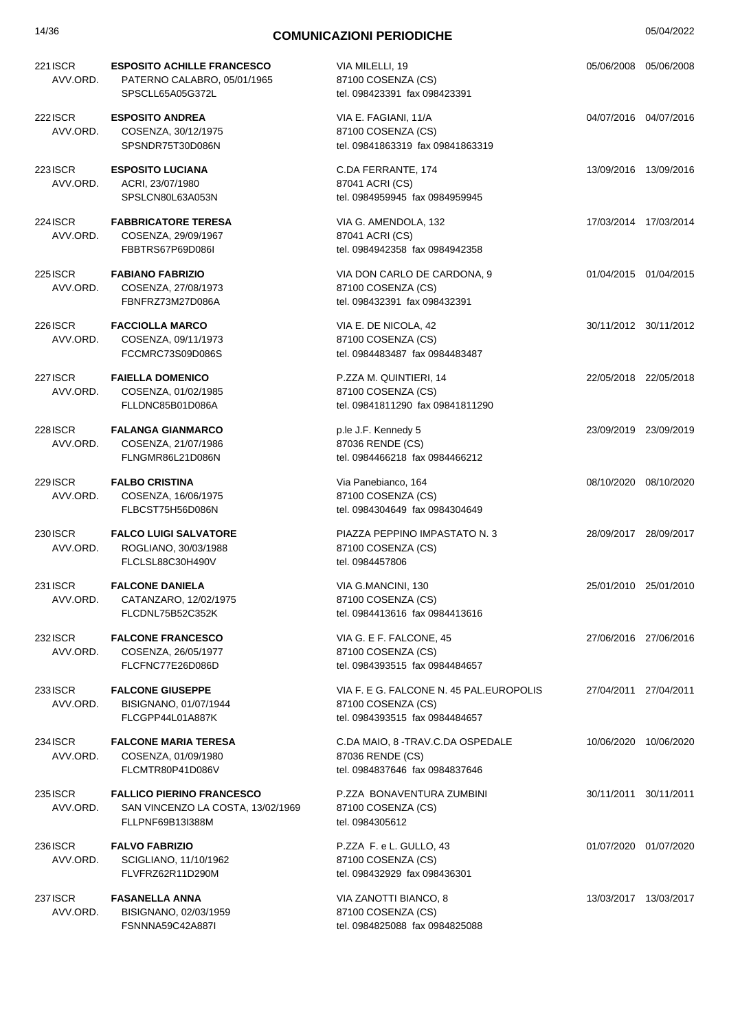## COMUNICAZIONI PERIODICHE

05/04/2022

| N. | Tipo | Nominativo | Indirizzo | Data | Data |
|---|---|---|---|---|---|
| 221 | ISCR AVV.ORD. | **ESPOSITO ACHILLE FRANCESCO**<br>PATERNO CALABRO, 05/01/1965<br>SPSCLL65A05G372L | VIA MILELLI, 19<br>87100 COSENZA (CS)<br>tel. 098423391 fax 098423391 | 05/06/2008 | 05/06/2008 |
| 222 | ISCR AVV.ORD. | **ESPOSITO ANDREA**<br>COSENZA, 30/12/1975<br>SPSNDR75T30D086N | VIA E. FAGIANI, 11/A<br>87100 COSENZA (CS)<br>tel. 09841863319 fax 09841863319 | 04/07/2016 | 04/07/2016 |
| 223 | ISCR AVV.ORD. | **ESPOSITO LUCIANA**<br>ACRI, 23/07/1980<br>SPSLCN80L63A053N | C.DA FERRANTE, 174<br>87041 ACRI (CS)<br>tel. 0984959945 fax 0984959945 | 13/09/2016 | 13/09/2016 |
| 224 | ISCR AVV.ORD. | **FABBRICATORE TERESA**<br>COSENZA, 29/09/1967<br>FBBTRS67P69D086I | VIA G. AMENDOLA, 132<br>87041 ACRI (CS)<br>tel. 0984942358 fax 0984942358 | 17/03/2014 | 17/03/2014 |
| 225 | ISCR AVV.ORD. | **FABIANO FABRIZIO**<br>COSENZA, 27/08/1973<br>FBNFRZ73M27D086A | VIA DON CARLO DE CARDONA, 9<br>87100 COSENZA (CS)<br>tel. 098432391 fax 098432391 | 01/04/2015 | 01/04/2015 |
| 226 | ISCR AVV.ORD. | **FACCIOLLA MARCO**<br>COSENZA, 09/11/1973<br>FCCMRC73S09D086S | VIA E. DE NICOLA, 42<br>87100 COSENZA (CS)<br>tel. 0984483487 fax 0984483487 | 30/11/2012 | 30/11/2012 |
| 227 | ISCR AVV.ORD. | **FAIELLA DOMENICO**<br>COSENZA, 01/02/1985<br>FLLDNC85B01D086A | P.ZZA M. QUINTIERI, 14<br>87100 COSENZA (CS)<br>tel. 09841811290 fax 09841811290 | 22/05/2018 | 22/05/2018 |
| 228 | ISCR AVV.ORD. | **FALANGA GIANMARCO**<br>COSENZA, 21/07/1986<br>FLNGMR86L21D086N | p.le J.F. Kennedy 5<br>87036 RENDE (CS)<br>tel. 0984466218 fax 0984466212 | 23/09/2019 | 23/09/2019 |
| 229 | ISCR AVV.ORD. | **FALBO CRISTINA**<br>COSENZA, 16/06/1975<br>FLBCST75H56D086N | Via Panebianco, 164<br>87100 COSENZA (CS)<br>tel. 0984304649 fax 0984304649 | 08/10/2020 | 08/10/2020 |
| 230 | ISCR AVV.ORD. | **FALCO LUIGI SALVATORE**<br>ROGLIANO, 30/03/1988<br>FLCLSL88C30H490V | PIAZZA PEPPINO IMPASTATO N. 3<br>87100 COSENZA (CS)<br>tel. 0984457806 | 28/09/2017 | 28/09/2017 |
| 231 | ISCR AVV.ORD. | **FALCONE DANIELA**<br>CATANZARO, 12/02/1975<br>FLCDNL75B52C352K | VIA G.MANCINI, 130<br>87100 COSENZA (CS)<br>tel. 0984413616 fax 0984413616 | 25/01/2010 | 25/01/2010 |
| 232 | ISCR AVV.ORD. | **FALCONE FRANCESCO**<br>COSENZA, 26/05/1977<br>FLCFNC77E26D086D | VIA G. E F. FALCONE, 45<br>87100 COSENZA (CS)<br>tel. 0984393515 fax 0984484657 | 27/06/2016 | 27/06/2016 |
| 233 | ISCR AVV.ORD. | **FALCONE GIUSEPPE**<br>BISIGNANO, 01/07/1944<br>FLCGPP44L01A887K | VIA F. E G. FALCONE N. 45 PAL.EUROPOLIS<br>87100 COSENZA (CS)<br>tel. 0984393515 fax 0984484657 | 27/04/2011 | 27/04/2011 |
| 234 | ISCR AVV.ORD. | **FALCONE MARIA TERESA**<br>COSENZA, 01/09/1980<br>FLCMTR80P41D086V | C.DA MAIO, 8 -TRAV.C.DA OSPEDALE<br>87036 RENDE (CS)<br>tel. 0984837646 fax 0984837646 | 10/06/2020 | 10/06/2020 |
| 235 | ISCR AVV.ORD. | **FALLICO PIERINO FRANCESCO**<br>SAN VINCENZO LA COSTA, 13/02/1969<br>FLLPNF69B13I388M | P.ZZA BONAVENTURA ZUMBINI<br>87100 COSENZA (CS)<br>tel. 0984305612 | 30/11/2011 | 30/11/2011 |
| 236 | ISCR AVV.ORD. | **FALVO FABRIZIO**<br>SCIGLIANO, 11/10/1962<br>FLVFRZ62R11D290M | P.ZZA F. e L. GULLO, 43<br>87100 COSENZA (CS)<br>tel. 098432929 fax 098436301 | 01/07/2020 | 01/07/2020 |
| 237 | ISCR AVV.ORD. | **FASANELLA ANNA**<br>BISIGNANO, 02/03/1959<br>FSNNNA59C42A887I | VIA ZANOTTI BIANCO, 8<br>87100 COSENZA (CS)<br>tel. 0984825088 fax 0984825088 | 13/03/2017 | 13/03/2017 |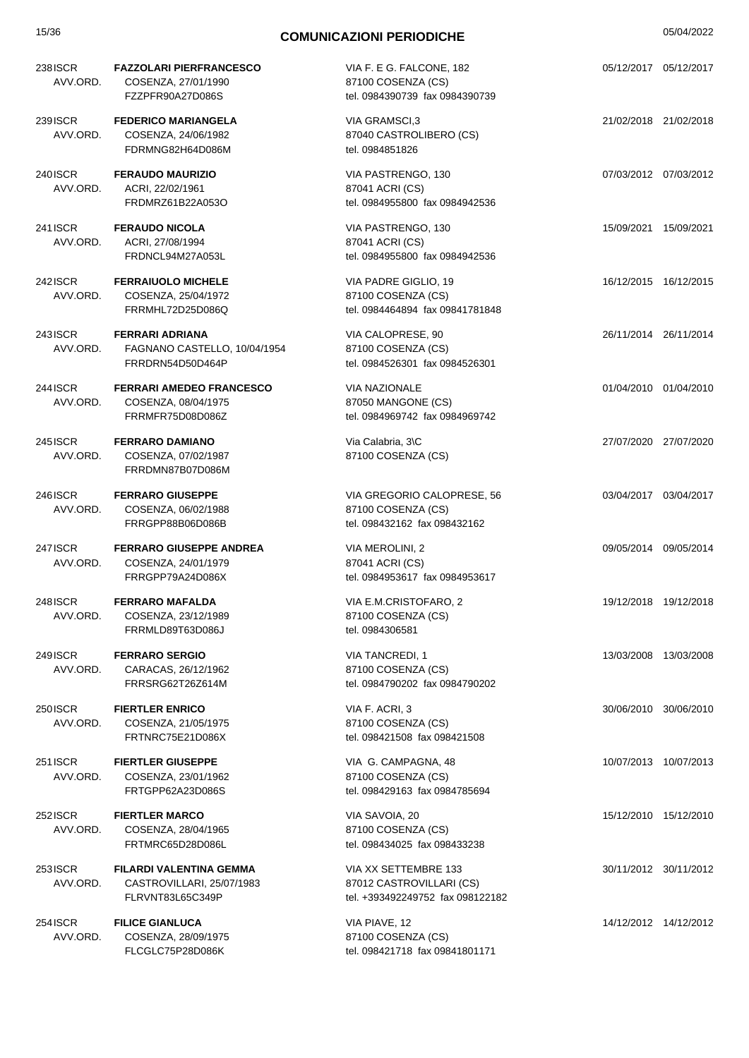## COMUNICAZIONI PERIODICHE

| N. | Tipo | Nominativo / Nascita / C.F. | Indirizzo / Recapiti | Data | Data |
|---|---|---|---|---|---|
| 238 | ISCR AVV.ORD. | **FAZZOLARI PIERFRANCESCO**<br>COSENZA, 27/01/1990<br>FZZPFR90A27D086S | VIA F. E G. FALCONE, 182<br>87100 COSENZA (CS)<br>tel. 0984390739 fax 0984390739 | 05/12/2017 | 05/12/2017 |
| 239 | ISCR AVV.ORD. | **FEDERICO MARIANGELA**<br>COSENZA, 24/06/1982<br>FDRMNG82H64D086M | VIA GRAMSCI,3<br>87040 CASTROLIBERO (CS)<br>tel. 0984851826 | 21/02/2018 | 21/02/2018 |
| 240 | ISCR AVV.ORD. | **FERAUDO MAURIZIO**<br>ACRI, 22/02/1961<br>FRDMRZ61B22A053O | VIA PASTRENGO, 130<br>87041 ACRI (CS)<br>tel. 0984955800 fax 0984942536 | 07/03/2012 | 07/03/2012 |
| 241 | ISCR AVV.ORD. | **FERAUDO NICOLA**<br>ACRI, 27/08/1994<br>FRDNCL94M27A053L | VIA PASTRENGO, 130<br>87041 ACRI (CS)<br>tel. 0984955800 fax 0984942536 | 15/09/2021 | 15/09/2021 |
| 242 | ISCR AVV.ORD. | **FERRAIUOLO MICHELE**<br>COSENZA, 25/04/1972<br>FRRMHL72D25D086Q | VIA PADRE GIGLIO, 19<br>87100 COSENZA (CS)<br>tel. 0984464894 fax 09841781848 | 16/12/2015 | 16/12/2015 |
| 243 | ISCR AVV.ORD. | **FERRARI ADRIANA**<br>FAGNANO CASTELLO, 10/04/1954<br>FRRDRN54D50D464P | VIA CALOPRESE, 90<br>87100 COSENZA (CS)<br>tel. 0984526301 fax 0984526301 | 26/11/2014 | 26/11/2014 |
| 244 | ISCR AVV.ORD. | **FERRARI AMEDEO FRANCESCO**<br>COSENZA, 08/04/1975<br>FRRMFR75D08D086Z | VIA NAZIONALE<br>87050 MANGONE (CS)<br>tel. 0984969742 fax 0984969742 | 01/04/2010 | 01/04/2010 |
| 245 | ISCR AVV.ORD. | **FERRARO DAMIANO**<br>COSENZA, 07/02/1987<br>FRRDMN87B07D086M | Via Calabria, 3\C<br>87100 COSENZA (CS) | 27/07/2020 | 27/07/2020 |
| 246 | ISCR AVV.ORD. | **FERRARO GIUSEPPE**<br>COSENZA, 06/02/1988<br>FRRGPP88B06D086B | VIA GREGORIO CALOPRESE, 56<br>87100 COSENZA (CS)<br>tel. 098432162 fax 098432162 | 03/04/2017 | 03/04/2017 |
| 247 | ISCR AVV.ORD. | **FERRARO GIUSEPPE ANDREA**<br>COSENZA, 24/01/1979<br>FRRGPP79A24D086X | VIA MEROLINI, 2<br>87041 ACRI (CS)<br>tel. 0984953617 fax 0984953617 | 09/05/2014 | 09/05/2014 |
| 248 | ISCR AVV.ORD. | **FERRARO MAFALDA**<br>COSENZA, 23/12/1989<br>FRRMLD89T63D086J | VIA E.M.CRISTOFARO, 2<br>87100 COSENZA (CS)<br>tel. 0984306581 | 19/12/2018 | 19/12/2018 |
| 249 | ISCR AVV.ORD. | **FERRARO SERGIO**<br>CARACAS, 26/12/1962<br>FRRSRG62T26Z614M | VIA TANCREDI, 1<br>87100 COSENZA (CS)<br>tel. 0984790202 fax 0984790202 | 13/03/2008 | 13/03/2008 |
| 250 | ISCR AVV.ORD. | **FIERTLER ENRICO**<br>COSENZA, 21/05/1975<br>FRTNRC75E21D086X | VIA F. ACRI, 3<br>87100 COSENZA (CS)<br>tel. 098421508 fax 098421508 | 30/06/2010 | 30/06/2010 |
| 251 | ISCR AVV.ORD. | **FIERTLER GIUSEPPE**<br>COSENZA, 23/01/1962<br>FRTGPP62A23D086S | VIA G. CAMPAGNA, 48<br>87100 COSENZA (CS)<br>tel. 098429163 fax 0984785694 | 10/07/2013 | 10/07/2013 |
| 252 | ISCR AVV.ORD. | **FIERTLER MARCO**<br>COSENZA, 28/04/1965<br>FRTMRC65D28D086L | VIA SAVOIA, 20<br>87100 COSENZA (CS)<br>tel. 098434025 fax 098433238 | 15/12/2010 | 15/12/2010 |
| 253 | ISCR AVV.ORD. | **FILARDI VALENTINA GEMMA**<br>CASTROVILLARI, 25/07/1983<br>FLRVNT83L65C349P | VIA XX SETTEMBRE 133<br>87012 CASTROVILLARI (CS)<br>tel. +393492249752 fax 098122182 | 30/11/2012 | 30/11/2012 |
| 254 | ISCR AVV.ORD. | **FILICE GIANLUCA**<br>COSENZA, 28/09/1975<br>FLCGLC75P28D086K | VIA PIAVE, 12<br>87100 COSENZA (CS)<br>tel. 098421718 fax 09841801171 | 14/12/2012 | 14/12/2012 |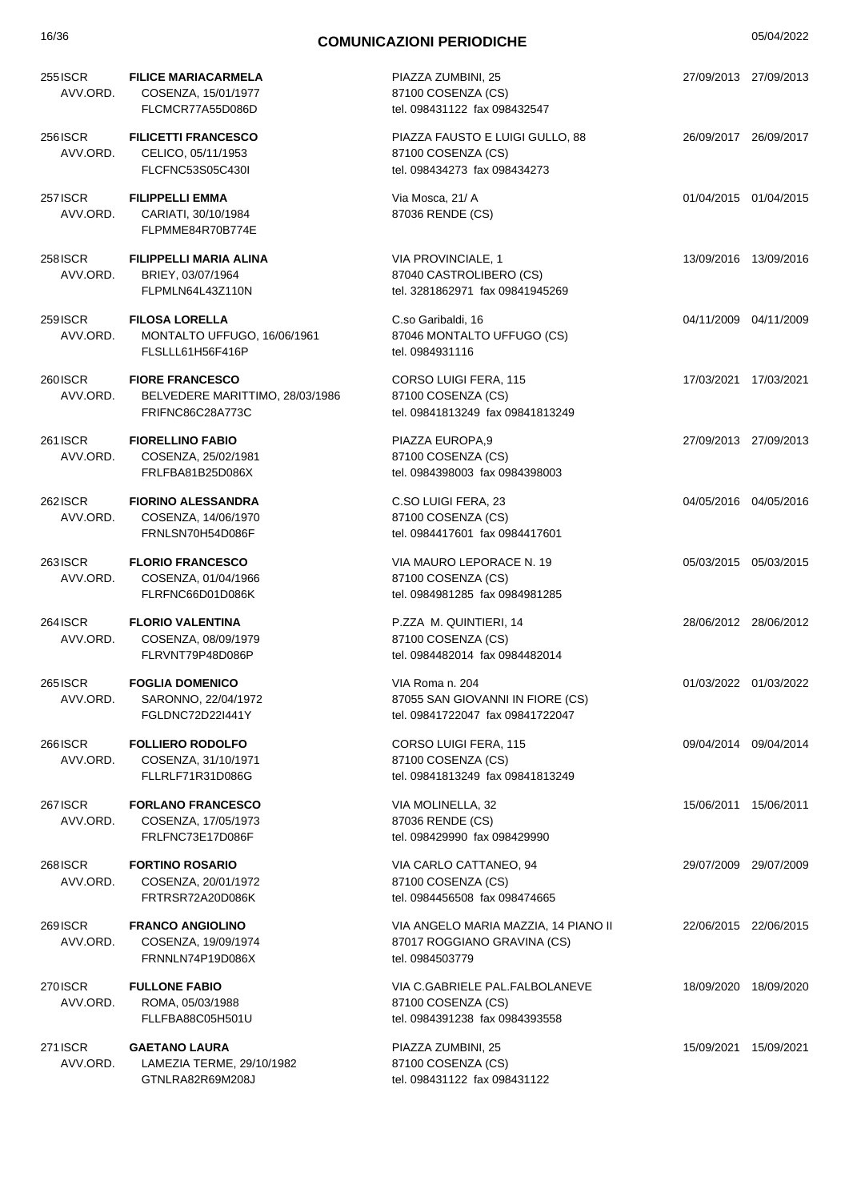# COMUNICAZIONI PERIODICHE

05/04/2022

| N. | Tipo | Nominativo | Indirizzo | Data | Data |
|---|---|---|---|---|---|
| 255 | ISCR AVV.ORD. | **FILICE MARIACARMELA**<br>COSENZA, 15/01/1977<br>FLCMCR77A55D086D | PIAZZA ZUMBINI, 25<br>87100 COSENZA (CS)<br>tel. 098431122 fax 098432547 | 27/09/2013 | 27/09/2013 |
| 256 | ISCR AVV.ORD. | **FILICETTI FRANCESCO**<br>CELICO, 05/11/1953<br>FLCFNC53S05C430I | PIAZZA FAUSTO E LUIGI GULLO, 88<br>87100 COSENZA (CS)<br>tel. 098434273 fax 098434273 | 26/09/2017 | 26/09/2017 |
| 257 | ISCR AVV.ORD. | **FILIPPELLI EMMA**<br>CARIATI, 30/10/1984<br>FLPMME84R70B774E | Via Mosca, 21/ A<br>87036 RENDE (CS) | 01/04/2015 | 01/04/2015 |
| 258 | ISCR AVV.ORD. | **FILIPPELLI MARIA ALINA**<br>BRIEY, 03/07/1964<br>FLPMLN64L43Z110N | VIA PROVINCIALE, 1<br>87040 CASTROLIBERO (CS)<br>tel. 3281862971 fax 09841945269 | 13/09/2016 | 13/09/2016 |
| 259 | ISCR AVV.ORD. | **FILOSA LORELLA**<br>MONTALTO UFFUGO, 16/06/1961<br>FLSLLL61H56F416P | C.so Garibaldi, 16<br>87046 MONTALTO UFFUGO (CS)<br>tel. 0984931116 | 04/11/2009 | 04/11/2009 |
| 260 | ISCR AVV.ORD. | **FIORE FRANCESCO**<br>BELVEDERE MARITTIMO, 28/03/1986<br>FRIFNC86C28A773C | CORSO LUIGI FERA, 115<br>87100 COSENZA (CS)<br>tel. 09841813249 fax 09841813249 | 17/03/2021 | 17/03/2021 |
| 261 | ISCR AVV.ORD. | **FIORELLINO FABIO**<br>COSENZA, 25/02/1981<br>FRLFBA81B25D086X | PIAZZA EUROPA,9<br>87100 COSENZA (CS)<br>tel. 0984398003 fax 0984398003 | 27/09/2013 | 27/09/2013 |
| 262 | ISCR AVV.ORD. | **FIORINO ALESSANDRA**<br>COSENZA, 14/06/1970<br>FRNLSN70H54D086F | C.SO LUIGI FERA, 23<br>87100 COSENZA (CS)<br>tel. 0984417601 fax 0984417601 | 04/05/2016 | 04/05/2016 |
| 263 | ISCR AVV.ORD. | **FLORIO FRANCESCO**<br>COSENZA, 01/04/1966<br>FLRFNC66D01D086K | VIA MAURO LEPORACE N. 19<br>87100 COSENZA (CS)<br>tel. 0984981285 fax 0984981285 | 05/03/2015 | 05/03/2015 |
| 264 | ISCR AVV.ORD. | **FLORIO VALENTINA**<br>COSENZA, 08/09/1979<br>FLRVNT79P48D086P | P.ZZA M. QUINTIERI, 14<br>87100 COSENZA (CS)<br>tel. 0984482014 fax 0984482014 | 28/06/2012 | 28/06/2012 |
| 265 | ISCR AVV.ORD. | **FOGLIA DOMENICO**<br>SARONNO, 22/04/1972<br>FGLDNC72D22I441Y | VIA Roma n. 204<br>87055 SAN GIOVANNI IN FIORE (CS)<br>tel. 09841722047 fax 09841722047 | 01/03/2022 | 01/03/2022 |
| 266 | ISCR AVV.ORD. | **FOLLIERO RODOLFO**<br>COSENZA, 31/10/1971<br>FLLRLF71R31D086G | CORSO LUIGI FERA, 115<br>87100 COSENZA (CS)<br>tel. 09841813249 fax 09841813249 | 09/04/2014 | 09/04/2014 |
| 267 | ISCR AVV.ORD. | **FORLANO FRANCESCO**<br>COSENZA, 17/05/1973<br>FRLFNC73E17D086F | VIA MOLINELLA, 32<br>87036 RENDE (CS)<br>tel. 098429990 fax 098429990 | 15/06/2011 | 15/06/2011 |
| 268 | ISCR AVV.ORD. | **FORTINO ROSARIO**<br>COSENZA, 20/01/1972<br>FRTRSR72A20D086K | VIA CARLO CATTANEO, 94<br>87100 COSENZA (CS)<br>tel. 0984456508 fax 098474665 | 29/07/2009 | 29/07/2009 |
| 269 | ISCR AVV.ORD. | **FRANCO ANGIOLINO**<br>COSENZA, 19/09/1974<br>FRNNLN74P19D086X | VIA ANGELO MARIA MAZZIA, 14 PIANO II<br>87017 ROGGIANO GRAVINA (CS)<br>tel. 0984503779 | 22/06/2015 | 22/06/2015 |
| 270 | ISCR AVV.ORD. | **FULLONE FABIO**<br>ROMA, 05/03/1988<br>FLLFBA88C05H501U | VIA C.GABRIELE PAL.FALBOLANEVE<br>87100 COSENZA (CS)<br>tel. 0984391238 fax 0984393558 | 18/09/2020 | 18/09/2020 |
| 271 | ISCR AVV.ORD. | **GAETANO LAURA**<br>LAMEZIA TERME, 29/10/1982<br>GTNLRA82R69M208J | PIAZZA ZUMBINI, 25<br>87100 COSENZA (CS)<br>tel. 098431122 fax 098431122 | 15/09/2021 | 15/09/2021 |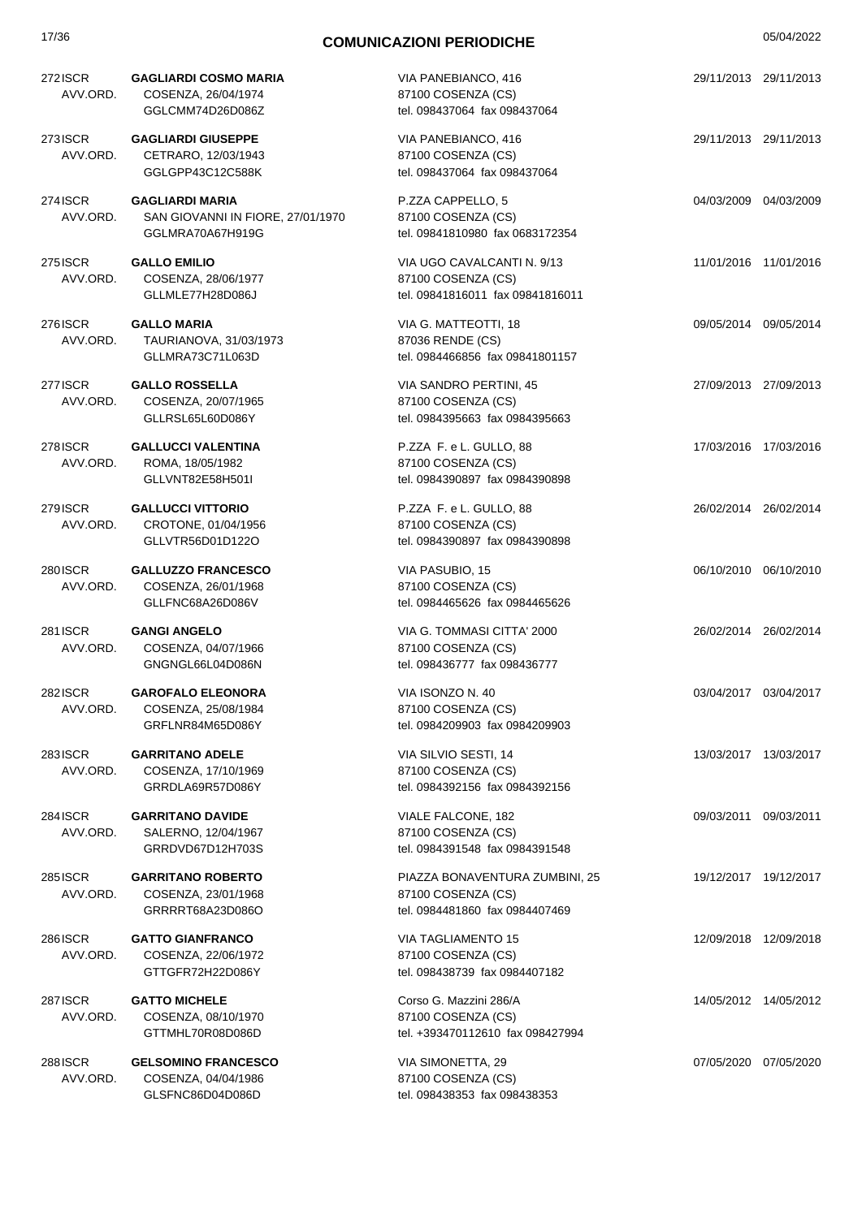## COMUNICAZIONI PERIODICHE

| N. | Nome | Indirizzo | Data | Data |
|---|---|---|---|---|
| 272 ISCR AVV.ORD. | **GAGLIARDI COSMO MARIA** COSENZA, 26/04/1974 GGLCMM74D26D086Z | VIA PANEBIANCO, 416 87100 COSENZA (CS) tel. 098437064 fax 098437064 | 29/11/2013 | 29/11/2013 |
| 273 ISCR AVV.ORD. | **GAGLIARDI GIUSEPPE** CETRARO, 12/03/1943 GGLGPP43C12C588K | VIA PANEBIANCO, 416 87100 COSENZA (CS) tel. 098437064 fax 098437064 | 29/11/2013 | 29/11/2013 |
| 274 ISCR AVV.ORD. | **GAGLIARDI MARIA** SAN GIOVANNI IN FIORE, 27/01/1970 GGLMRA70A67H919G | P.ZZA CAPPELLO, 5 87100 COSENZA (CS) tel. 09841810980 fax 0683172354 | 04/03/2009 | 04/03/2009 |
| 275 ISCR AVV.ORD. | **GALLO EMILIO** COSENZA, 28/06/1977 GLLMLE77H28D086J | VIA UGO CAVALCANTI N. 9/13 87100 COSENZA (CS) tel. 09841816011 fax 09841816011 | 11/01/2016 | 11/01/2016 |
| 276 ISCR AVV.ORD. | **GALLO MARIA** TAURIANOVA, 31/03/1973 GLLMRA73C71L063D | VIA G. MATTEOTTI, 18 87036 RENDE (CS) tel. 0984466856 fax 09841801157 | 09/05/2014 | 09/05/2014 |
| 277 ISCR AVV.ORD. | **GALLO ROSSELLA** COSENZA, 20/07/1965 GLLRSL65L60D086Y | VIA SANDRO PERTINI, 45 87100 COSENZA (CS) tel. 0984395663 fax 0984395663 | 27/09/2013 | 27/09/2013 |
| 278 ISCR AVV.ORD. | **GALLUCCI VALENTINA** ROMA, 18/05/1982 GLLVNT82E58H501I | P.ZZA F. e L. GULLO, 88 87100 COSENZA (CS) tel. 0984390897 fax 0984390898 | 17/03/2016 | 17/03/2016 |
| 279 ISCR AVV.ORD. | **GALLUCCI VITTORIO** CROTONE, 01/04/1956 GLLVTR56D01D122O | P.ZZA F. e L. GULLO, 88 87100 COSENZA (CS) tel. 0984390897 fax 0984390898 | 26/02/2014 | 26/02/2014 |
| 280 ISCR AVV.ORD. | **GALLUZZO FRANCESCO** COSENZA, 26/01/1968 GLLFNC68A26D086V | VIA PASUBIO, 15 87100 COSENZA (CS) tel. 0984465626 fax 0984465626 | 06/10/2010 | 06/10/2010 |
| 281 ISCR AVV.ORD. | **GANGI ANGELO** COSENZA, 04/07/1966 GNGNGL66L04D086N | VIA G. TOMMASI CITTA' 2000 87100 COSENZA (CS) tel. 098436777 fax 098436777 | 26/02/2014 | 26/02/2014 |
| 282 ISCR AVV.ORD. | **GAROFALO ELEONORA** COSENZA, 25/08/1984 GRFLNR84M65D086Y | VIA ISONZO N. 40 87100 COSENZA (CS) tel. 0984209903 fax 0984209903 | 03/04/2017 | 03/04/2017 |
| 283 ISCR AVV.ORD. | **GARRITANO ADELE** COSENZA, 17/10/1969 GRRDLA69R57D086Y | VIA SILVIO SESTI, 14 87100 COSENZA (CS) tel. 0984392156 fax 0984392156 | 13/03/2017 | 13/03/2017 |
| 284 ISCR AVV.ORD. | **GARRITANO DAVIDE** SALERNO, 12/04/1967 GRRDVD67D12H703S | VIALE FALCONE, 182 87100 COSENZA (CS) tel. 0984391548 fax 0984391548 | 09/03/2011 | 09/03/2011 |
| 285 ISCR AVV.ORD. | **GARRITANO ROBERTO** COSENZA, 23/01/1968 GRRRRT68A23D086O | PIAZZA BONAVENTURA ZUMBINI, 25 87100 COSENZA (CS) tel. 0984481860 fax 0984407469 | 19/12/2017 | 19/12/2017 |
| 286 ISCR AVV.ORD. | **GATTO GIANFRANCO** COSENZA, 22/06/1972 GTTGFR72H22D086Y | VIA TAGLIAMENTO 15 87100 COSENZA (CS) tel. 098438739 fax 0984407182 | 12/09/2018 | 12/09/2018 |
| 287 ISCR AVV.ORD. | **GATTO MICHELE** COSENZA, 08/10/1970 GTTMHL70R08D086D | Corso G. Mazzini 286/A 87100 COSENZA (CS) tel. +393470112610 fax 098427994 | 14/05/2012 | 14/05/2012 |
| 288 ISCR AVV.ORD. | **GELSOMINO FRANCESCO** COSENZA, 04/04/1986 GLSFNC86D04D086D | VIA SIMONETTA, 29 87100 COSENZA (CS) tel. 098438353 fax 098438353 | 07/05/2020 | 07/05/2020 |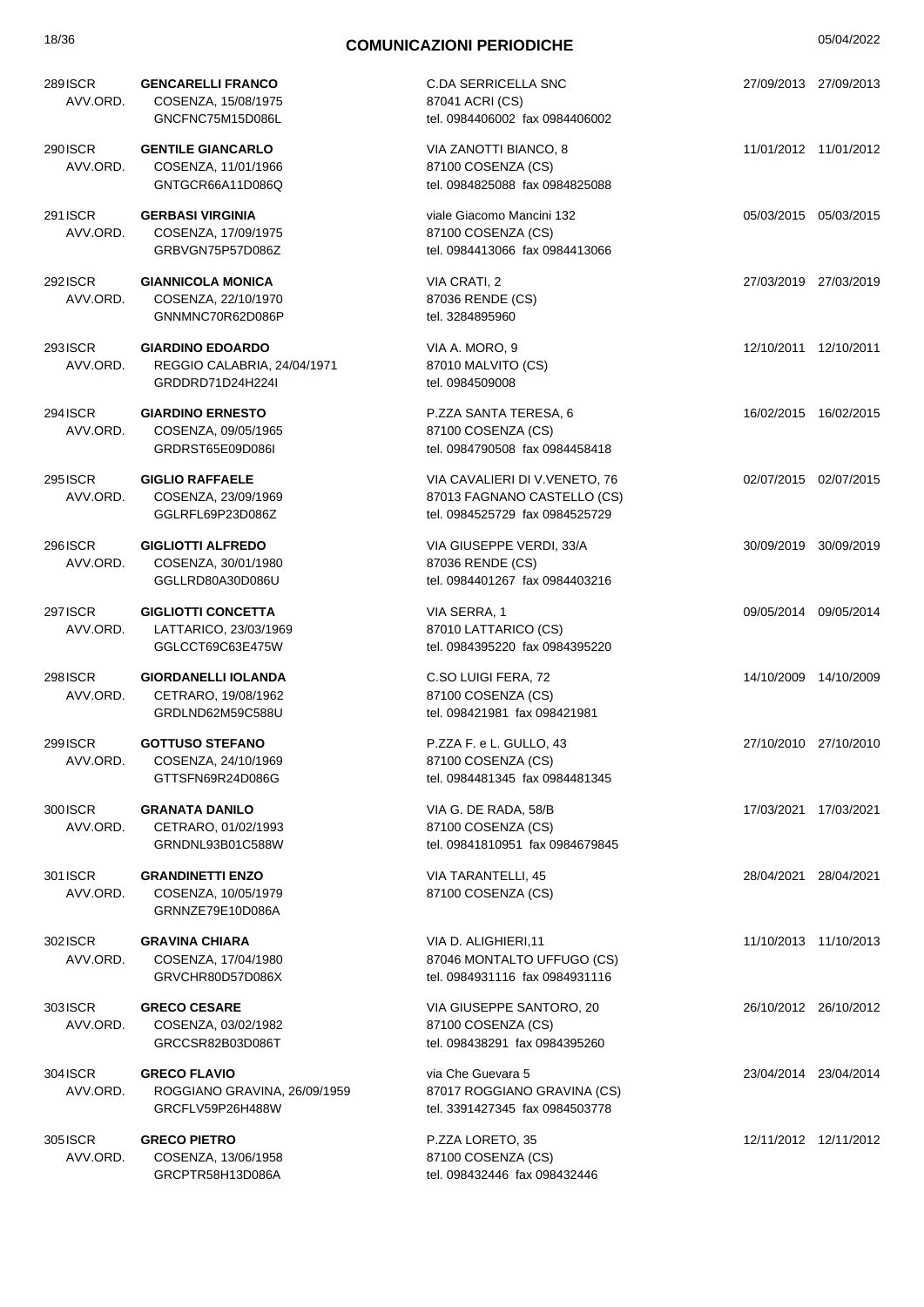## COMUNICAZIONI PERIODICHE

| N. | Tipo | Nominativo | Indirizzo | Data | Data |
|---|---|---|---|---|---|
| 289 | ISCR AVV.ORD. | **GENCARELLI FRANCO** COSENZA, 15/08/1975 GNCFNC75M15D086L | C.DA SERRICELLA SNC 87041 ACRI (CS) tel. 0984406002 fax 0984406002 | 27/09/2013 | 27/09/2013 |
| 290 | ISCR AVV.ORD. | **GENTILE GIANCARLO** COSENZA, 11/01/1966 GNTGCR66A11D086Q | VIA ZANOTTI BIANCO, 8 87100 COSENZA (CS) tel. 0984825088 fax 0984825088 | 11/01/2012 | 11/01/2012 |
| 291 | ISCR AVV.ORD. | **GERBASI VIRGINIA** COSENZA, 17/09/1975 GRBVGN75P57D086Z | viale Giacomo Mancini 132 87100 COSENZA (CS) tel. 0984413066 fax 0984413066 | 05/03/2015 | 05/03/2015 |
| 292 | ISCR AVV.ORD. | **GIANNICOLA MONICA** COSENZA, 22/10/1970 GNNMNC70R62D086P | VIA CRATI, 2 87036 RENDE (CS) tel. 3284895960 | 27/03/2019 | 27/03/2019 |
| 293 | ISCR AVV.ORD. | **GIARDINO EDOARDO** REGGIO CALABRIA, 24/04/1971 GRDDRD71D24H224I | VIA A. MORO, 9 87010 MALVITO (CS) tel. 0984509008 | 12/10/2011 | 12/10/2011 |
| 294 | ISCR AVV.ORD. | **GIARDINO ERNESTO** COSENZA, 09/05/1965 GRDRST65E09D086I | P.ZZA SANTA TERESA, 6 87100 COSENZA (CS) tel. 0984790508 fax 0984458418 | 16/02/2015 | 16/02/2015 |
| 295 | ISCR AVV.ORD. | **GIGLIO RAFFAELE** COSENZA, 23/09/1969 GGLRFL69P23D086Z | VIA CAVALIERI DI V.VENETO, 76 87013 FAGNANO CASTELLO (CS) tel. 0984525729 fax 0984525729 | 02/07/2015 | 02/07/2015 |
| 296 | ISCR AVV.ORD. | **GIGLIOTTI ALFREDO** COSENZA, 30/01/1980 GGLLRD80A30D086U | VIA GIUSEPPE VERDI, 33/A 87036 RENDE (CS) tel. 0984401267 fax 0984403216 | 30/09/2019 | 30/09/2019 |
| 297 | ISCR AVV.ORD. | **GIGLIOTTI CONCETTA** LATTARICO, 23/03/1969 GGLCCT69C63E475W | VIA SERRA, 1 87010 LATTARICO (CS) tel. 0984395220 fax 0984395220 | 09/05/2014 | 09/05/2014 |
| 298 | ISCR AVV.ORD. | **GIORDANELLI IOLANDA** CETRARO, 19/08/1962 GRDLND62M59C588U | C.SO LUIGI FERA, 72 87100 COSENZA (CS) tel. 098421981 fax 098421981 | 14/10/2009 | 14/10/2009 |
| 299 | ISCR AVV.ORD. | **GOTTUSO STEFANO** COSENZA, 24/10/1969 GTTSFN69R24D086G | P.ZZA F. e L. GULLO, 43 87100 COSENZA (CS) tel. 0984481345 fax 0984481345 | 27/10/2010 | 27/10/2010 |
| 300 | ISCR AVV.ORD. | **GRANATA DANILO** CETRARO, 01/02/1993 GRNDNL93B01C588W | VIA G. DE RADA, 58/B 87100 COSENZA (CS) tel. 09841810951 fax 0984679845 | 17/03/2021 | 17/03/2021 |
| 301 | ISCR AVV.ORD. | **GRANDINETTI ENZO** COSENZA, 10/05/1979 GRNNZE79E10D086A | VIA TARANTELLI, 45 87100 COSENZA (CS) | 28/04/2021 | 28/04/2021 |
| 302 | ISCR AVV.ORD. | **GRAVINA CHIARA** COSENZA, 17/04/1980 GRVCHR80D57D086X | VIA D. ALIGHIERI,11 87046 MONTALTO UFFUGO (CS) tel. 0984931116 fax 0984931116 | 11/10/2013 | 11/10/2013 |
| 303 | ISCR AVV.ORD. | **GRECO CESARE** COSENZA, 03/02/1982 GRCCSR82B03D086T | VIA GIUSEPPE SANTORO, 20 87100 COSENZA (CS) tel. 098438291 fax 0984395260 | 26/10/2012 | 26/10/2012 |
| 304 | ISCR AVV.ORD. | **GRECO FLAVIO** ROGGIANO GRAVINA, 26/09/1959 GRCFLV59P26H488W | via Che Guevara 5 87017 ROGGIANO GRAVINA (CS) tel. 3391427345 fax 0984503778 | 23/04/2014 | 23/04/2014 |
| 305 | ISCR AVV.ORD. | **GRECO PIETRO** COSENZA, 13/06/1958 GRCPTR58H13D086A | P.ZZA LORETO, 35 87100 COSENZA (CS) tel. 098432446 fax 098432446 | 12/11/2012 | 12/11/2012 |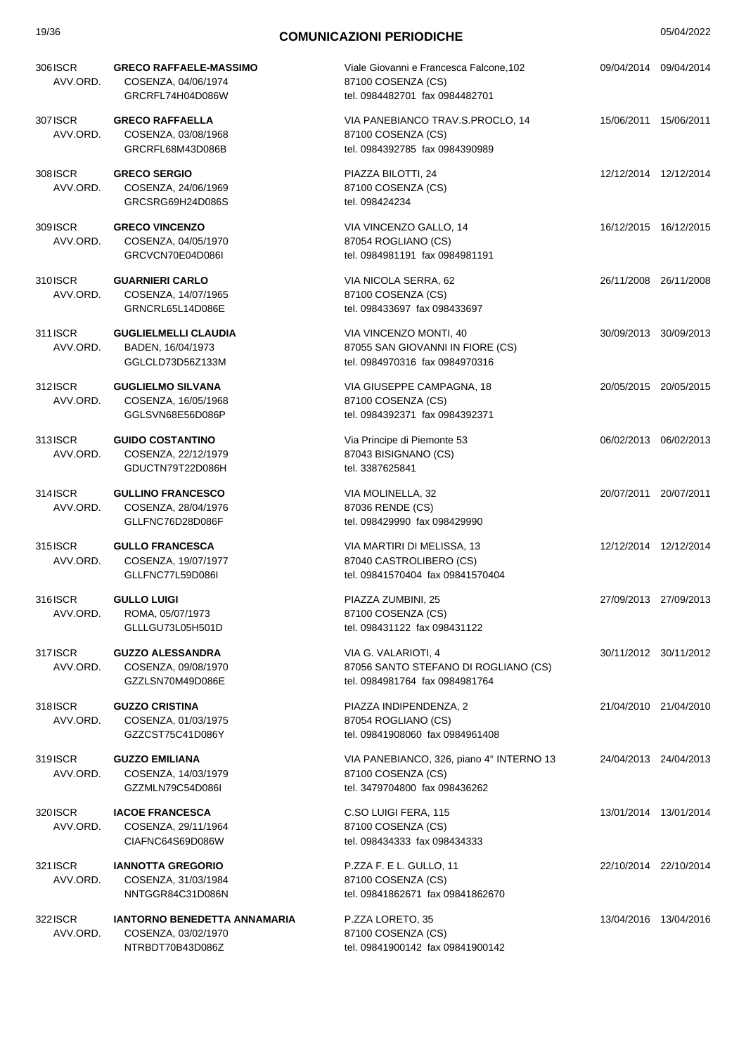## COMUNICAZIONI PERIODICHE

05/04/2022

| N. | Tipo | Nominativo | Indirizzo | Data | Data |
|---|---|---|---|---|---|
| 306 | ISCR AVV.ORD. | **GRECO RAFFAELE-MASSIMO** COSENZA, 04/06/1974 GRCRFL74H04D086W | Viale Giovanni e Francesca Falcone,102 87100 COSENZA (CS) tel. 0984482701 fax 0984482701 | 09/04/2014 | 09/04/2014 |
| 307 | ISCR AVV.ORD. | **GRECO RAFFAELLA** COSENZA, 03/08/1968 GRCRFL68M43D086B | VIA PANEBIANCO TRAV.S.PROCLO, 14 87100 COSENZA (CS) tel. 0984392785 fax 0984390989 | 15/06/2011 | 15/06/2011 |
| 308 | ISCR AVV.ORD. | **GRECO SERGIO** COSENZA, 24/06/1969 GRCSRG69H24D086S | PIAZZA BILOTTI, 24 87100 COSENZA (CS) tel. 098424234 | 12/12/2014 | 12/12/2014 |
| 309 | ISCR AVV.ORD. | **GRECO VINCENZO** COSENZA, 04/05/1970 GRCVCN70E04D086I | VIA VINCENZO GALLO, 14 87054 ROGLIANO (CS) tel. 0984981191 fax 0984981191 | 16/12/2015 | 16/12/2015 |
| 310 | ISCR AVV.ORD. | **GUARNIERI CARLO** COSENZA, 14/07/1965 GRNCRL65L14D086E | VIA NICOLA SERRA, 62 87100 COSENZA (CS) tel. 098433697 fax 098433697 | 26/11/2008 | 26/11/2008 |
| 311 | ISCR AVV.ORD. | **GUGLIELMELLI CLAUDIA** BADEN, 16/04/1973 GGLCLD73D56Z133M | VIA VINCENZO MONTI, 40 87055 SAN GIOVANNI IN FIORE (CS) tel. 0984970316 fax 0984970316 | 30/09/2013 | 30/09/2013 |
| 312 | ISCR AVV.ORD. | **GUGLIELMO SILVANA** COSENZA, 16/05/1968 GGLSVN68E56D086P | VIA GIUSEPPE CAMPAGNA, 18 87100 COSENZA (CS) tel. 0984392371 fax 0984392371 | 20/05/2015 | 20/05/2015 |
| 313 | ISCR AVV.ORD. | **GUIDO COSTANTINO** COSENZA, 22/12/1979 GDUCTN79T22D086H | Via Principe di Piemonte 53 87043 BISIGNANO (CS) tel. 3387625841 | 06/02/2013 | 06/02/2013 |
| 314 | ISCR AVV.ORD. | **GULLINO FRANCESCO** COSENZA, 28/04/1976 GLLFNC76D28D086F | VIA MOLINELLA, 32 87036 RENDE (CS) tel. 098429990 fax 098429990 | 20/07/2011 | 20/07/2011 |
| 315 | ISCR AVV.ORD. | **GULLO FRANCESCA** COSENZA, 19/07/1977 GLLFNC77L59D086I | VIA MARTIRI DI MELISSA, 13 87040 CASTROLIBERO (CS) tel. 09841570404 fax 09841570404 | 12/12/2014 | 12/12/2014 |
| 316 | ISCR AVV.ORD. | **GULLO LUIGI** ROMA, 05/07/1973 GLLLGU73L05H501D | PIAZZA ZUMBINI, 25 87100 COSENZA (CS) tel. 098431122 fax 098431122 | 27/09/2013 | 27/09/2013 |
| 317 | ISCR AVV.ORD. | **GUZZO ALESSANDRA** COSENZA, 09/08/1970 GZZLSN70M49D086E | VIA G. VALARIOTI, 4 87056 SANTO STEFANO DI ROGLIANO (CS) tel. 0984981764 fax 0984981764 | 30/11/2012 | 30/11/2012 |
| 318 | ISCR AVV.ORD. | **GUZZO CRISTINA** COSENZA, 01/03/1975 GZZCST75C41D086Y | PIAZZA INDIPENDENZA, 2 87054 ROGLIANO (CS) tel. 09841908060 fax 0984961408 | 21/04/2010 | 21/04/2010 |
| 319 | ISCR AVV.ORD. | **GUZZO EMILIANA** COSENZA, 14/03/1979 GZZMLN79C54D086I | VIA PANEBIANCO, 326, piano 4° INTERNO 13 87100 COSENZA (CS) tel. 3479704800 fax 098436262 | 24/04/2013 | 24/04/2013 |
| 320 | ISCR AVV.ORD. | **IACOE FRANCESCA** COSENZA, 29/11/1964 CIAFNC64S69D086W | C.SO LUIGI FERA, 115 87100 COSENZA (CS) tel. 098434333 fax 098434333 | 13/01/2014 | 13/01/2014 |
| 321 | ISCR AVV.ORD. | **IANNOTTA GREGORIO** COSENZA, 31/03/1984 NNTGGR84C31D086N | P.ZZA F. E L. GULLO, 11 87100 COSENZA (CS) tel. 09841862671 fax 09841862670 | 22/10/2014 | 22/10/2014 |
| 322 | ISCR AVV.ORD. | **IANTORNO BENEDETTA ANNAMARIA** COSENZA, 03/02/1970 NTRBDT70B43D086Z | P.ZZA LORETO, 35 87100 COSENZA (CS) tel. 09841900142 fax 09841900142 | 13/04/2016 | 13/04/2016 |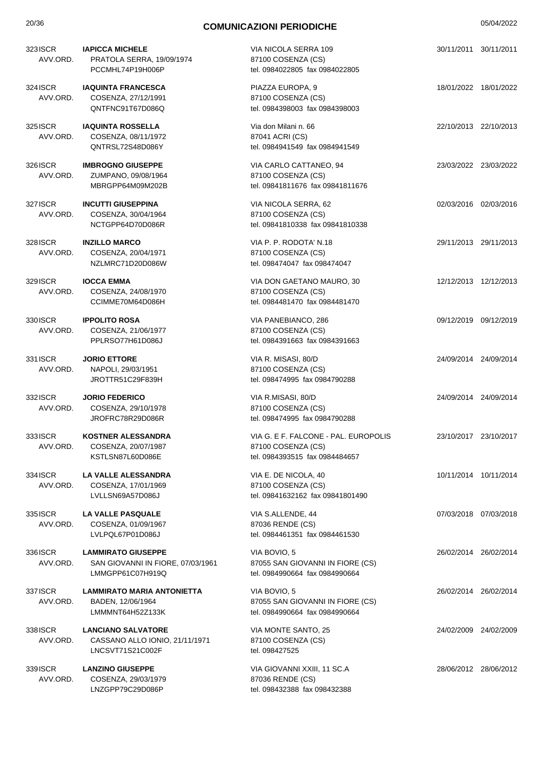## COMUNICAZIONI PERIODICHE

| N. | Tipo | Nominativo | Indirizzo | Data | Data |
|---|---|---|---|---|---|
| 323 | ISCR AVV.ORD. | **IAPICCA MICHELE** PRATOLA SERRA, 19/09/1974 PCCMHL74P19H006P | VIA NICOLA SERRA 109 87100 COSENZA (CS) tel. 0984022805 fax 0984022805 | 30/11/2011 | 30/11/2011 |
| 324 | ISCR AVV.ORD. | **IAQUINTA FRANCESCA** COSENZA, 27/12/1991 QNTFNC91T67D086Q | PIAZZA EUROPA, 9 87100 COSENZA (CS) tel. 0984398003 fax 0984398003 | 18/01/2022 | 18/01/2022 |
| 325 | ISCR AVV.ORD. | **IAQUINTA ROSSELLA** COSENZA, 08/11/1972 QNTRSL72S48D086Y | Via don Milani n. 66 87041 ACRI (CS) tel. 0984941549 fax 0984941549 | 22/10/2013 | 22/10/2013 |
| 326 | ISCR AVV.ORD. | **IMBROGNO GIUSEPPE** ZUMPANO, 09/08/1964 MBRGPP64M09M202B | VIA CARLO CATTANEO, 94 87100 COSENZA (CS) tel. 09841811676 fax 09841811676 | 23/03/2022 | 23/03/2022 |
| 327 | ISCR AVV.ORD. | **INCUTTI GIUSEPPINA** COSENZA, 30/04/1964 NCTGPP64D70D086R | VIA NICOLA SERRA, 62 87100 COSENZA (CS) tel. 09841810338 fax 09841810338 | 02/03/2016 | 02/03/2016 |
| 328 | ISCR AVV.ORD. | **INZILLO MARCO** COSENZA, 20/04/1971 NZLMRC71D20D086W | VIA P. P. RODOTA' N.18 87100 COSENZA (CS) tel. 098474047 fax 098474047 | 29/11/2013 | 29/11/2013 |
| 329 | ISCR AVV.ORD. | **IOCCA EMMA** COSENZA, 24/08/1970 CCIMME70M64D086H | VIA DON GAETANO MAURO, 30 87100 COSENZA (CS) tel. 0984481470 fax 0984481470 | 12/12/2013 | 12/12/2013 |
| 330 | ISCR AVV.ORD. | **IPPOLITO ROSA** COSENZA, 21/06/1977 PPLRSO77H61D086J | VIA PANEBIANCO, 286 87100 COSENZA (CS) tel. 0984391663 fax 0984391663 | 09/12/2019 | 09/12/2019 |
| 331 | ISCR AVV.ORD. | **JORIO ETTORE** NAPOLI, 29/03/1951 JROTTR51C29F839H | VIA R. MISASI, 80/D 87100 COSENZA (CS) tel. 098474995 fax 0984790288 | 24/09/2014 | 24/09/2014 |
| 332 | ISCR AVV.ORD. | **JORIO FEDERICO** COSENZA, 29/10/1978 JROFRC78R29D086R | VIA R.MISASI, 80/D 87100 COSENZA (CS) tel. 098474995 fax 0984790288 | 24/09/2014 | 24/09/2014 |
| 333 | ISCR AVV.ORD. | **KOSTNER ALESSANDRA** COSENZA, 20/07/1987 KSTLSN87L60D086E | VIA G. E F. FALCONE - PAL. EUROPOLIS 87100 COSENZA (CS) tel. 0984393515 fax 0984484657 | 23/10/2017 | 23/10/2017 |
| 334 | ISCR AVV.ORD. | **LA VALLE ALESSANDRA** COSENZA, 17/01/1969 LVLLSN69A57D086J | VIA E. DE NICOLA, 40 87100 COSENZA (CS) tel. 09841632162 fax 09841801490 | 10/11/2014 | 10/11/2014 |
| 335 | ISCR AVV.ORD. | **LA VALLE PASQUALE** COSENZA, 01/09/1967 LVLPQL67P01D086J | VIA S.ALLENDE, 44 87036 RENDE (CS) tel. 0984461351 fax 0984461530 | 07/03/2018 | 07/03/2018 |
| 336 | ISCR AVV.ORD. | **LAMMIRATO GIUSEPPE** SAN GIOVANNI IN FIORE, 07/03/1961 LMMGPP61C07H919Q | VIA BOVIO, 5 87055 SAN GIOVANNI IN FIORE (CS) tel. 0984990664 fax 0984990664 | 26/02/2014 | 26/02/2014 |
| 337 | ISCR AVV.ORD. | **LAMMIRATO MARIA ANTONIETTA** BADEN, 12/06/1964 LMMMNT64H52Z133K | VIA BOVIO, 5 87055 SAN GIOVANNI IN FIORE (CS) tel. 0984990664 fax 0984990664 | 26/02/2014 | 26/02/2014 |
| 338 | ISCR AVV.ORD. | **LANCIANO SALVATORE** CASSANO ALLO IONIO, 21/11/1971 LNCSVT71S21C002F | VIA MONTE SANTO, 25 87100 COSENZA (CS) tel. 098427525 | 24/02/2009 | 24/02/2009 |
| 339 | ISCR AVV.ORD. | **LANZINO GIUSEPPE** COSENZA, 29/03/1979 LNZGPP79C29D086P | VIA GIOVANNI XXIII, 11 SC.A 87036 RENDE (CS) tel. 098432388 fax 098432388 | 28/06/2012 | 28/06/2012 |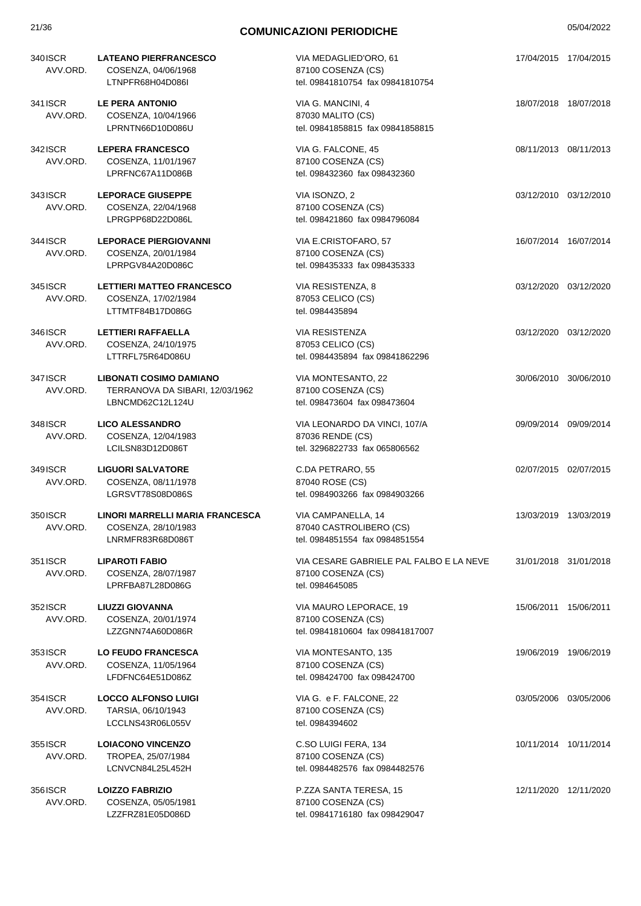## COMUNICAZIONI PERIODICHE

| N. | Tipo | Nominativo | Indirizzo | Data | Data |
|---|---|---|---|---|---|
| 340 | ISCR AVV.ORD. | **LATEANO PIERFRANCESCO**<br>COSENZA, 04/06/1968<br>LTNPFR68H04D086I | VIA MEDAGLIED'ORO, 61<br>87100 COSENZA (CS)<br>tel. 09841810754 fax 09841810754 | 17/04/2015 | 17/04/2015 |
| 341 | ISCR AVV.ORD. | **LE PERA ANTONIO**<br>COSENZA, 10/04/1966<br>LPRNTN66D10D086U | VIA G. MANCINI, 4<br>87030 MALITO (CS)<br>tel. 09841858815 fax 09841858815 | 18/07/2018 | 18/07/2018 |
| 342 | ISCR AVV.ORD. | **LEPERA FRANCESCO**<br>COSENZA, 11/01/1967<br>LPRFNC67A11D086B | VIA G. FALCONE, 45<br>87100 COSENZA (CS)<br>tel. 098432360 fax 098432360 | 08/11/2013 | 08/11/2013 |
| 343 | ISCR AVV.ORD. | **LEPORACE GIUSEPPE**<br>COSENZA, 22/04/1968<br>LPRGPP68D22D086L | VIA ISONZO, 2<br>87100 COSENZA (CS)<br>tel. 098421860 fax 0984796084 | 03/12/2010 | 03/12/2010 |
| 344 | ISCR AVV.ORD. | **LEPORACE PIERGIOVANNI**<br>COSENZA, 20/01/1984<br>LPRPGV84A20D086C | VIA E.CRISTOFARO, 57<br>87100 COSENZA (CS)<br>tel. 098435333 fax 098435333 | 16/07/2014 | 16/07/2014 |
| 345 | ISCR AVV.ORD. | **LETTIERI MATTEO FRANCESCO**<br>COSENZA, 17/02/1984<br>LTTMTF84B17D086G | VIA RESISTENZA, 8<br>87053 CELICO (CS)<br>tel. 0984435894 | 03/12/2020 | 03/12/2020 |
| 346 | ISCR AVV.ORD. | **LETTIERI RAFFAELLA**<br>COSENZA, 24/10/1975<br>LTTRFL75R64D086U | VIA RESISTENZA<br>87053 CELICO (CS)<br>tel. 0984435894 fax 09841862296 | 03/12/2020 | 03/12/2020 |
| 347 | ISCR AVV.ORD. | **LIBONATI COSIMO DAMIANO**<br>TERRANOVA DA SIBARI, 12/03/1962<br>LBNCMD62C12L124U | VIA MONTESANTO, 22<br>87100 COSENZA (CS)<br>tel. 098473604 fax 098473604 | 30/06/2010 | 30/06/2010 |
| 348 | ISCR AVV.ORD. | **LICO ALESSANDRO**<br>COSENZA, 12/04/1983<br>LCILSN83D12D086T | VIA LEONARDO DA VINCI, 107/A<br>87036 RENDE (CS)<br>tel. 3296822733 fax 065806562 | 09/09/2014 | 09/09/2014 |
| 349 | ISCR AVV.ORD. | **LIGUORI SALVATORE**<br>COSENZA, 08/11/1978<br>LGRSVT78S08D086S | C.DA PETRARO, 55<br>87040 ROSE (CS)<br>tel. 0984903266 fax 0984903266 | 02/07/2015 | 02/07/2015 |
| 350 | ISCR AVV.ORD. | **LINORI MARRELLI MARIA FRANCESCA**<br>COSENZA, 28/10/1983<br>LNRMFR83R68D086T | VIA CAMPANELLA, 14<br>87040 CASTROLIBERO (CS)<br>tel. 0984851554 fax 0984851554 | 13/03/2019 | 13/03/2019 |
| 351 | ISCR AVV.ORD. | **LIPAROTI FABIO**<br>COSENZA, 28/07/1987<br>LPRFBA87L28D086G | VIA CESARE GABRIELE PAL FALBO E LA NEVE<br>87100 COSENZA (CS)<br>tel. 0984645085 | 31/01/2018 | 31/01/2018 |
| 352 | ISCR AVV.ORD. | **LIUZZI GIOVANNA**<br>COSENZA, 20/01/1974<br>LZZGNN74A60D086R | VIA MAURO LEPORACE, 19<br>87100 COSENZA (CS)<br>tel. 09841810604 fax 09841817007 | 15/06/2011 | 15/06/2011 |
| 353 | ISCR AVV.ORD. | **LO FEUDO FRANCESCA**<br>COSENZA, 11/05/1964<br>LFDFNC64E51D086Z | VIA MONTESANTO, 135<br>87100 COSENZA (CS)<br>tel. 098424700 fax 098424700 | 19/06/2019 | 19/06/2019 |
| 354 | ISCR AVV.ORD. | **LOCCO ALFONSO LUIGI**<br>TARSIA, 06/10/1943<br>LCCLNS43R06L055V | VIA G. e F. FALCONE, 22<br>87100 COSENZA (CS)<br>tel. 0984394602 | 03/05/2006 | 03/05/2006 |
| 355 | ISCR AVV.ORD. | **LOIACONO VINCENZO**<br>TROPEA, 25/07/1984<br>LCNVCN84L25L452H | C.SO LUIGI FERA, 134<br>87100 COSENZA (CS)<br>tel. 0984482576 fax 0984482576 | 10/11/2014 | 10/11/2014 |
| 356 | ISCR AVV.ORD. | **LOIZZO FABRIZIO**<br>COSENZA, 05/05/1981<br>LZZFRZ81E05D086D | P.ZZA SANTA TERESA, 15<br>87100 COSENZA (CS)<br>tel. 09841716180 fax 098429047 | 12/11/2020 | 12/11/2020 |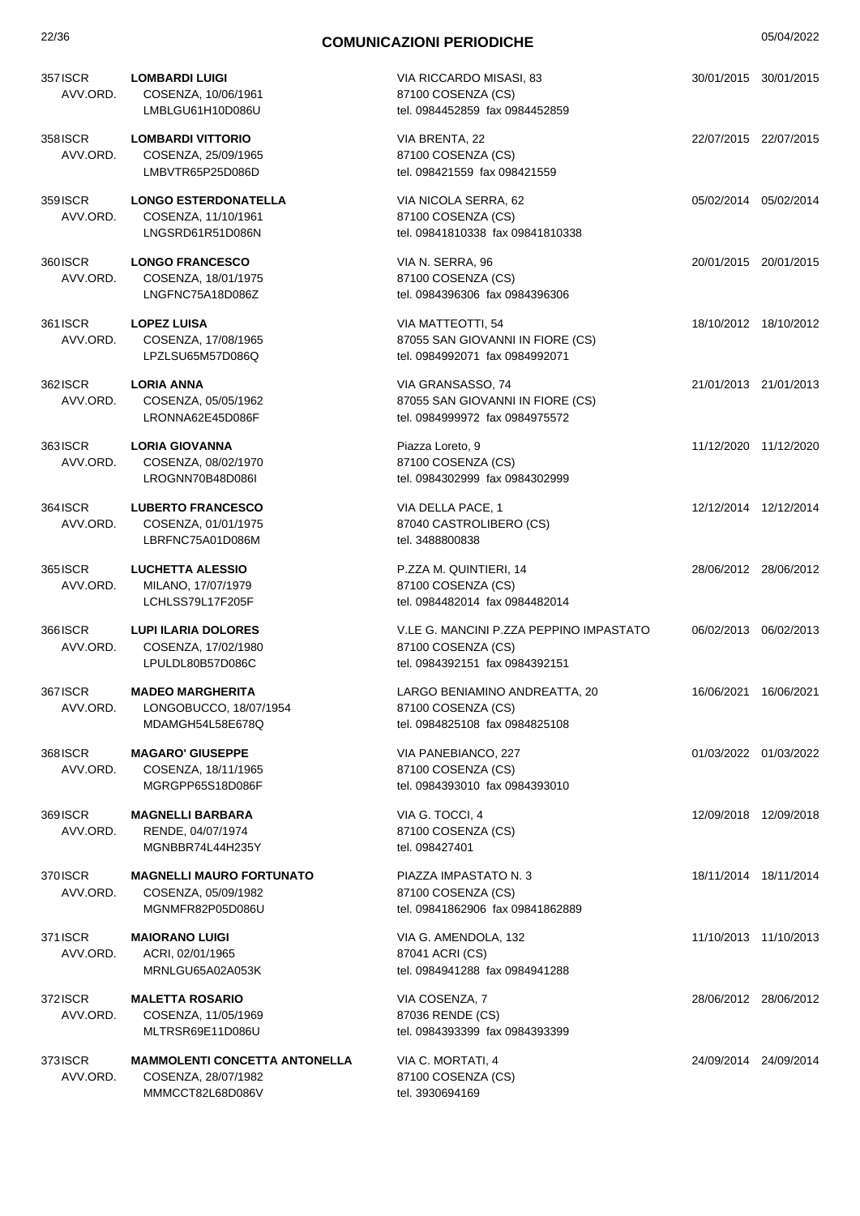## COMUNICAZIONI PERIODICHE

| N. | Tipo | Nominativo | Indirizzo | Data | Data |
|---|---|---|---|---|---|
| 357 | ISCR AVV.ORD. | **LOMBARDI LUIGI**<br>COSENZA, 10/06/1961<br>LMBLGU61H10D086U | VIA RICCARDO MISASI, 83<br>87100 COSENZA (CS)<br>tel. 0984452859 fax 0984452859 | 30/01/2015 | 30/01/2015 |
| 358 | ISCR AVV.ORD. | **LOMBARDI VITTORIO**<br>COSENZA, 25/09/1965<br>LMBVTR65P25D086D | VIA BRENTA, 22<br>87100 COSENZA (CS)<br>tel. 098421559 fax 098421559 | 22/07/2015 | 22/07/2015 |
| 359 | ISCR AVV.ORD. | **LONGO ESTERDONATELLA**<br>COSENZA, 11/10/1961<br>LNGSRD61R51D086N | VIA NICOLA SERRA, 62<br>87100 COSENZA (CS)<br>tel. 09841810338 fax 09841810338 | 05/02/2014 | 05/02/2014 |
| 360 | ISCR AVV.ORD. | **LONGO FRANCESCO**<br>COSENZA, 18/01/1975<br>LNGFNC75A18D086Z | VIA N. SERRA, 96<br>87100 COSENZA (CS)<br>tel. 0984396306 fax 0984396306 | 20/01/2015 | 20/01/2015 |
| 361 | ISCR AVV.ORD. | **LOPEZ LUISA**<br>COSENZA, 17/08/1965<br>LPZLSU65M57D086Q | VIA MATTEOTTI, 54<br>87055 SAN GIOVANNI IN FIORE (CS)<br>tel. 0984992071 fax 0984992071 | 18/10/2012 | 18/10/2012 |
| 362 | ISCR AVV.ORD. | **LORIA ANNA**<br>COSENZA, 05/05/1962<br>LRONNA62E45D086F | VIA GRANSASSO, 74<br>87055 SAN GIOVANNI IN FIORE (CS)<br>tel. 0984999972 fax 0984975572 | 21/01/2013 | 21/01/2013 |
| 363 | ISCR AVV.ORD. | **LORIA GIOVANNA**<br>COSENZA, 08/02/1970<br>LROGNN70B48D086I | Piazza Loreto, 9<br>87100 COSENZA (CS)<br>tel. 0984302999 fax 0984302999 | 11/12/2020 | 11/12/2020 |
| 364 | ISCR AVV.ORD. | **LUBERTO FRANCESCO**<br>COSENZA, 01/01/1975<br>LBRFNC75A01D086M | VIA DELLA PACE, 1<br>87040 CASTROLIBERO (CS)<br>tel. 3488800838 | 12/12/2014 | 12/12/2014 |
| 365 | ISCR AVV.ORD. | **LUCHETTA ALESSIO**<br>MILANO, 17/07/1979<br>LCHLSS79L17F205F | P.ZZA M. QUINTIERI, 14<br>87100 COSENZA (CS)<br>tel. 0984482014 fax 0984482014 | 28/06/2012 | 28/06/2012 |
| 366 | ISCR AVV.ORD. | **LUPI ILARIA DOLORES**<br>COSENZA, 17/02/1980<br>LPULDL80B57D086C | V.LE G. MANCINI P.ZZA PEPPINO IMPASTATO<br>87100 COSENZA (CS)<br>tel. 0984392151 fax 0984392151 | 06/02/2013 | 06/02/2013 |
| 367 | ISCR AVV.ORD. | **MADEO MARGHERITA**<br>LONGOBUCCO, 18/07/1954<br>MDAMGH54L58E678Q | LARGO BENIAMINO ANDREATTA, 20<br>87100 COSENZA (CS)<br>tel. 0984825108 fax 0984825108 | 16/06/2021 | 16/06/2021 |
| 368 | ISCR AVV.ORD. | **MAGARO' GIUSEPPE**<br>COSENZA, 18/11/1965<br>MGRGPP65S18D086F | VIA PANEBIANCO, 227<br>87100 COSENZA (CS)<br>tel. 0984393010 fax 0984393010 | 01/03/2022 | 01/03/2022 |
| 369 | ISCR AVV.ORD. | **MAGNELLI BARBARA**<br>RENDE, 04/07/1974<br>MGNBBR74L44H235Y | VIA G. TOCCI, 4<br>87100 COSENZA (CS)<br>tel. 098427401 | 12/09/2018 | 12/09/2018 |
| 370 | ISCR AVV.ORD. | **MAGNELLI MAURO FORTUNATO**<br>COSENZA, 05/09/1982<br>MGNMFR82P05D086U | PIAZZA IMPASTATO N. 3<br>87100 COSENZA (CS)<br>tel. 09841862906 fax 09841862889 | 18/11/2014 | 18/11/2014 |
| 371 | ISCR AVV.ORD. | **MAIORANO LUIGI**<br>ACRI, 02/01/1965<br>MRNLGU65A02A053K | VIA G. AMENDOLA, 132<br>87041 ACRI (CS)<br>tel. 0984941288 fax 0984941288 | 11/10/2013 | 11/10/2013 |
| 372 | ISCR AVV.ORD. | **MALETTA ROSARIO**<br>COSENZA, 11/05/1969<br>MLTRSR69E11D086U | VIA COSENZA, 7<br>87036 RENDE (CS)<br>tel. 0984393399 fax 0984393399 | 28/06/2012 | 28/06/2012 |
| 373 | ISCR AVV.ORD. | **MAMMOLENTI CONCETTA ANTONELLA**<br>COSENZA, 28/07/1982<br>MMMCCT82L68D086V | VIA C. MORTATI, 4<br>87100 COSENZA (CS)<br>tel. 3930694169 | 24/09/2014 | 24/09/2014 |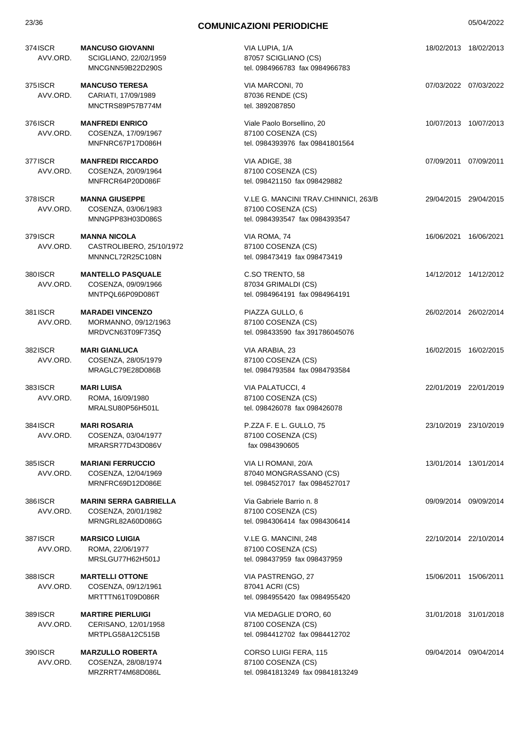## COMUNICAZIONI PERIODICHE

| N. | Tipo | Nominativo / Nascita / Codice Fiscale | Indirizzo / Recapiti | Data | Data |
|---|---|---|---|---|---|
| 374 | ISCR AVV.ORD. | **MANCUSO GIOVANNI**<br>SCIGLIANO, 22/02/1959<br>MNCGNN59B22D290S | VIA LUPIA, 1/A<br>87057 SCIGLIANO (CS)<br>tel. 0984966783 fax 0984966783 | 18/02/2013 | 18/02/2013 |
| 375 | ISCR AVV.ORD. | **MANCUSO TERESA**<br>CARIATI, 17/09/1989<br>MNCTRS89P57B774M | VIA MARCONI, 70<br>87036 RENDE (CS)<br>tel. 3892087850 | 07/03/2022 | 07/03/2022 |
| 376 | ISCR AVV.ORD. | **MANFREDI ENRICO**<br>COSENZA, 17/09/1967<br>MNFNRC67P17D086H | Viale Paolo Borsellino, 20<br>87100 COSENZA (CS)<br>tel. 0984393976 fax 09841801564 | 10/07/2013 | 10/07/2013 |
| 377 | ISCR AVV.ORD. | **MANFREDI RICCARDO**<br>COSENZA, 20/09/1964<br>MNFRCR64P20D086F | VIA ADIGE, 38<br>87100 COSENZA (CS)<br>tel. 098421150 fax 098429882 | 07/09/2011 | 07/09/2011 |
| 378 | ISCR AVV.ORD. | **MANNA GIUSEPPE**<br>COSENZA, 03/06/1983<br>MNNGPP83H03D086S | V.LE G. MANCINI TRAV.CHINNICI, 263/B<br>87100 COSENZA (CS)<br>tel. 0984393547 fax 0984393547 | 29/04/2015 | 29/04/2015 |
| 379 | ISCR AVV.ORD. | **MANNA NICOLA**<br>CASTROLIBERO, 25/10/1972<br>MNNNCL72R25C108N | VIA ROMA, 74<br>87100 COSENZA (CS)<br>tel. 098473419 fax 098473419 | 16/06/2021 | 16/06/2021 |
| 380 | ISCR AVV.ORD. | **MANTELLO PASQUALE**<br>COSENZA, 09/09/1966<br>MNTPQL66P09D086T | C.SO TRENTO, 58<br>87034 GRIMALDI (CS)<br>tel. 0984964191 fax 0984964191 | 14/12/2012 | 14/12/2012 |
| 381 | ISCR AVV.ORD. | **MARADEI VINCENZO**<br>MORMANNO, 09/12/1963<br>MRDVCN63T09F735Q | PIAZZA GULLO, 6<br>87100 COSENZA (CS)<br>tel. 098433590 fax 391786045076 | 26/02/2014 | 26/02/2014 |
| 382 | ISCR AVV.ORD. | **MARI GIANLUCA**<br>COSENZA, 28/05/1979<br>MRAGLC79E28D086B | VIA ARABIA, 23<br>87100 COSENZA (CS)<br>tel. 0984793584 fax 0984793584 | 16/02/2015 | 16/02/2015 |
| 383 | ISCR AVV.ORD. | **MARI LUISA**<br>ROMA, 16/09/1980<br>MRALSU80P56H501L | VIA PALATUCCI, 4<br>87100 COSENZA (CS)<br>tel. 098426078 fax 098426078 | 22/01/2019 | 22/01/2019 |
| 384 | ISCR AVV.ORD. | **MARI ROSARIA**<br>COSENZA, 03/04/1977<br>MRARSR77D43D086V | P.ZZA F. E L. GULLO, 75<br>87100 COSENZA (CS)<br>fax 0984390605 | 23/10/2019 | 23/10/2019 |
| 385 | ISCR AVV.ORD. | **MARIANI FERRUCCIO**<br>COSENZA, 12/04/1969<br>MRNFRC69D12D086E | VIA LI ROMANI, 20/A<br>87040 MONGRASSANO (CS)<br>tel. 0984527017 fax 0984527017 | 13/01/2014 | 13/01/2014 |
| 386 | ISCR AVV.ORD. | **MARINI SERRA GABRIELLA**<br>COSENZA, 20/01/1982<br>MRNGRL82A60D086G | Via Gabriele Barrio n. 8<br>87100 COSENZA (CS)<br>tel. 0984306414 fax 0984306414 | 09/09/2014 | 09/09/2014 |
| 387 | ISCR AVV.ORD. | **MARSICO LUIGIA**<br>ROMA, 22/06/1977<br>MRSLGU77H62H501J | V.LE G. MANCINI, 248<br>87100 COSENZA (CS)<br>tel. 098437959 fax 098437959 | 22/10/2014 | 22/10/2014 |
| 388 | ISCR AVV.ORD. | **MARTELLI OTTONE**<br>COSENZA, 09/12/1961<br>MRTTTN61T09D086R | VIA PASTRENGO, 27<br>87041 ACRI (CS)<br>tel. 0984955420 fax 0984955420 | 15/06/2011 | 15/06/2011 |
| 389 | ISCR AVV.ORD. | **MARTIRE PIERLUIGI**<br>CERISANO, 12/01/1958<br>MRTPLG58A12C515B | VIA MEDAGLIE D'ORO, 60<br>87100 COSENZA (CS)<br>tel. 0984412702 fax 0984412702 | 31/01/2018 | 31/01/2018 |
| 390 | ISCR AVV.ORD. | **MARZULLO ROBERTA**<br>COSENZA, 28/08/1974<br>MRZRRT74M68D086L | CORSO LUIGI FERA, 115<br>87100 COSENZA (CS)<br>tel. 09841813249 fax 09841813249 | 09/04/2014 | 09/04/2014 |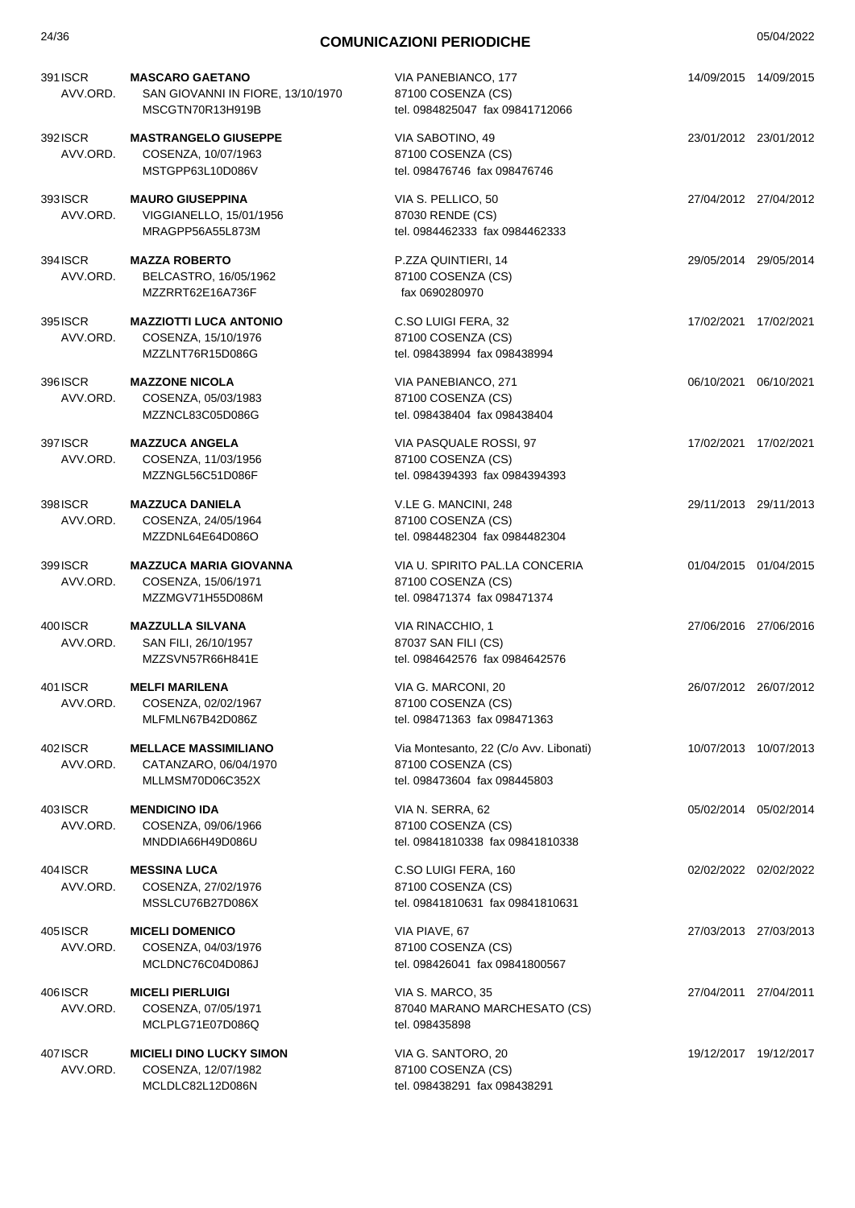## COMUNICAZIONI PERIODICHE

05/04/2022

| N. | Tipo | Nominativo | Indirizzo | Data | Data |
|---|---|---|---|---|---|
| 391 | ISCR AVV.ORD. | **MASCARO GAETANO**<br>SAN GIOVANNI IN FIORE, 13/10/1970<br>MSCGTN70R13H919B | VIA PANEBIANCO, 177<br>87100 COSENZA (CS)<br>tel. 0984825047 fax 09841712066 | 14/09/2015 | 14/09/2015 |
| 392 | ISCR AVV.ORD. | **MASTRANGELO GIUSEPPE**<br>COSENZA, 10/07/1963<br>MSTGPP63L10D086V | VIA SABOTINO, 49<br>87100 COSENZA (CS)<br>tel. 098476746 fax 098476746 | 23/01/2012 | 23/01/2012 |
| 393 | ISCR AVV.ORD. | **MAURO GIUSEPPINA**<br>VIGGIANELLO, 15/01/1956<br>MRAGPP56A55L873M | VIA S. PELLICO, 50<br>87030 RENDE (CS)<br>tel. 0984462333 fax 0984462333 | 27/04/2012 | 27/04/2012 |
| 394 | ISCR AVV.ORD. | **MAZZA ROBERTO**<br>BELCASTRO, 16/05/1962<br>MZZRRT62E16A736F | P.ZZA QUINTIERI, 14<br>87100 COSENZA (CS)<br>fax 0690280970 | 29/05/2014 | 29/05/2014 |
| 395 | ISCR AVV.ORD. | **MAZZIOTTI LUCA ANTONIO**<br>COSENZA, 15/10/1976<br>MZZLNT76R15D086G | C.SO LUIGI FERA, 32<br>87100 COSENZA (CS)<br>tel. 098438994 fax 098438994 | 17/02/2021 | 17/02/2021 |
| 396 | ISCR AVV.ORD. | **MAZZONE NICOLA**<br>COSENZA, 05/03/1983<br>MZZNCL83C05D086G | VIA PANEBIANCO, 271<br>87100 COSENZA (CS)<br>tel. 098438404 fax 098438404 | 06/10/2021 | 06/10/2021 |
| 397 | ISCR AVV.ORD. | **MAZZUCA ANGELA**<br>COSENZA, 11/03/1956<br>MZZNGL56C51D086F | VIA PASQUALE ROSSI, 97<br>87100 COSENZA (CS)<br>tel. 0984394393 fax 0984394393 | 17/02/2021 | 17/02/2021 |
| 398 | ISCR AVV.ORD. | **MAZZUCA DANIELA**<br>COSENZA, 24/05/1964<br>MZZDNL64E64D086O | V.LE G. MANCINI, 248<br>87100 COSENZA (CS)<br>tel. 0984482304 fax 0984482304 | 29/11/2013 | 29/11/2013 |
| 399 | ISCR AVV.ORD. | **MAZZUCA MARIA GIOVANNA**<br>COSENZA, 15/06/1971<br>MZZMGV71H55D086M | VIA U. SPIRITO PAL.LA CONCERIA<br>87100 COSENZA (CS)<br>tel. 098471374 fax 098471374 | 01/04/2015 | 01/04/2015 |
| 400 | ISCR AVV.ORD. | **MAZZULLA SILVANA**<br>SAN FILI, 26/10/1957<br>MZZSVN57R66H841E | VIA RINACCHIO, 1<br>87037 SAN FILI (CS)<br>tel. 0984642576 fax 0984642576 | 27/06/2016 | 27/06/2016 |
| 401 | ISCR AVV.ORD. | **MELFI MARILENA**<br>COSENZA, 02/02/1967<br>MLFMLN67B42D086Z | VIA G. MARCONI, 20<br>87100 COSENZA (CS)<br>tel. 098471363 fax 098471363 | 26/07/2012 | 26/07/2012 |
| 402 | ISCR AVV.ORD. | **MELLACE MASSIMILIANO**<br>CATANZARO, 06/04/1970<br>MLLMSM70D06C352X | Via Montesanto, 22 (C/o Avv. Libonati)<br>87100 COSENZA (CS)<br>tel. 098473604 fax 098445803 | 10/07/2013 | 10/07/2013 |
| 403 | ISCR AVV.ORD. | **MENDICINO IDA**<br>COSENZA, 09/06/1966<br>MNDDIA66H49D086U | VIA N. SERRA, 62<br>87100 COSENZA (CS)<br>tel. 09841810338 fax 09841810338 | 05/02/2014 | 05/02/2014 |
| 404 | ISCR AVV.ORD. | **MESSINA LUCA**<br>COSENZA, 27/02/1976<br>MSSLCU76B27D086X | C.SO LUIGI FERA, 160<br>87100 COSENZA (CS)<br>tel. 09841810631 fax 09841810631 | 02/02/2022 | 02/02/2022 |
| 405 | ISCR AVV.ORD. | **MICELI DOMENICO**<br>COSENZA, 04/03/1976<br>MCLDNC76C04D086J | VIA PIAVE, 67<br>87100 COSENZA (CS)<br>tel. 098426041 fax 09841800567 | 27/03/2013 | 27/03/2013 |
| 406 | ISCR AVV.ORD. | **MICELI PIERLUIGI**<br>COSENZA, 07/05/1971<br>MCLPLG71E07D086Q | VIA S. MARCO, 35<br>87040 MARANO MARCHESATO (CS)<br>tel. 098435898 | 27/04/2011 | 27/04/2011 |
| 407 | ISCR AVV.ORD. | **MICIELI DINO LUCKY SIMON**<br>COSENZA, 12/07/1982<br>MCLDLC82L12D086N | VIA G. SANTORO, 20<br>87100 COSENZA (CS)<br>tel. 098438291 fax 098438291 | 19/12/2017 | 19/12/2017 |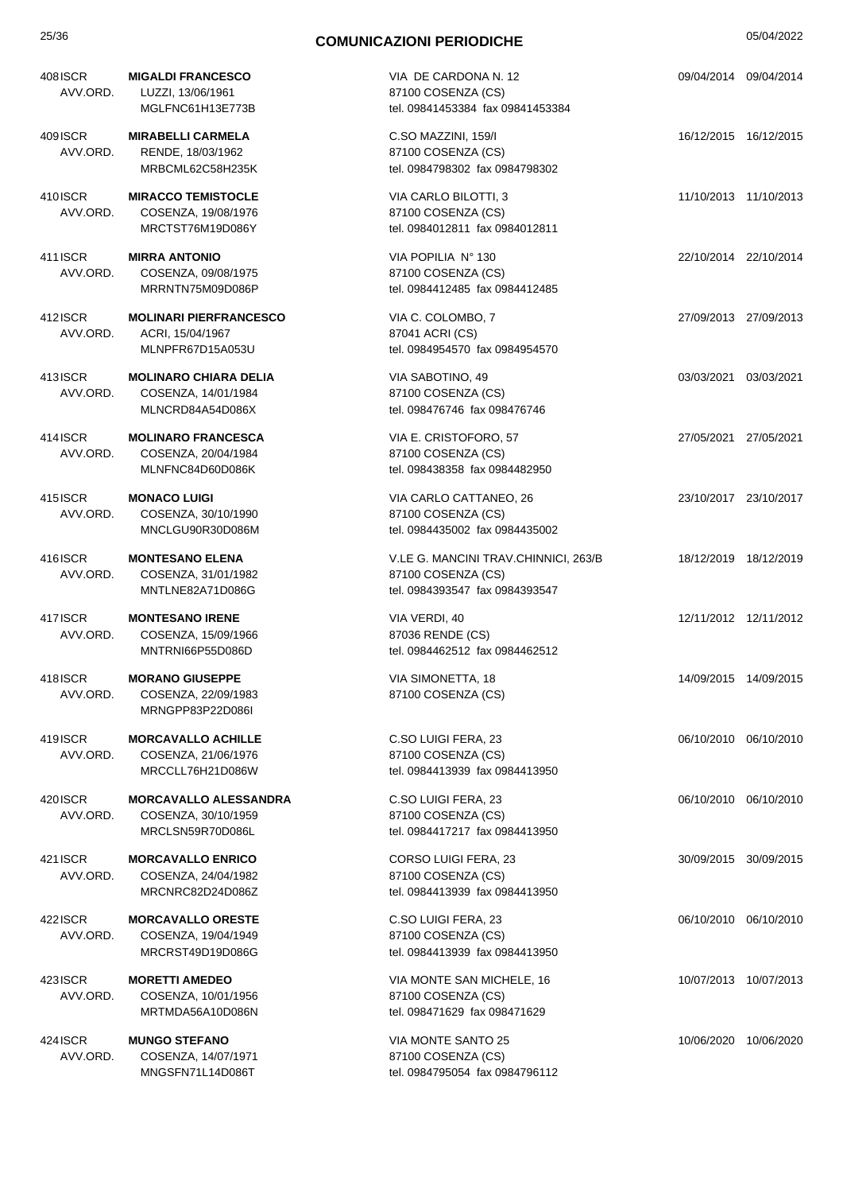# COMUNICAZIONI PERIODICHE

| N. | Tipo | Nominativo | Indirizzo | Data | Data |
|---|---|---|---|---|---|
| 408 | ISCR AVV.ORD. | **MIGALDI FRANCESCO**<br>LUZZI, 13/06/1961<br>MGLFNC61H13E773B | VIA DE CARDONA N. 12<br>87100 COSENZA (CS)<br>tel. 09841453384 fax 09841453384 | 09/04/2014 | 09/04/2014 |
| 409 | ISCR AVV.ORD. | **MIRABELLI CARMELA**<br>RENDE, 18/03/1962<br>MRBCML62C58H235K | C.SO MAZZINI, 159/I<br>87100 COSENZA (CS)<br>tel. 0984798302 fax 0984798302 | 16/12/2015 | 16/12/2015 |
| 410 | ISCR AVV.ORD. | **MIRACCO TEMISTOCLE**<br>COSENZA, 19/08/1976<br>MRCTST76M19D086Y | VIA CARLO BILOTTI, 3<br>87100 COSENZA (CS)<br>tel. 0984012811 fax 0984012811 | 11/10/2013 | 11/10/2013 |
| 411 | ISCR AVV.ORD. | **MIRRA ANTONIO**<br>COSENZA, 09/08/1975<br>MRRNTN75M09D086P | VIA POPILIA N° 130<br>87100 COSENZA (CS)<br>tel. 0984412485 fax 0984412485 | 22/10/2014 | 22/10/2014 |
| 412 | ISCR AVV.ORD. | **MOLINARI PIERFRANCESCO**<br>ACRI, 15/04/1967<br>MLNPFR67D15A053U | VIA C. COLOMBO, 7<br>87041 ACRI (CS)<br>tel. 0984954570 fax 0984954570 | 27/09/2013 | 27/09/2013 |
| 413 | ISCR AVV.ORD. | **MOLINARO CHIARA DELIA**<br>COSENZA, 14/01/1984<br>MLNCRD84A54D086X | VIA SABOTINO, 49<br>87100 COSENZA (CS)<br>tel. 098476746 fax 098476746 | 03/03/2021 | 03/03/2021 |
| 414 | ISCR AVV.ORD. | **MOLINARO FRANCESCA**<br>COSENZA, 20/04/1984<br>MLNFNC84D60D086K | VIA E. CRISTOFORO, 57<br>87100 COSENZA (CS)<br>tel. 098438358 fax 0984482950 | 27/05/2021 | 27/05/2021 |
| 415 | ISCR AVV.ORD. | **MONACO LUIGI**<br>COSENZA, 30/10/1990<br>MNCLGU90R30D086M | VIA CARLO CATTANEO, 26<br>87100 COSENZA (CS)<br>tel. 0984435002 fax 0984435002 | 23/10/2017 | 23/10/2017 |
| 416 | ISCR AVV.ORD. | **MONTESANO ELENA**<br>COSENZA, 31/01/1982<br>MNTLNE82A71D086G | V.LE G. MANCINI TRAV.CHINNICI, 263/B<br>87100 COSENZA (CS)<br>tel. 0984393547 fax 0984393547 | 18/12/2019 | 18/12/2019 |
| 417 | ISCR AVV.ORD. | **MONTESANO IRENE**<br>COSENZA, 15/09/1966<br>MNTRNI66P55D086D | VIA VERDI, 40<br>87036 RENDE (CS)<br>tel. 0984462512 fax 0984462512 | 12/11/2012 | 12/11/2012 |
| 418 | ISCR AVV.ORD. | **MORANO GIUSEPPE**<br>COSENZA, 22/09/1983<br>MRNGPP83P22D086I | VIA SIMONETTA, 18<br>87100 COSENZA (CS) | 14/09/2015 | 14/09/2015 |
| 419 | ISCR AVV.ORD. | **MORCAVALLO ACHILLE**<br>COSENZA, 21/06/1976<br>MRCCLL76H21D086W | C.SO LUIGI FERA, 23<br>87100 COSENZA (CS)<br>tel. 0984413939 fax 0984413950 | 06/10/2010 | 06/10/2010 |
| 420 | ISCR AVV.ORD. | **MORCAVALLO ALESSANDRA**<br>COSENZA, 30/10/1959<br>MRCLSN59R70D086L | C.SO LUIGI FERA, 23<br>87100 COSENZA (CS)<br>tel. 0984417217 fax 0984413950 | 06/10/2010 | 06/10/2010 |
| 421 | ISCR AVV.ORD. | **MORCAVALLO ENRICO**<br>COSENZA, 24/04/1982<br>MRCNRC82D24D086Z | CORSO LUIGI FERA, 23<br>87100 COSENZA (CS)<br>tel. 0984413939 fax 0984413950 | 30/09/2015 | 30/09/2015 |
| 422 | ISCR AVV.ORD. | **MORCAVALLO ORESTE**<br>COSENZA, 19/04/1949<br>MRCRST49D19D086G | C.SO LUIGI FERA, 23<br>87100 COSENZA (CS)<br>tel. 0984413939 fax 0984413950 | 06/10/2010 | 06/10/2010 |
| 423 | ISCR AVV.ORD. | **MORETTI AMEDEO**<br>COSENZA, 10/01/1956<br>MRTMDA56A10D086N | VIA MONTE SAN MICHELE, 16<br>87100 COSENZA (CS)<br>tel. 098471629 fax 098471629 | 10/07/2013 | 10/07/2013 |
| 424 | ISCR AVV.ORD. | **MUNGO STEFANO**<br>COSENZA, 14/07/1971<br>MNGSFN71L14D086T | VIA MONTE SANTO 25<br>87100 COSENZA (CS)<br>tel. 0984795054 fax 0984796112 | 10/06/2020 | 10/06/2020 |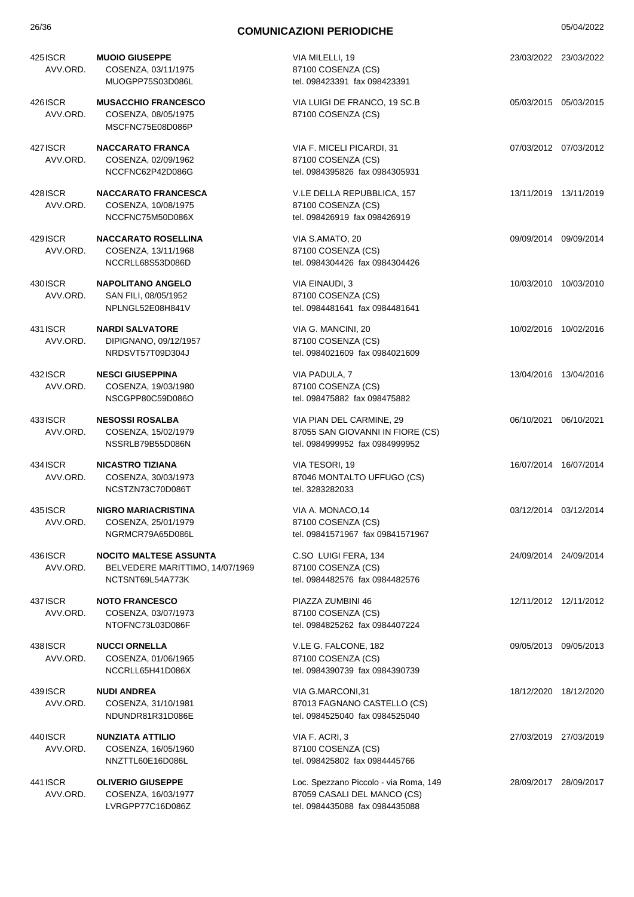## COMUNICAZIONI PERIODICHE

| N. | Tipo | Nominativo | Indirizzo | Data | Data |
|---|---|---|---|---|---|
| 425 | ISCR AVV.ORD. | **MUOIO GIUSEPPE**<br>COSENZA, 03/11/1975<br>MUOGPP75S03D086L | VIA MILELLI, 19<br>87100 COSENZA (CS)<br>tel. 098423391 fax 098423391 | 23/03/2022 | 23/03/2022 |
| 426 | ISCR AVV.ORD. | **MUSACCHIO FRANCESCO**<br>COSENZA, 08/05/1975<br>MSCFNC75E08D086P | VIA LUIGI DE FRANCO, 19 SC.B<br>87100 COSENZA (CS) | 05/03/2015 | 05/03/2015 |
| 427 | ISCR AVV.ORD. | **NACCARATO FRANCA**<br>COSENZA, 02/09/1962<br>NCCFNC62P42D086G | VIA F. MICELI PICARDI, 31<br>87100 COSENZA (CS)<br>tel. 0984395826 fax 0984305931 | 07/03/2012 | 07/03/2012 |
| 428 | ISCR AVV.ORD. | **NACCARATO FRANCESCA**<br>COSENZA, 10/08/1975<br>NCCFNC75M50D086X | V.LE DELLA REPUBBLICA, 157<br>87100 COSENZA (CS)<br>tel. 098426919 fax 098426919 | 13/11/2019 | 13/11/2019 |
| 429 | ISCR AVV.ORD. | **NACCARATO ROSELLINA**<br>COSENZA, 13/11/1968<br>NCCRLL68S53D086D | VIA S.AMATO, 20<br>87100 COSENZA (CS)<br>tel. 0984304426 fax 0984304426 | 09/09/2014 | 09/09/2014 |
| 430 | ISCR AVV.ORD. | **NAPOLITANO ANGELO**<br>SAN FILI, 08/05/1952<br>NPLNGL52E08H841V | VIA EINAUDI, 3<br>87100 COSENZA (CS)<br>tel. 0984481641 fax 0984481641 | 10/03/2010 | 10/03/2010 |
| 431 | ISCR AVV.ORD. | **NARDI SALVATORE**<br>DIPIGNANO, 09/12/1957<br>NRDSVT57T09D304J | VIA G. MANCINI, 20<br>87100 COSENZA (CS)<br>tel. 0984021609 fax 0984021609 | 10/02/2016 | 10/02/2016 |
| 432 | ISCR AVV.ORD. | **NESCI GIUSEPPINA**<br>COSENZA, 19/03/1980<br>NSCGPP80C59D086O | VIA PADULA, 7<br>87100 COSENZA (CS)<br>tel. 098475882 fax 098475882 | 13/04/2016 | 13/04/2016 |
| 433 | ISCR AVV.ORD. | **NESOSSI ROSALBA**<br>COSENZA, 15/02/1979<br>NSSRLB79B55D086N | VIA PIAN DEL CARMINE, 29<br>87055 SAN GIOVANNI IN FIORE (CS)<br>tel. 0984999952 fax 0984999952 | 06/10/2021 | 06/10/2021 |
| 434 | ISCR AVV.ORD. | **NICASTRO TIZIANA**<br>COSENZA, 30/03/1973<br>NCSTZN73C70D086T | VIA TESORI, 19<br>87046 MONTALTO UFFUGO (CS)<br>tel. 3283282033 | 16/07/2014 | 16/07/2014 |
| 435 | ISCR AVV.ORD. | **NIGRO MARIACRISTINA**<br>COSENZA, 25/01/1979<br>NGRMCR79A65D086L | VIA A. MONACO,14<br>87100 COSENZA (CS)<br>tel. 09841571967 fax 09841571967 | 03/12/2014 | 03/12/2014 |
| 436 | ISCR AVV.ORD. | **NOCITO MALTESE ASSUNTA**<br>BELVEDERE MARITTIMO, 14/07/1969<br>NCTSNT69L54A773K | C.SO LUIGI FERA, 134<br>87100 COSENZA (CS)<br>tel. 0984482576 fax 0984482576 | 24/09/2014 | 24/09/2014 |
| 437 | ISCR AVV.ORD. | **NOTO FRANCESCO**<br>COSENZA, 03/07/1973<br>NTOFNC73L03D086F | PIAZZA ZUMBINI 46<br>87100 COSENZA (CS)<br>tel. 0984825262 fax 0984407224 | 12/11/2012 | 12/11/2012 |
| 438 | ISCR AVV.ORD. | **NUCCI ORNELLA**<br>COSENZA, 01/06/1965<br>NCCRLL65H41D086X | V.LE G. FALCONE, 182<br>87100 COSENZA (CS)<br>tel. 0984390739 fax 0984390739 | 09/05/2013 | 09/05/2013 |
| 439 | ISCR AVV.ORD. | **NUDI ANDREA**<br>COSENZA, 31/10/1981<br>NDUNDR81R31D086E | VIA G.MARCONI,31<br>87013 FAGNANO CASTELLO (CS)<br>tel. 0984525040 fax 0984525040 | 18/12/2020 | 18/12/2020 |
| 440 | ISCR AVV.ORD. | **NUNZIATA ATTILIO**<br>COSENZA, 16/05/1960<br>NNZTTL60E16D086L | VIA F. ACRI, 3<br>87100 COSENZA (CS)<br>tel. 098425802 fax 0984445766 | 27/03/2019 | 27/03/2019 |
| 441 | ISCR AVV.ORD. | **OLIVERIO GIUSEPPE**<br>COSENZA, 16/03/1977<br>LVRGPP77C16D086Z | Loc. Spezzano Piccolo - via Roma, 149<br>87059 CASALI DEL MANCO (CS)<br>tel. 0984435088 fax 0984435088 | 28/09/2017 | 28/09/2017 |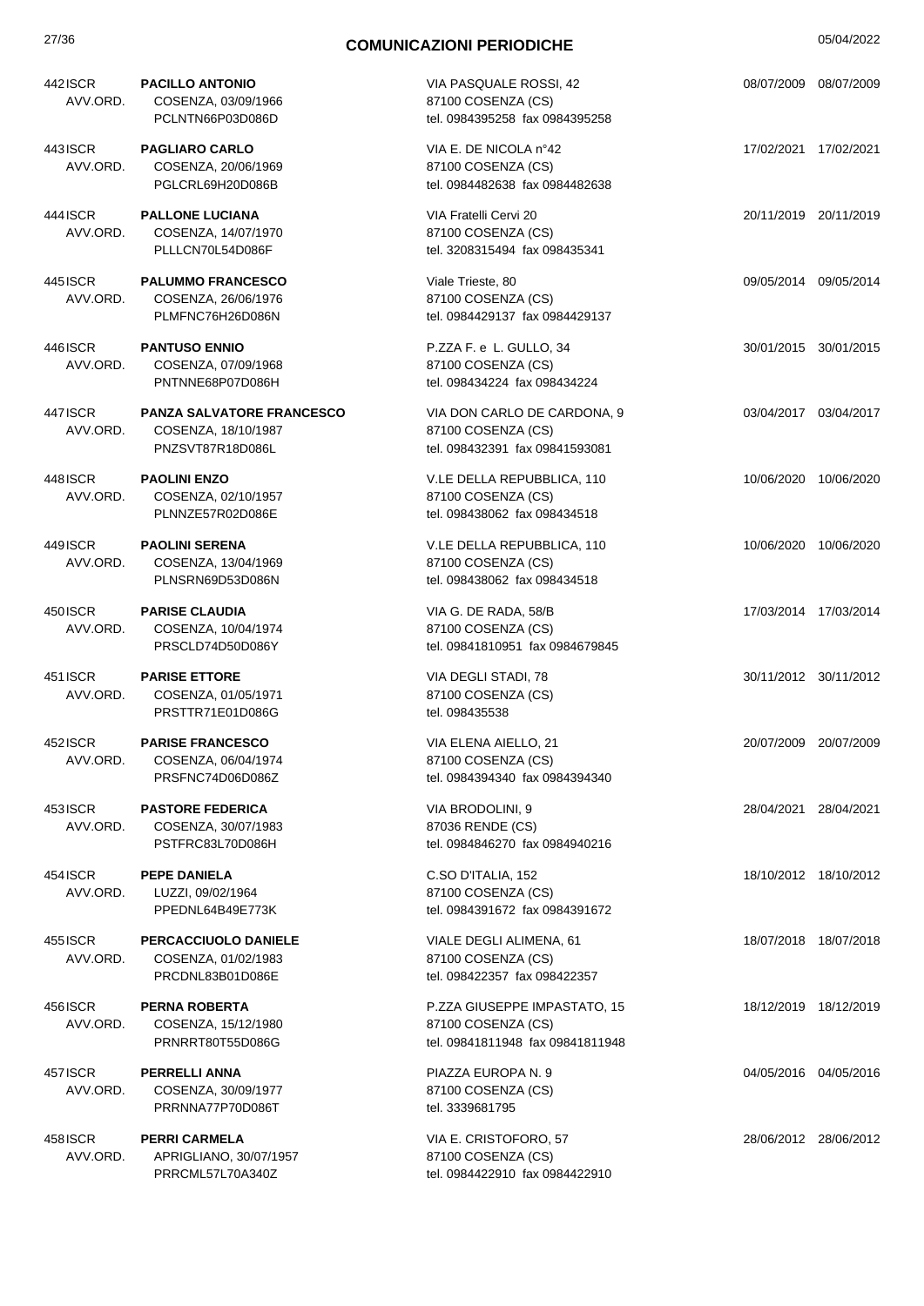## COMUNICAZIONI PERIODICHE

05/04/2022

| N. | Tipo | Nominativo | Indirizzo | Data | Data |
|---|---|---|---|---|---|
| 442 | ISCR AVV.ORD. | **PACILLO ANTONIO**<br>COSENZA, 03/09/1966<br>PCLNTN66P03D086D | VIA PASQUALE ROSSI, 42<br>87100 COSENZA (CS)<br>tel. 0984395258 fax 0984395258 | 08/07/2009 | 08/07/2009 |
| 443 | ISCR AVV.ORD. | **PAGLIARO CARLO**<br>COSENZA, 20/06/1969<br>PGLCRL69H20D086B | VIA E. DE NICOLA n°42<br>87100 COSENZA (CS)<br>tel. 0984482638 fax 0984482638 | 17/02/2021 | 17/02/2021 |
| 444 | ISCR AVV.ORD. | **PALLONE LUCIANA**<br>COSENZA, 14/07/1970<br>PLLLCN70L54D086F | VIA Fratelli Cervi 20<br>87100 COSENZA (CS)<br>tel. 3208315494 fax 098435341 | 20/11/2019 | 20/11/2019 |
| 445 | ISCR AVV.ORD. | **PALUMMO FRANCESCO**<br>COSENZA, 26/06/1976<br>PLMFNC76H26D086N | Viale Trieste, 80<br>87100 COSENZA (CS)<br>tel. 0984429137 fax 0984429137 | 09/05/2014 | 09/05/2014 |
| 446 | ISCR AVV.ORD. | **PANTUSO ENNIO**<br>COSENZA, 07/09/1968<br>PNTNNE68P07D086H | P.ZZA F. e L. GULLO, 34<br>87100 COSENZA (CS)<br>tel. 098434224 fax 098434224 | 30/01/2015 | 30/01/2015 |
| 447 | ISCR AVV.ORD. | **PANZA SALVATORE FRANCESCO**<br>COSENZA, 18/10/1987<br>PNZSVT87R18D086L | VIA DON CARLO DE CARDONA, 9<br>87100 COSENZA (CS)<br>tel. 098432391 fax 09841593081 | 03/04/2017 | 03/04/2017 |
| 448 | ISCR AVV.ORD. | **PAOLINI ENZO**<br>COSENZA, 02/10/1957<br>PLNNZE57R02D086E | V.LE DELLA REPUBBLICA, 110<br>87100 COSENZA (CS)<br>tel. 098438062 fax 098434518 | 10/06/2020 | 10/06/2020 |
| 449 | ISCR AVV.ORD. | **PAOLINI SERENA**<br>COSENZA, 13/04/1969<br>PLNSRN69D53D086N | V.LE DELLA REPUBBLICA, 110<br>87100 COSENZA (CS)<br>tel. 098438062 fax 098434518 | 10/06/2020 | 10/06/2020 |
| 450 | ISCR AVV.ORD. | **PARISE CLAUDIA**<br>COSENZA, 10/04/1974<br>PRSCLD74D50D086Y | VIA G. DE RADA, 58/B<br>87100 COSENZA (CS)<br>tel. 09841810951 fax 0984679845 | 17/03/2014 | 17/03/2014 |
| 451 | ISCR AVV.ORD. | **PARISE ETTORE**<br>COSENZA, 01/05/1971<br>PRSTTR71E01D086G | VIA DEGLI STADI, 78<br>87100 COSENZA (CS)<br>tel. 098435538 | 30/11/2012 | 30/11/2012 |
| 452 | ISCR AVV.ORD. | **PARISE FRANCESCO**<br>COSENZA, 06/04/1974<br>PRSFNC74D06D086Z | VIA ELENA AIELLO, 21<br>87100 COSENZA (CS)<br>tel. 0984394340 fax 0984394340 | 20/07/2009 | 20/07/2009 |
| 453 | ISCR AVV.ORD. | **PASTORE FEDERICA**<br>COSENZA, 30/07/1983<br>PSTFRC83L70D086H | VIA BRODOLINI, 9<br>87036 RENDE (CS)<br>tel. 0984846270 fax 0984940216 | 28/04/2021 | 28/04/2021 |
| 454 | ISCR AVV.ORD. | **PEPE DANIELA**<br>LUZZI, 09/02/1964<br>PPEDNL64B49E773K | C.SO D'ITALIA, 152<br>87100 COSENZA (CS)<br>tel. 0984391672 fax 0984391672 | 18/10/2012 | 18/10/2012 |
| 455 | ISCR AVV.ORD. | **PERCACCIUOLO DANIELE**<br>COSENZA, 01/02/1983<br>PRCDNL83B01D086E | VIALE DEGLI ALIMENA, 61<br>87100 COSENZA (CS)<br>tel. 098422357 fax 098422357 | 18/07/2018 | 18/07/2018 |
| 456 | ISCR AVV.ORD. | **PERNA ROBERTA**<br>COSENZA, 15/12/1980<br>PRNRRT80T55D086G | P.ZZA GIUSEPPE IMPASTATO, 15<br>87100 COSENZA (CS)<br>tel. 09841811948 fax 09841811948 | 18/12/2019 | 18/12/2019 |
| 457 | ISCR AVV.ORD. | **PERRELLI ANNA**<br>COSENZA, 30/09/1977<br>PRRNNA77P70D086T | PIAZZA EUROPA N. 9<br>87100 COSENZA (CS)<br>tel. 3339681795 | 04/05/2016 | 04/05/2016 |
| 458 | ISCR AVV.ORD. | **PERRI CARMELA**<br>APRIGLIANO, 30/07/1957<br>PRRCML57L70A340Z | VIA E. CRISTOFORO, 57<br>87100 COSENZA (CS)<br>tel. 0984422910 fax 0984422910 | 28/06/2012 | 28/06/2012 |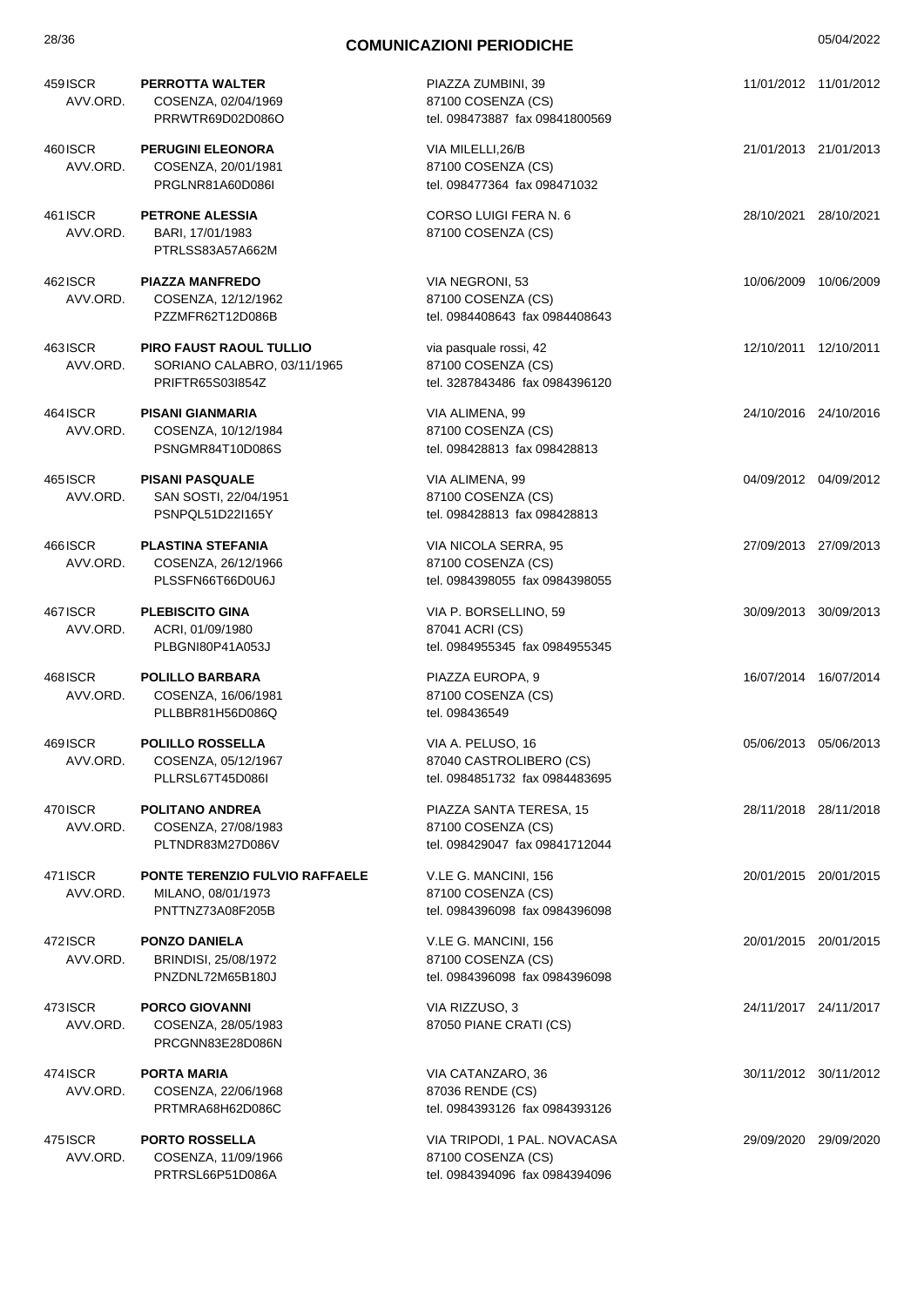## COMUNICAZIONI PERIODICHE

05/04/2022

| N. | Tipo | Nominativo | Indirizzo | Data 1 | Data 2 |
|---|---|---|---|---|---|
| 459 | ISCR AVV.ORD. | **PERROTTA WALTER**<br>COSENZA, 02/04/1969<br>PRRWTR69D02D086O | PIAZZA ZUMBINI, 39<br>87100 COSENZA (CS)<br>tel. 098473887 fax 09841800569 | 11/01/2012 | 11/01/2012 |
| 460 | ISCR AVV.ORD. | **PERUGINI ELEONORA**<br>COSENZA, 20/01/1981<br>PRGLNR81A60D086I | VIA MILELLI,26/B<br>87100 COSENZA (CS)<br>tel. 098477364 fax 098471032 | 21/01/2013 | 21/01/2013 |
| 461 | ISCR AVV.ORD. | **PETRONE ALESSIA**<br>BARI, 17/01/1983<br>PTRLSS83A57A662M | CORSO LUIGI FERA N. 6<br>87100 COSENZA (CS) | 28/10/2021 | 28/10/2021 |
| 462 | ISCR AVV.ORD. | **PIAZZA MANFREDO**<br>COSENZA, 12/12/1962<br>PZZMFR62T12D086B | VIA NEGRONI, 53<br>87100 COSENZA (CS)<br>tel. 0984408643 fax 0984408643 | 10/06/2009 | 10/06/2009 |
| 463 | ISCR AVV.ORD. | **PIRO FAUST RAOUL TULLIO**<br>SORIANO CALABRO, 03/11/1965<br>PRIFTR65S03I854Z | via pasquale rossi, 42<br>87100 COSENZA (CS)<br>tel. 3287843486 fax 0984396120 | 12/10/2011 | 12/10/2011 |
| 464 | ISCR AVV.ORD. | **PISANI GIANMARIA**<br>COSENZA, 10/12/1984<br>PSNGMR84T10D086S | VIA ALIMENA, 99<br>87100 COSENZA (CS)<br>tel. 098428813 fax 098428813 | 24/10/2016 | 24/10/2016 |
| 465 | ISCR AVV.ORD. | **PISANI PASQUALE**<br>SAN SOSTI, 22/04/1951<br>PSNPQL51D22I165Y | VIA ALIMENA, 99<br>87100 COSENZA (CS)<br>tel. 098428813 fax 098428813 | 04/09/2012 | 04/09/2012 |
| 466 | ISCR AVV.ORD. | **PLASTINA STEFANIA**<br>COSENZA, 26/12/1966<br>PLSSFN66T66D0U6J | VIA NICOLA SERRA, 95<br>87100 COSENZA (CS)<br>tel. 0984398055 fax 0984398055 | 27/09/2013 | 27/09/2013 |
| 467 | ISCR AVV.ORD. | **PLEBISCITO GINA**<br>ACRI, 01/09/1980<br>PLBGNI80P41A053J | VIA P. BORSELLINO, 59<br>87041 ACRI (CS)<br>tel. 0984955345 fax 0984955345 | 30/09/2013 | 30/09/2013 |
| 468 | ISCR AVV.ORD. | **POLILLO BARBARA**<br>COSENZA, 16/06/1981<br>PLLBBR81H56D086Q | PIAZZA EUROPA, 9<br>87100 COSENZA (CS)<br>tel. 098436549 | 16/07/2014 | 16/07/2014 |
| 469 | ISCR AVV.ORD. | **POLILLO ROSSELLA**<br>COSENZA, 05/12/1967<br>PLLRSL67T45D086I | VIA A. PELUSO, 16<br>87040 CASTROLIBERO (CS)<br>tel. 0984851732 fax 0984483695 | 05/06/2013 | 05/06/2013 |
| 470 | ISCR AVV.ORD. | **POLITANO ANDREA**<br>COSENZA, 27/08/1983<br>PLTNDR83M27D086V | PIAZZA SANTA TERESA, 15<br>87100 COSENZA (CS)<br>tel. 098429047 fax 09841712044 | 28/11/2018 | 28/11/2018 |
| 471 | ISCR AVV.ORD. | **PONTE TERENZIO FULVIO RAFFAELE**<br>MILANO, 08/01/1973<br>PNTTNZ73A08F205B | V.LE G. MANCINI, 156<br>87100 COSENZA (CS)<br>tel. 0984396098 fax 0984396098 | 20/01/2015 | 20/01/2015 |
| 472 | ISCR AVV.ORD. | **PONZO DANIELA**<br>BRINDISI, 25/08/1972<br>PNZDNL72M65B180J | V.LE G. MANCINI, 156<br>87100 COSENZA (CS)<br>tel. 0984396098 fax 0984396098 | 20/01/2015 | 20/01/2015 |
| 473 | ISCR AVV.ORD. | **PORCO GIOVANNI**<br>COSENZA, 28/05/1983<br>PRCGNN83E28D086N | VIA RIZZUSO, 3<br>87050 PIANE CRATI (CS) | 24/11/2017 | 24/11/2017 |
| 474 | ISCR AVV.ORD. | **PORTA MARIA**<br>COSENZA, 22/06/1968<br>PRTMRA68H62D086C | VIA CATANZARO, 36<br>87036 RENDE (CS)<br>tel. 0984393126 fax 0984393126 | 30/11/2012 | 30/11/2012 |
| 475 | ISCR AVV.ORD. | **PORTO ROSSELLA**<br>COSENZA, 11/09/1966<br>PRTRSL66P51D086A | VIA TRIPODI, 1 PAL. NOVACASA<br>87100 COSENZA (CS)<br>tel. 0984394096 fax 0984394096 | 29/09/2020 | 29/09/2020 |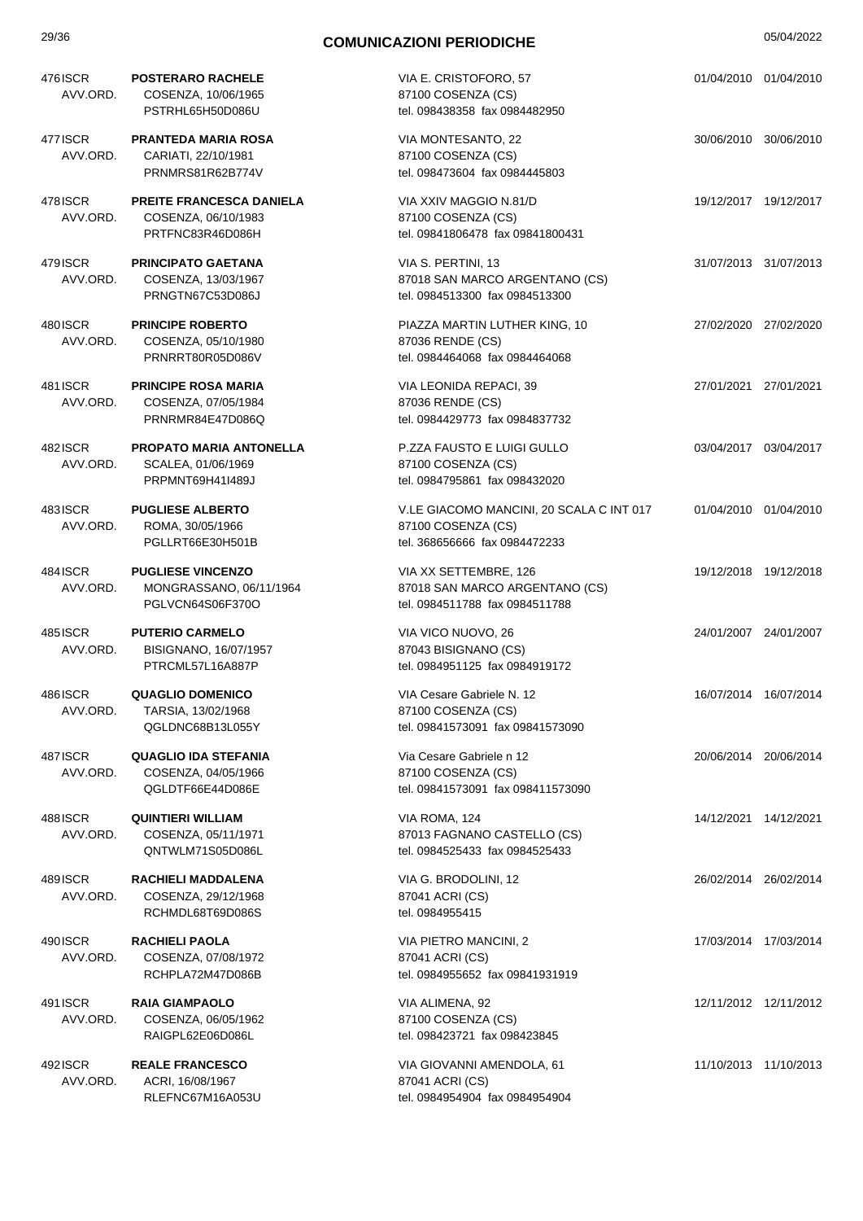## COMUNICAZIONI PERIODICHE

| | | | | |
|---|---|---|---|---|
| 476 ISCR AVV.ORD. | **POSTERARO RACHELE** COSENZA, 10/06/1965 PSTRHL65H50D086U | VIA E. CRISTOFORO, 57 87100 COSENZA (CS) tel. 098438358 fax 0984482950 | 01/04/2010 | 01/04/2010 |
| 477 ISCR AVV.ORD. | **PRANTEDA MARIA ROSA** CARIATI, 22/10/1981 PRNMRS81R62B774V | VIA MONTESANTO, 22 87100 COSENZA (CS) tel. 098473604 fax 0984445803 | 30/06/2010 | 30/06/2010 |
| 478 ISCR AVV.ORD. | **PREITE FRANCESCA DANIELA** COSENZA, 06/10/1983 PRTFNC83R46D086H | VIA XXIV MAGGIO N.81/D 87100 COSENZA (CS) tel. 09841806478 fax 09841800431 | 19/12/2017 | 19/12/2017 |
| 479 ISCR AVV.ORD. | **PRINCIPATO GAETANA** COSENZA, 13/03/1967 PRNGTN67C53D086J | VIA S. PERTINI, 13 87018 SAN MARCO ARGENTANO (CS) tel. 0984513300 fax 0984513300 | 31/07/2013 | 31/07/2013 |
| 480 ISCR AVV.ORD. | **PRINCIPE ROBERTO** COSENZA, 05/10/1980 PRNRRT80R05D086V | PIAZZA MARTIN LUTHER KING, 10 87036 RENDE (CS) tel. 0984464068 fax 0984464068 | 27/02/2020 | 27/02/2020 |
| 481 ISCR AVV.ORD. | **PRINCIPE ROSA MARIA** COSENZA, 07/05/1984 PRNRMR84E47D086Q | VIA LEONIDA REPACI, 39 87036 RENDE (CS) tel. 0984429773 fax 0984837732 | 27/01/2021 | 27/01/2021 |
| 482 ISCR AVV.ORD. | **PROPATO MARIA ANTONELLA** SCALEA, 01/06/1969 PRPMNT69H41I489J | P.ZZA FAUSTO E LUIGI GULLO 87100 COSENZA (CS) tel. 0984795861 fax 098432020 | 03/04/2017 | 03/04/2017 |
| 483 ISCR AVV.ORD. | **PUGLIESE ALBERTO** ROMA, 30/05/1966 PGLLRT66E30H501B | V.LE GIACOMO MANCINI, 20 SCALA C INT 017 87100 COSENZA (CS) tel. 368656666 fax 0984472233 | 01/04/2010 | 01/04/2010 |
| 484 ISCR AVV.ORD. | **PUGLIESE VINCENZO** MONGRASSANO, 06/11/1964 PGLVCN64S06F370O | VIA XX SETTEMBRE, 126 87018 SAN MARCO ARGENTANO (CS) tel. 0984511788 fax 0984511788 | 19/12/2018 | 19/12/2018 |
| 485 ISCR AVV.ORD. | **PUTERIO CARMELO** BISIGNANO, 16/07/1957 PTRCML57L16A887P | VIA VICO NUOVO, 26 87043 BISIGNANO (CS) tel. 0984951125 fax 0984919172 | 24/01/2007 | 24/01/2007 |
| 486 ISCR AVV.ORD. | **QUAGLIO DOMENICO** TARSIA, 13/02/1968 QGLDNC68B13L055Y | VIA Cesare Gabriele N. 12 87100 COSENZA (CS) tel. 09841573091 fax 09841573090 | 16/07/2014 | 16/07/2014 |
| 487 ISCR AVV.ORD. | **QUAGLIO IDA STEFANIA** COSENZA, 04/05/1966 QGLDTF66E44D086E | Via Cesare Gabriele n 12 87100 COSENZA (CS) tel. 09841573091 fax 098411573090 | 20/06/2014 | 20/06/2014 |
| 488 ISCR AVV.ORD. | **QUINTIERI WILLIAM** COSENZA, 05/11/1971 QNTWLM71S05D086L | VIA ROMA, 124 87013 FAGNANO CASTELLO (CS) tel. 0984525433 fax 0984525433 | 14/12/2021 | 14/12/2021 |
| 489 ISCR AVV.ORD. | **RACHIELI MADDALENA** COSENZA, 29/12/1968 RCHMDL68T69D086S | VIA G. BRODOLINI, 12 87041 ACRI (CS) tel. 0984955415 | 26/02/2014 | 26/02/2014 |
| 490 ISCR AVV.ORD. | **RACHIELI PAOLA** COSENZA, 07/08/1972 RCHPLA72M47D086B | VIA PIETRO MANCINI, 2 87041 ACRI (CS) tel. 0984955652 fax 09841931919 | 17/03/2014 | 17/03/2014 |
| 491 ISCR AVV.ORD. | **RAIA GIAMPAOLO** COSENZA, 06/05/1962 RAIGPL62E06D086L | VIA ALIMENA, 92 87100 COSENZA (CS) tel. 098423721 fax 098423845 | 12/11/2012 | 12/11/2012 |
| 492 ISCR AVV.ORD. | **REALE FRANCESCO** ACRI, 16/08/1967 RLEFNC67M16A053U | VIA GIOVANNI AMENDOLA, 61 87041 ACRI (CS) tel. 0984954904 fax 0984954904 | 11/10/2013 | 11/10/2013 |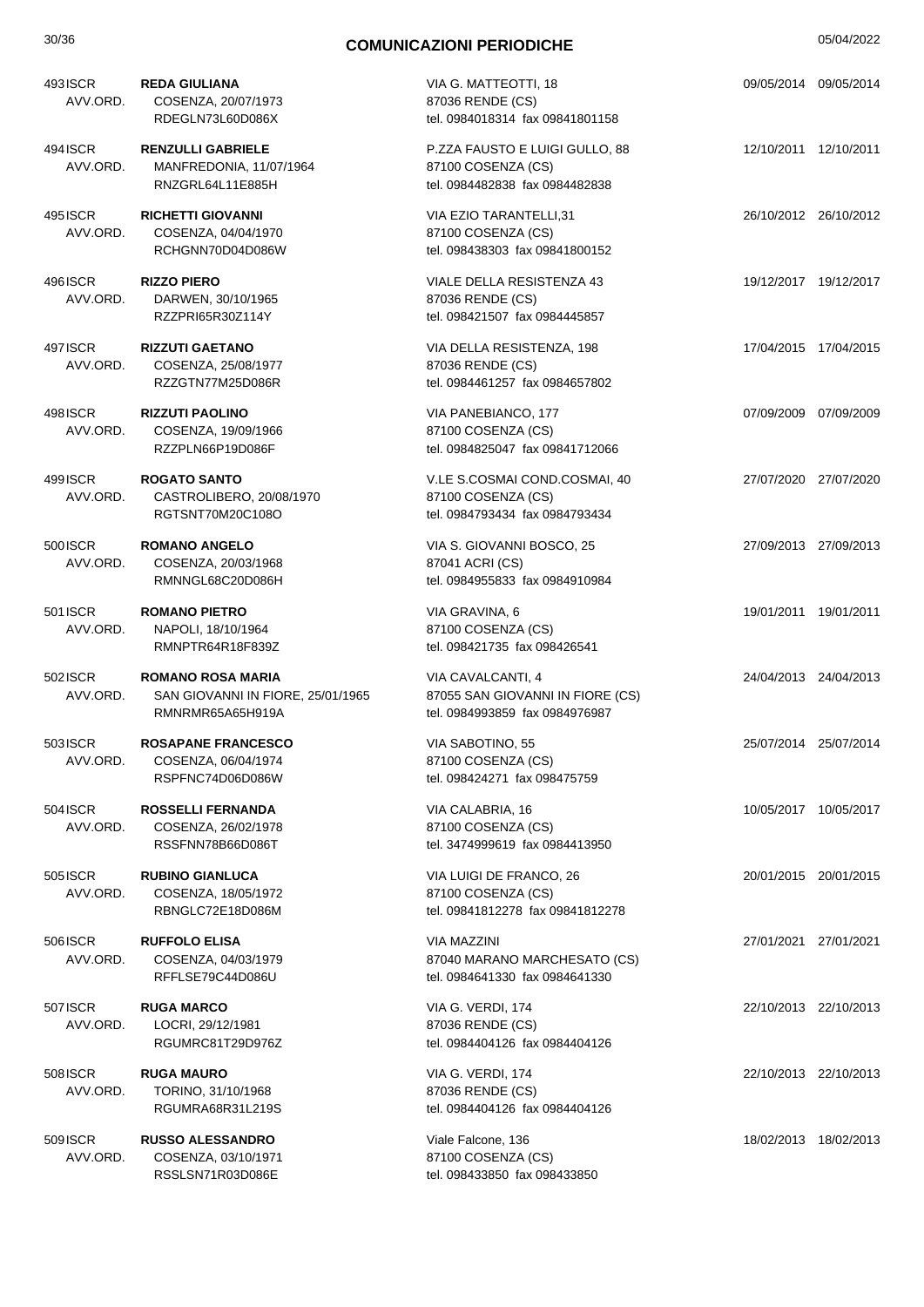## COMUNICAZIONI PERIODICHE

| N. | Tipo | Nominativo / Nascita / Codice Fiscale | Indirizzo | Data | Data |
|---|---|---|---|---|---|
| 493 | ISCR AVV.ORD. | **REDA GIULIANA**<br>COSENZA, 20/07/1973<br>RDEGLN73L60D086X | VIA G. MATTEOTTI, 18<br>87036 RENDE (CS)<br>tel. 0984018314 fax 09841801158 | 09/05/2014 | 09/05/2014 |
| 494 | ISCR AVV.ORD. | **RENZULLI GABRIELE**<br>MANFREDONIA, 11/07/1964<br>RNZGRL64L11E885H | P.ZZA FAUSTO E LUIGI GULLO, 88<br>87100 COSENZA (CS)<br>tel. 0984482838 fax 0984482838 | 12/10/2011 | 12/10/2011 |
| 495 | ISCR AVV.ORD. | **RICHETTI GIOVANNI**<br>COSENZA, 04/04/1970<br>RCHGNN70D04D086W | VIA EZIO TARANTELLI,31<br>87100 COSENZA (CS)<br>tel. 098438303 fax 09841800152 | 26/10/2012 | 26/10/2012 |
| 496 | ISCR AVV.ORD. | **RIZZO PIERO**<br>DARWEN, 30/10/1965<br>RZZPRI65R30Z114Y | VIALE DELLA RESISTENZA 43<br>87036 RENDE (CS)<br>tel. 098421507 fax 0984445857 | 19/12/2017 | 19/12/2017 |
| 497 | ISCR AVV.ORD. | **RIZZUTI GAETANO**<br>COSENZA, 25/08/1977<br>RZZGTN77M25D086R | VIA DELLA RESISTENZA, 198<br>87036 RENDE (CS)<br>tel. 0984461257 fax 0984657802 | 17/04/2015 | 17/04/2015 |
| 498 | ISCR AVV.ORD. | **RIZZUTI PAOLINO**<br>COSENZA, 19/09/1966<br>RZZPLN66P19D086F | VIA PANEBIANCO, 177<br>87100 COSENZA (CS)<br>tel. 0984825047 fax 09841712066 | 07/09/2009 | 07/09/2009 |
| 499 | ISCR AVV.ORD. | **ROGATO SANTO**<br>CASTROLIBERO, 20/08/1970<br>RGTSNT70M20C108O | V.LE S.COSMAI COND.COSMAI, 40<br>87100 COSENZA (CS)<br>tel. 0984793434 fax 0984793434 | 27/07/2020 | 27/07/2020 |
| 500 | ISCR AVV.ORD. | **ROMANO ANGELO**<br>COSENZA, 20/03/1968<br>RMNNGL68C20D086H | VIA S. GIOVANNI BOSCO, 25<br>87041 ACRI (CS)<br>tel. 0984955833 fax 0984910984 | 27/09/2013 | 27/09/2013 |
| 501 | ISCR AVV.ORD. | **ROMANO PIETRO**<br>NAPOLI, 18/10/1964<br>RMNPTR64R18F839Z | VIA GRAVINA, 6<br>87100 COSENZA (CS)<br>tel. 098421735 fax 098426541 | 19/01/2011 | 19/01/2011 |
| 502 | ISCR AVV.ORD. | **ROMANO ROSA MARIA**<br>SAN GIOVANNI IN FIORE, 25/01/1965<br>RMNRMR65A65H919A | VIA CAVALCANTI, 4<br>87055 SAN GIOVANNI IN FIORE (CS)<br>tel. 0984993859 fax 0984976987 | 24/04/2013 | 24/04/2013 |
| 503 | ISCR AVV.ORD. | **ROSAPANE FRANCESCO**<br>COSENZA, 06/04/1974<br>RSPFNC74D06D086W | VIA SABOTINO, 55<br>87100 COSENZA (CS)<br>tel. 098424271 fax 098475759 | 25/07/2014 | 25/07/2014 |
| 504 | ISCR AVV.ORD. | **ROSSELLI FERNANDA**<br>COSENZA, 26/02/1978<br>RSSFNN78B66D086T | VIA CALABRIA, 16<br>87100 COSENZA (CS)<br>tel. 3474999619 fax 0984413950 | 10/05/2017 | 10/05/2017 |
| 505 | ISCR AVV.ORD. | **RUBINO GIANLUCA**<br>COSENZA, 18/05/1972<br>RBNGLC72E18D086M | VIA LUIGI DE FRANCO, 26<br>87100 COSENZA (CS)<br>tel. 09841812278 fax 09841812278 | 20/01/2015 | 20/01/2015 |
| 506 | ISCR AVV.ORD. | **RUFFOLO ELISA**<br>COSENZA, 04/03/1979<br>RFFLSE79C44D086U | VIA MAZZINI<br>87040 MARANO MARCHESATO (CS)<br>tel. 0984641330 fax 0984641330 | 27/01/2021 | 27/01/2021 |
| 507 | ISCR AVV.ORD. | **RUGA MARCO**<br>LOCRI, 29/12/1981<br>RGUMRC81T29D976Z | VIA G. VERDI, 174<br>87036 RENDE (CS)<br>tel. 0984404126 fax 0984404126 | 22/10/2013 | 22/10/2013 |
| 508 | ISCR AVV.ORD. | **RUGA MAURO**<br>TORINO, 31/10/1968<br>RGUMRA68R31L219S | VIA G. VERDI, 174<br>87036 RENDE (CS)<br>tel. 0984404126 fax 0984404126 | 22/10/2013 | 22/10/2013 |
| 509 | ISCR AVV.ORD. | **RUSSO ALESSANDRO**<br>COSENZA, 03/10/1971<br>RSSLSN71R03D086E | Viale Falcone, 136<br>87100 COSENZA (CS)<br>tel. 098433850 fax 098433850 | 18/02/2013 | 18/02/2013 |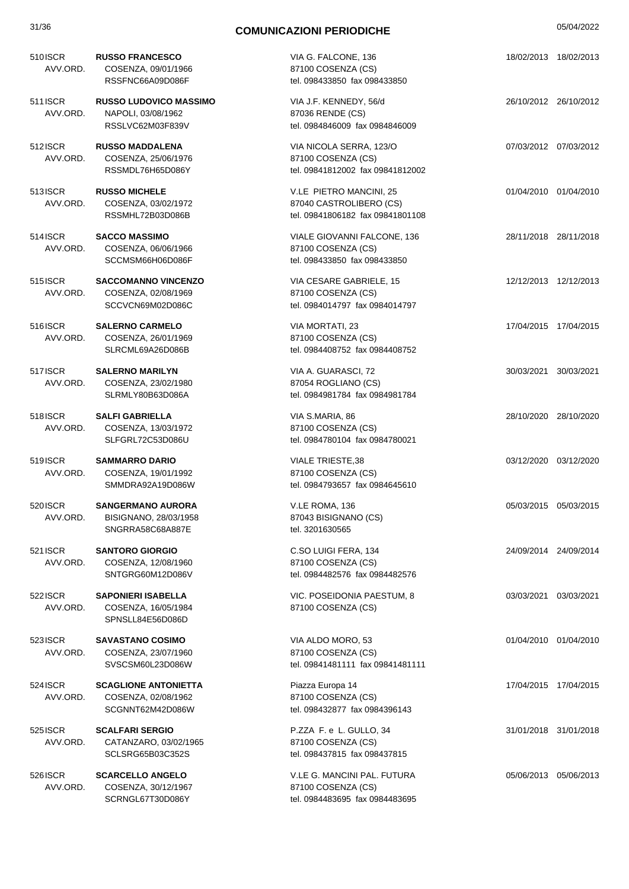## COMUNICAZIONI PERIODICHE

| N. | Tipo | Nominativo | Indirizzo | Data | Data |
|---|---|---|---|---|---|
| 510 | ISCR AVV.ORD. | **RUSSO FRANCESCO**<br>COSENZA, 09/01/1966<br>RSSFNC66A09D086F | VIA G. FALCONE, 136<br>87100 COSENZA (CS)<br>tel. 098433850 fax 098433850 | 18/02/2013 | 18/02/2013 |
| 511 | ISCR AVV.ORD. | **RUSSO LUDOVICO MASSIMO**<br>NAPOLI, 03/08/1962<br>RSSLVC62M03F839V | VIA J.F. KENNEDY, 56/d<br>87036 RENDE (CS)<br>tel. 0984846009 fax 0984846009 | 26/10/2012 | 26/10/2012 |
| 512 | ISCR AVV.ORD. | **RUSSO MADDALENA**<br>COSENZA, 25/06/1976<br>RSSMDL76H65D086Y | VIA NICOLA SERRA, 123/O<br>87100 COSENZA (CS)<br>tel. 09841812002 fax 09841812002 | 07/03/2012 | 07/03/2012 |
| 513 | ISCR AVV.ORD. | **RUSSO MICHELE**<br>COSENZA, 03/02/1972<br>RSSMHL72B03D086B | V.LE PIETRO MANCINI, 25<br>87040 CASTROLIBERO (CS)<br>tel. 09841806182 fax 09841801108 | 01/04/2010 | 01/04/2010 |
| 514 | ISCR AVV.ORD. | **SACCO MASSIMO**<br>COSENZA, 06/06/1966<br>SCCMSM66H06D086F | VIALE GIOVANNI FALCONE, 136<br>87100 COSENZA (CS)<br>tel. 098433850 fax 098433850 | 28/11/2018 | 28/11/2018 |
| 515 | ISCR AVV.ORD. | **SACCOMANNO VINCENZO**<br>COSENZA, 02/08/1969<br>SCCVCN69M02D086C | VIA CESARE GABRIELE, 15<br>87100 COSENZA (CS)<br>tel. 0984014797 fax 0984014797 | 12/12/2013 | 12/12/2013 |
| 516 | ISCR AVV.ORD. | **SALERNO CARMELO**<br>COSENZA, 26/01/1969<br>SLRCML69A26D086B | VIA MORTATI, 23<br>87100 COSENZA (CS)<br>tel. 0984408752 fax 0984408752 | 17/04/2015 | 17/04/2015 |
| 517 | ISCR AVV.ORD. | **SALERNO MARILYN**<br>COSENZA, 23/02/1980<br>SLRMLY80B63D086A | VIA A. GUARASCI, 72<br>87054 ROGLIANO (CS)<br>tel. 0984981784 fax 0984981784 | 30/03/2021 | 30/03/2021 |
| 518 | ISCR AVV.ORD. | **SALFI GABRIELLA**<br>COSENZA, 13/03/1972<br>SLFGRL72C53D086U | VIA S.MARIA, 86<br>87100 COSENZA (CS)<br>tel. 0984780104 fax 0984780021 | 28/10/2020 | 28/10/2020 |
| 519 | ISCR AVV.ORD. | **SAMMARRO DARIO**<br>COSENZA, 19/01/1992<br>SMMDRA92A19D086W | VIALE TRIESTE,38<br>87100 COSENZA (CS)<br>tel. 0984793657 fax 0984645610 | 03/12/2020 | 03/12/2020 |
| 520 | ISCR AVV.ORD. | **SANGERMANO AURORA**<br>BISIGNANO, 28/03/1958<br>SNGRRA58C68A887E | V.LE ROMA, 136<br>87043 BISIGNANO (CS)<br>tel. 3201630565 | 05/03/2015 | 05/03/2015 |
| 521 | ISCR AVV.ORD. | **SANTORO GIORGIO**<br>COSENZA, 12/08/1960<br>SNTGRG60M12D086V | C.SO LUIGI FERA, 134<br>87100 COSENZA (CS)<br>tel. 0984482576 fax 0984482576 | 24/09/2014 | 24/09/2014 |
| 522 | ISCR AVV.ORD. | **SAPONIERI ISABELLA**<br>COSENZA, 16/05/1984<br>SPNSLL84E56D086D | VIC. POSEIDONIA PAESTUM, 8<br>87100 COSENZA (CS) | 03/03/2021 | 03/03/2021 |
| 523 | ISCR AVV.ORD. | **SAVASTANO COSIMO**<br>COSENZA, 23/07/1960<br>SVSCSM60L23D086W | VIA ALDO MORO, 53<br>87100 COSENZA (CS)<br>tel. 09841481111 fax 09841481111 | 01/04/2010 | 01/04/2010 |
| 524 | ISCR AVV.ORD. | **SCAGLIONE ANTONIETTA**<br>COSENZA, 02/08/1962<br>SCGNNT62M42D086W | Piazza Europa 14<br>87100 COSENZA (CS)<br>tel. 098432877 fax 0984396143 | 17/04/2015 | 17/04/2015 |
| 525 | ISCR AVV.ORD. | **SCALFARI SERGIO**<br>CATANZARO, 03/02/1965<br>SCLSRG65B03C352S | P.ZZA F. e L. GULLO, 34<br>87100 COSENZA (CS)<br>tel. 098437815 fax 098437815 | 31/01/2018 | 31/01/2018 |
| 526 | ISCR AVV.ORD. | **SCARCELLO ANGELO**<br>COSENZA, 30/12/1967<br>SCRNGL67T30D086Y | V.LE G. MANCINI PAL. FUTURA<br>87100 COSENZA (CS)<br>tel. 0984483695 fax 0984483695 | 05/06/2013 | 05/06/2013 |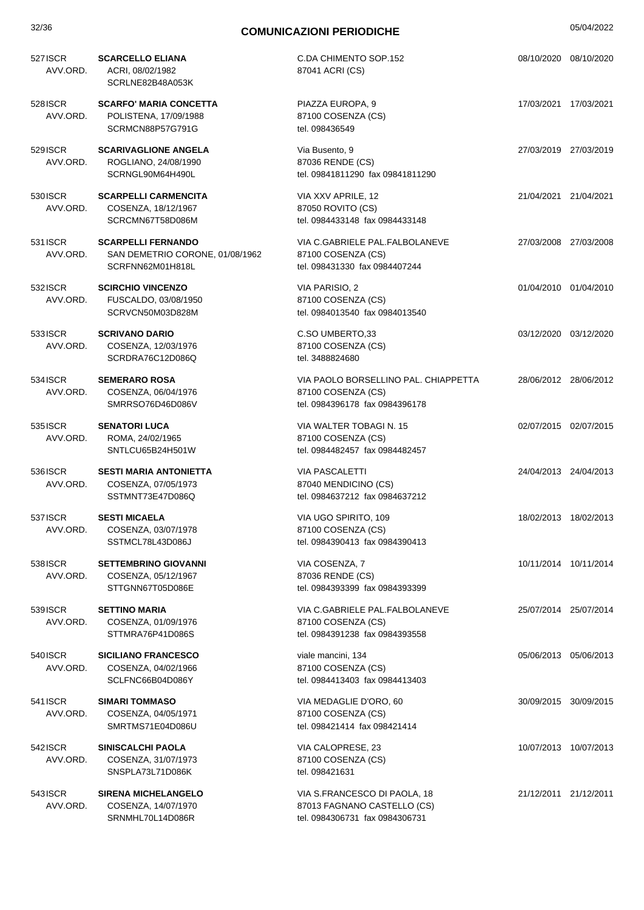## COMUNICAZIONI PERIODICHE

| N. | Tipo | Nominativo | Indirizzo | Data | Data |
|---|---|---|---|---|---|
| 527 | ISCR AVV.ORD. | **SCARCELLO ELIANA** ACRI, 08/02/1982 SCRLNE82B48A053K | C.DA CHIMENTO SOP.152 87041 ACRI (CS) | 08/10/2020 | 08/10/2020 |
| 528 | ISCR AVV.ORD. | **SCARFO' MARIA CONCETTA** POLISTENA, 17/09/1988 SCRMCN88P57G791G | PIAZZA EUROPA, 9 87100 COSENZA (CS) tel. 098436549 | 17/03/2021 | 17/03/2021 |
| 529 | ISCR AVV.ORD. | **SCARIVAGLIONE ANGELA** ROGLIANO, 24/08/1990 SCRNGL90M64H490L | Via Busento, 9 87036 RENDE (CS) tel. 09841811290 fax 09841811290 | 27/03/2019 | 27/03/2019 |
| 530 | ISCR AVV.ORD. | **SCARPELLI CARMENCITA** COSENZA, 18/12/1967 SCRCMN67T58D086M | VIA XXV APRILE, 12 87050 ROVITO (CS) tel. 0984433148 fax 0984433148 | 21/04/2021 | 21/04/2021 |
| 531 | ISCR AVV.ORD. | **SCARPELLI FERNANDO** SAN DEMETRIO CORONE, 01/08/1962 SCRFNN62M01H818L | VIA C.GABRIELE PAL.FALBOLANEVE 87100 COSENZA (CS) tel. 098431330 fax 0984407244 | 27/03/2008 | 27/03/2008 |
| 532 | ISCR AVV.ORD. | **SCIRCHIO VINCENZO** FUSCALDO, 03/08/1950 SCRVCN50M03D828M | VIA PARISIO, 2 87100 COSENZA (CS) tel. 0984013540 fax 0984013540 | 01/04/2010 | 01/04/2010 |
| 533 | ISCR AVV.ORD. | **SCRIVANO DARIO** COSENZA, 12/03/1976 SCRDRA76C12D086Q | C.SO UMBERTO,33 87100 COSENZA (CS) tel. 3488824680 | 03/12/2020 | 03/12/2020 |
| 534 | ISCR AVV.ORD. | **SEMERARO ROSA** COSENZA, 06/04/1976 SMRRSO76D46D086V | VIA PAOLO BORSELLINO PAL. CHIAPPETTA 87100 COSENZA (CS) tel. 0984396178 fax 0984396178 | 28/06/2012 | 28/06/2012 |
| 535 | ISCR AVV.ORD. | **SENATORI LUCA** ROMA, 24/02/1965 SNTLCU65B24H501W | VIA WALTER TOBAGI N. 15 87100 COSENZA (CS) tel. 0984482457 fax 0984482457 | 02/07/2015 | 02/07/2015 |
| 536 | ISCR AVV.ORD. | **SESTI MARIA ANTONIETTA** COSENZA, 07/05/1973 SSTMNT73E47D086Q | VIA PASCALETTI 87040 MENDICINO (CS) tel. 0984637212 fax 0984637212 | 24/04/2013 | 24/04/2013 |
| 537 | ISCR AVV.ORD. | **SESTI MICAELA** COSENZA, 03/07/1978 SSTMCL78L43D086J | VIA UGO SPIRITO, 109 87100 COSENZA (CS) tel. 0984390413 fax 0984390413 | 18/02/2013 | 18/02/2013 |
| 538 | ISCR AVV.ORD. | **SETTEMBRINO GIOVANNI** COSENZA, 05/12/1967 STTGNN67T05D086E | VIA COSENZA, 7 87036 RENDE (CS) tel. 0984393399 fax 0984393399 | 10/11/2014 | 10/11/2014 |
| 539 | ISCR AVV.ORD. | **SETTINO MARIA** COSENZA, 01/09/1976 STTMRA76P41D086S | VIA C.GABRIELE PAL.FALBOLANEVE 87100 COSENZA (CS) tel. 0984391238 fax 0984393558 | 25/07/2014 | 25/07/2014 |
| 540 | ISCR AVV.ORD. | **SICILIANO FRANCESCO** COSENZA, 04/02/1966 SCLFNC66B04D086Y | viale mancini, 134 87100 COSENZA (CS) tel. 0984413403 fax 0984413403 | 05/06/2013 | 05/06/2013 |
| 541 | ISCR AVV.ORD. | **SIMARI TOMMASO** COSENZA, 04/05/1971 SMRTMS71E04D086U | VIA MEDAGLIE D'ORO, 60 87100 COSENZA (CS) tel. 098421414 fax 098421414 | 30/09/2015 | 30/09/2015 |
| 542 | ISCR AVV.ORD. | **SINISCALCHI PAOLA** COSENZA, 31/07/1973 SNSPLA73L71D086K | VIA CALOPRESE, 23 87100 COSENZA (CS) tel. 098421631 | 10/07/2013 | 10/07/2013 |
| 543 | ISCR AVV.ORD. | **SIRENA MICHELANGELO** COSENZA, 14/07/1970 SRNMHL70L14D086R | VIA S.FRANCESCO DI PAOLA, 18 87013 FAGNANO CASTELLO (CS) tel. 0984306731 fax 0984306731 | 21/12/2011 | 21/12/2011 |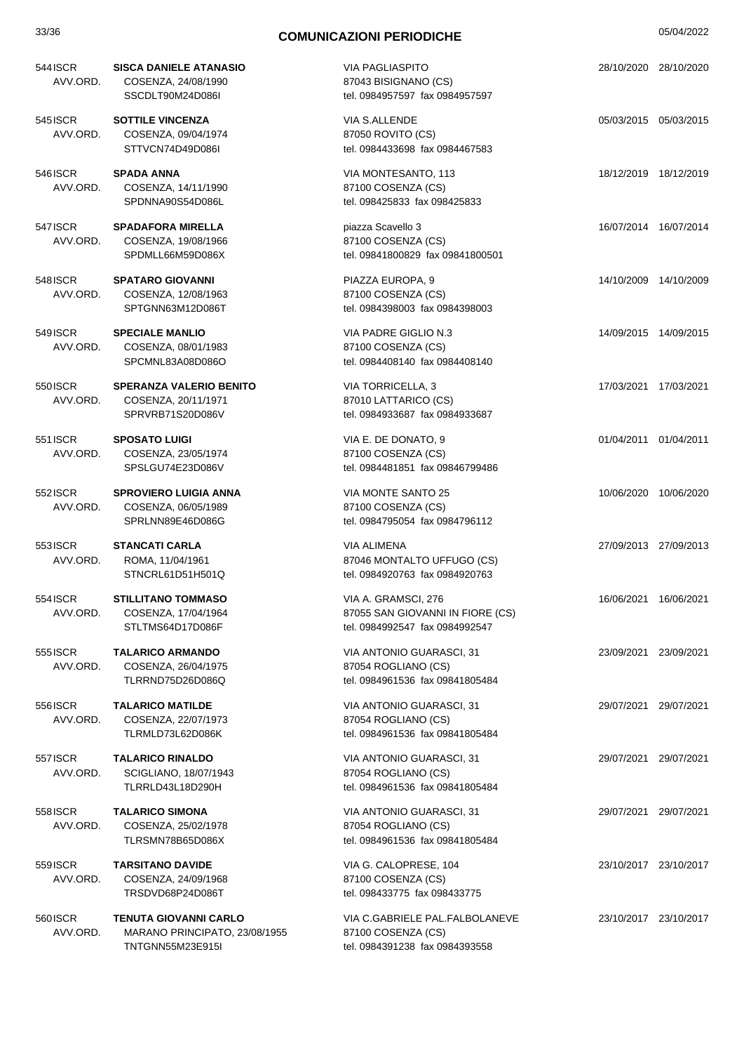# COMUNICAZIONI PERIODICHE

| N. | Tipo | Nominativo | Indirizzo | Data | Data |
|---|---|---|---|---|---|
| 544 | ISCR AVV.ORD. | **SISCA DANIELE ATANASIO**<br>COSENZA, 24/08/1990<br>SSCDLT90M24D086I | VIA PAGLIASPITO<br>87043 BISIGNANO (CS)<br>tel. 0984957597 fax 0984957597 | 28/10/2020 | 28/10/2020 |
| 545 | ISCR AVV.ORD. | **SOTTILE VINCENZA**<br>COSENZA, 09/04/1974<br>STTVCN74D49D086I | VIA S.ALLENDE<br>87050 ROVITO (CS)<br>tel. 0984433698 fax 0984467583 | 05/03/2015 | 05/03/2015 |
| 546 | ISCR AVV.ORD. | **SPADA ANNA**<br>COSENZA, 14/11/1990<br>SPDNNA90S54D086L | VIA MONTESANTO, 113<br>87100 COSENZA (CS)<br>tel. 098425833 fax 098425833 | 18/12/2019 | 18/12/2019 |
| 547 | ISCR AVV.ORD. | **SPADAFORA MIRELLA**<br>COSENZA, 19/08/1966<br>SPDMLL66M59D086X | piazza Scavello 3<br>87100 COSENZA (CS)<br>tel. 09841800829 fax 09841800501 | 16/07/2014 | 16/07/2014 |
| 548 | ISCR AVV.ORD. | **SPATARO GIOVANNI**<br>COSENZA, 12/08/1963<br>SPTGNN63M12D086T | PIAZZA EUROPA, 9<br>87100 COSENZA (CS)<br>tel. 0984398003 fax 0984398003 | 14/10/2009 | 14/10/2009 |
| 549 | ISCR AVV.ORD. | **SPECIALE MANLIO**<br>COSENZA, 08/01/1983<br>SPCMNL83A08D086O | VIA PADRE GIGLIO N.3<br>87100 COSENZA (CS)<br>tel. 0984408140 fax 0984408140 | 14/09/2015 | 14/09/2015 |
| 550 | ISCR AVV.ORD. | **SPERANZA VALERIO BENITO**<br>COSENZA, 20/11/1971<br>SPRVRB71S20D086V | VIA TORRICELLA, 3<br>87010 LATTARICO (CS)<br>tel. 0984933687 fax 0984933687 | 17/03/2021 | 17/03/2021 |
| 551 | ISCR AVV.ORD. | **SPOSATO LUIGI**<br>COSENZA, 23/05/1974<br>SPSLGU74E23D086V | VIA E. DE DONATO, 9<br>87100 COSENZA (CS)<br>tel. 0984481851 fax 09846799486 | 01/04/2011 | 01/04/2011 |
| 552 | ISCR AVV.ORD. | **SPROVIERO LUIGIA ANNA**<br>COSENZA, 06/05/1989<br>SPRLNN89E46D086G | VIA MONTE SANTO 25<br>87100 COSENZA (CS)<br>tel. 0984795054 fax 0984796112 | 10/06/2020 | 10/06/2020 |
| 553 | ISCR AVV.ORD. | **STANCATI CARLA**<br>ROMA, 11/04/1961<br>STNCRL61D51H501Q | VIA ALIMENA<br>87046 MONTALTO UFFUGO (CS)<br>tel. 0984920763 fax 0984920763 | 27/09/2013 | 27/09/2013 |
| 554 | ISCR AVV.ORD. | **STILLITANO TOMMASO**<br>COSENZA, 17/04/1964<br>STLTMS64D17D086F | VIA A. GRAMSCI, 276<br>87055 SAN GIOVANNI IN FIORE (CS)<br>tel. 0984992547 fax 0984992547 | 16/06/2021 | 16/06/2021 |
| 555 | ISCR AVV.ORD. | **TALARICO ARMANDO**<br>COSENZA, 26/04/1975<br>TLRRND75D26D086Q | VIA ANTONIO GUARASCI, 31<br>87054 ROGLIANO (CS)<br>tel. 0984961536 fax 09841805484 | 23/09/2021 | 23/09/2021 |
| 556 | ISCR AVV.ORD. | **TALARICO MATILDE**<br>COSENZA, 22/07/1973<br>TLRMLD73L62D086K | VIA ANTONIO GUARASCI, 31<br>87054 ROGLIANO (CS)<br>tel. 0984961536 fax 09841805484 | 29/07/2021 | 29/07/2021 |
| 557 | ISCR AVV.ORD. | **TALARICO RINALDO**<br>SCIGLIANO, 18/07/1943<br>TLRRLD43L18D290H | VIA ANTONIO GUARASCI, 31<br>87054 ROGLIANO (CS)<br>tel. 0984961536 fax 09841805484 | 29/07/2021 | 29/07/2021 |
| 558 | ISCR AVV.ORD. | **TALARICO SIMONA**<br>COSENZA, 25/02/1978<br>TLRSMN78B65D086X | VIA ANTONIO GUARASCI, 31<br>87054 ROGLIANO (CS)<br>tel. 0984961536 fax 09841805484 | 29/07/2021 | 29/07/2021 |
| 559 | ISCR AVV.ORD. | **TARSITANO DAVIDE**<br>COSENZA, 24/09/1968<br>TRSDVD68P24D086T | VIA G. CALOPRESE, 104<br>87100 COSENZA (CS)<br>tel. 098433775 fax 098433775 | 23/10/2017 | 23/10/2017 |
| 560 | ISCR AVV.ORD. | **TENUTA GIOVANNI CARLO**<br>MARANO PRINCIPATO, 23/08/1955<br>TNTGNN55M23E915I | VIA C.GABRIELE PAL.FALBOLANEVE<br>87100 COSENZA (CS)<br>tel. 0984391238 fax 0984393558 | 23/10/2017 | 23/10/2017 |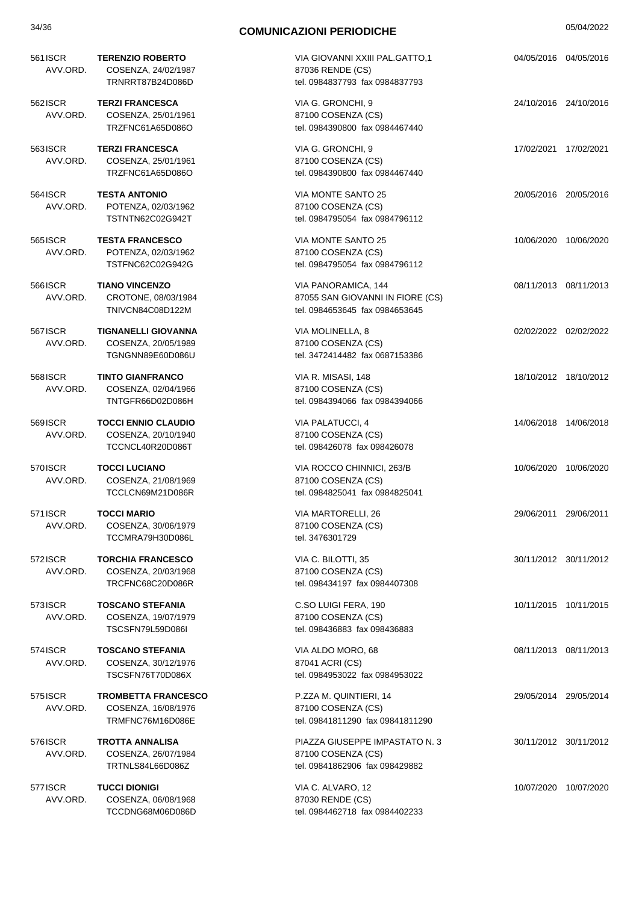# COMUNICAZIONI PERIODICHE

05/04/2022

| N. | Tipo | Nominativo | Indirizzo | Data | Data |
|---|---|---|---|---|---|
| 561 | ISCR AVV.ORD. | **TERENZIO ROBERTO**<br>COSENZA, 24/02/1987<br>TRNRRT87B24D086D | VIA GIOVANNI XXIII PAL.GATTO,1<br>87036 RENDE (CS)<br>tel. 0984837793 fax 0984837793 | 04/05/2016 | 04/05/2016 |
| 562 | ISCR AVV.ORD. | **TERZI FRANCESCA**<br>COSENZA, 25/01/1961<br>TRZFNC61A65D086O | VIA G. GRONCHI, 9<br>87100 COSENZA (CS)<br>tel. 0984390800 fax 0984467440 | 24/10/2016 | 24/10/2016 |
| 563 | ISCR AVV.ORD. | **TERZI FRANCESCA**<br>COSENZA, 25/01/1961<br>TRZFNC61A65D086O | VIA G. GRONCHI, 9<br>87100 COSENZA (CS)<br>tel. 0984390800 fax 0984467440 | 17/02/2021 | 17/02/2021 |
| 564 | ISCR AVV.ORD. | **TESTA ANTONIO**<br>POTENZA, 02/03/1962<br>TSTNTN62C02G942T | VIA MONTE SANTO 25<br>87100 COSENZA (CS)<br>tel. 0984795054 fax 0984796112 | 20/05/2016 | 20/05/2016 |
| 565 | ISCR AVV.ORD. | **TESTA FRANCESCO**<br>POTENZA, 02/03/1962<br>TSTFNC62C02G942G | VIA MONTE SANTO 25<br>87100 COSENZA (CS)<br>tel. 0984795054 fax 0984796112 | 10/06/2020 | 10/06/2020 |
| 566 | ISCR AVV.ORD. | **TIANO VINCENZO**<br>CROTONE, 08/03/1984<br>TNIVCN84C08D122M | VIA PANORAMICA, 144<br>87055 SAN GIOVANNI IN FIORE (CS)<br>tel. 0984653645 fax 0984653645 | 08/11/2013 | 08/11/2013 |
| 567 | ISCR AVV.ORD. | **TIGNANELLI GIOVANNA**<br>COSENZA, 20/05/1989<br>TGNGNN89E60D086U | VIA MOLINELLA, 8<br>87100 COSENZA (CS)<br>tel. 3472414482 fax 0687153386 | 02/02/2022 | 02/02/2022 |
| 568 | ISCR AVV.ORD. | **TINTO GIANFRANCO**<br>COSENZA, 02/04/1966<br>TNTGFR66D02D086H | VIA R. MISASI, 148<br>87100 COSENZA (CS)<br>tel. 0984394066 fax 0984394066 | 18/10/2012 | 18/10/2012 |
| 569 | ISCR AVV.ORD. | **TOCCI ENNIO CLAUDIO**<br>COSENZA, 20/10/1940<br>TCCNCL40R20D086T | VIA PALATUCCI, 4<br>87100 COSENZA (CS)<br>tel. 098426078 fax 098426078 | 14/06/2018 | 14/06/2018 |
| 570 | ISCR AVV.ORD. | **TOCCI LUCIANO**<br>COSENZA, 21/08/1969<br>TCCLCN69M21D086R | VIA ROCCO CHINNICI, 263/B<br>87100 COSENZA (CS)<br>tel. 0984825041 fax 0984825041 | 10/06/2020 | 10/06/2020 |
| 571 | ISCR AVV.ORD. | **TOCCI MARIO**<br>COSENZA, 30/06/1979<br>TCCMRA79H30D086L | VIA MARTORELLI, 26<br>87100 COSENZA (CS)<br>tel. 3476301729 | 29/06/2011 | 29/06/2011 |
| 572 | ISCR AVV.ORD. | **TORCHIA FRANCESCO**<br>COSENZA, 20/03/1968<br>TRCFNC68C20D086R | VIA C. BILOTTI, 35<br>87100 COSENZA (CS)<br>tel. 098434197 fax 0984407308 | 30/11/2012 | 30/11/2012 |
| 573 | ISCR AVV.ORD. | **TOSCANO STEFANIA**<br>COSENZA, 19/07/1979<br>TSCSFN79L59D086I | C.SO LUIGI FERA, 190<br>87100 COSENZA (CS)<br>tel. 098436883 fax 098436883 | 10/11/2015 | 10/11/2015 |
| 574 | ISCR AVV.ORD. | **TOSCANO STEFANIA**<br>COSENZA, 30/12/1976<br>TSCSFN76T70D086X | VIA ALDO MORO, 68<br>87041 ACRI (CS)<br>tel. 0984953022 fax 0984953022 | 08/11/2013 | 08/11/2013 |
| 575 | ISCR AVV.ORD. | **TROMBETTA FRANCESCO**<br>COSENZA, 16/08/1976<br>TRMFNC76M16D086E | P.ZZA M. QUINTIERI, 14<br>87100 COSENZA (CS)<br>tel. 09841811290 fax 09841811290 | 29/05/2014 | 29/05/2014 |
| 576 | ISCR AVV.ORD. | **TROTTA ANNALISA**<br>COSENZA, 26/07/1984<br>TRTNLS84L66D086Z | PIAZZA GIUSEPPE IMPASTATO N. 3<br>87100 COSENZA (CS)<br>tel. 09841862906 fax 098429882 | 30/11/2012 | 30/11/2012 |
| 577 | ISCR AVV.ORD. | **TUCCI DIONIGI**<br>COSENZA, 06/08/1968<br>TCCDNG68M06D086D | VIA C. ALVARO, 12<br>87030 RENDE (CS)<br>tel. 0984462718 fax 0984402233 | 10/07/2020 | 10/07/2020 |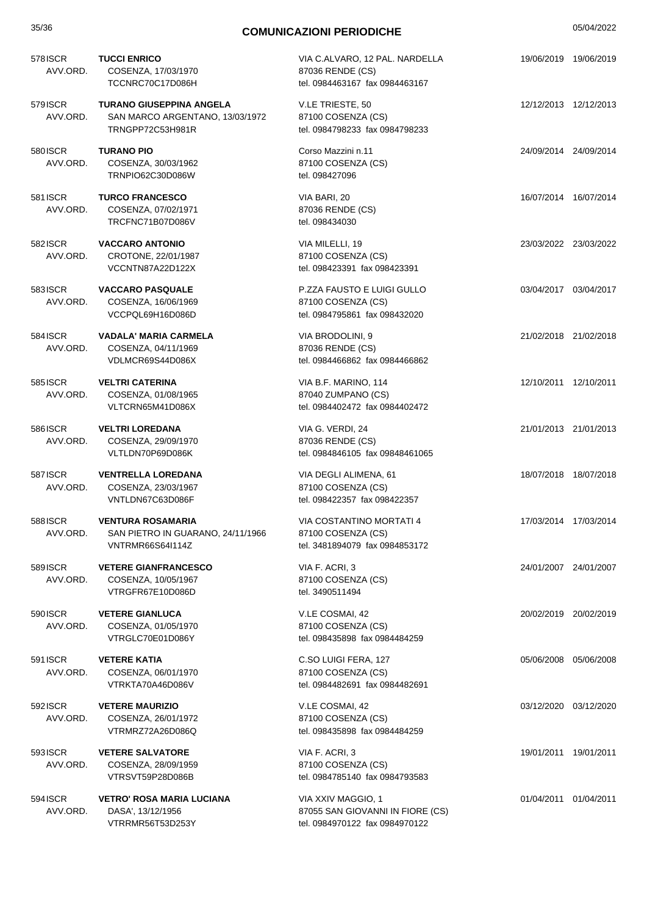# COMUNICAZIONI PERIODICHE

| N. | Tipo | Nominativo | Indirizzo | Data | Data |
|---|---|---|---|---|---|
| 578 | ISCR AVV.ORD. | **TUCCI ENRICO** COSENZA, 17/03/1970 TCCNRC70C17D086H | VIA C.ALVARO, 12 PAL. NARDELLA 87036 RENDE (CS) tel. 0984463167 fax 0984463167 | 19/06/2019 | 19/06/2019 |
| 579 | ISCR AVV.ORD. | **TURANO GIUSEPPINA ANGELA** SAN MARCO ARGENTANO, 13/03/1972 TRNGPP72C53H981R | V.LE TRIESTE, 50 87100 COSENZA (CS) tel. 0984798233 fax 0984798233 | 12/12/2013 | 12/12/2013 |
| 580 | ISCR AVV.ORD. | **TURANO PIO** COSENZA, 30/03/1962 TRNPIO62C30D086W | Corso Mazzini n.11 87100 COSENZA (CS) tel. 098427096 | 24/09/2014 | 24/09/2014 |
| 581 | ISCR AVV.ORD. | **TURCO FRANCESCO** COSENZA, 07/02/1971 TRCFNC71B07D086V | VIA BARI, 20 87036 RENDE (CS) tel. 098434030 | 16/07/2014 | 16/07/2014 |
| 582 | ISCR AVV.ORD. | **VACCARO ANTONIO** CROTONE, 22/01/1987 VCCNTN87A22D122X | VIA MILELLI, 19 87100 COSENZA (CS) tel. 098423391 fax 098423391 | 23/03/2022 | 23/03/2022 |
| 583 | ISCR AVV.ORD. | **VACCARO PASQUALE** COSENZA, 16/06/1969 VCCPQL69H16D086D | P.ZZA FAUSTO E LUIGI GULLO 87100 COSENZA (CS) tel. 0984795861 fax 098432020 | 03/04/2017 | 03/04/2017 |
| 584 | ISCR AVV.ORD. | **VADALA' MARIA CARMELA** COSENZA, 04/11/1969 VDLMCR69S44D086X | VIA BRODOLINI, 9 87036 RENDE (CS) tel. 0984466862 fax 0984466862 | 21/02/2018 | 21/02/2018 |
| 585 | ISCR AVV.ORD. | **VELTRI CATERINA** COSENZA, 01/08/1965 VLTCRN65M41D086X | VIA B.F. MARINO, 114 87040 ZUMPANO (CS) tel. 0984402472 fax 0984402472 | 12/10/2011 | 12/10/2011 |
| 586 | ISCR AVV.ORD. | **VELTRI LOREDANA** COSENZA, 29/09/1970 VLTLDN70P69D086K | VIA G. VERDI, 24 87036 RENDE (CS) tel. 0984846105 fax 09848461065 | 21/01/2013 | 21/01/2013 |
| 587 | ISCR AVV.ORD. | **VENTRELLA LOREDANA** COSENZA, 23/03/1967 VNTLDN67C63D086F | VIA DEGLI ALIMENA, 61 87100 COSENZA (CS) tel. 098422357 fax 098422357 | 18/07/2018 | 18/07/2018 |
| 588 | ISCR AVV.ORD. | **VENTURA ROSAMARIA** SAN PIETRO IN GUARANO, 24/11/1966 VNTRMR66S64I114Z | VIA COSTANTINO MORTATI 4 87100 COSENZA (CS) tel. 3481894079 fax 0984853172 | 17/03/2014 | 17/03/2014 |
| 589 | ISCR AVV.ORD. | **VETERE GIANFRANCESCO** COSENZA, 10/05/1967 VTRGFR67E10D086D | VIA F. ACRI, 3 87100 COSENZA (CS) tel. 3490511494 | 24/01/2007 | 24/01/2007 |
| 590 | ISCR AVV.ORD. | **VETERE GIANLUCA** COSENZA, 01/05/1970 VTRGLC70E01D086Y | V.LE COSMAI, 42 87100 COSENZA (CS) tel. 098435898 fax 0984484259 | 20/02/2019 | 20/02/2019 |
| 591 | ISCR AVV.ORD. | **VETERE KATIA** COSENZA, 06/01/1970 VTRKTA70A46D086V | C.SO LUIGI FERA, 127 87100 COSENZA (CS) tel. 0984482691 fax 0984482691 | 05/06/2008 | 05/06/2008 |
| 592 | ISCR AVV.ORD. | **VETERE MAURIZIO** COSENZA, 26/01/1972 VTRMRZ72A26D086Q | V.LE COSMAI, 42 87100 COSENZA (CS) tel. 098435898 fax 0984484259 | 03/12/2020 | 03/12/2020 |
| 593 | ISCR AVV.ORD. | **VETERE SALVATORE** COSENZA, 28/09/1959 VTRSVT59P28D086B | VIA F. ACRI, 3 87100 COSENZA (CS) tel. 0984785140 fax 0984793583 | 19/01/2011 | 19/01/2011 |
| 594 | ISCR AVV.ORD. | **VETRO' ROSA MARIA LUCIANA** DASA', 13/12/1956 VTRRMR56T53D253Y | VIA XXIV MAGGIO, 1 87055 SAN GIOVANNI IN FIORE (CS) tel. 0984970122 fax 0984970122 | 01/04/2011 | 01/04/2011 |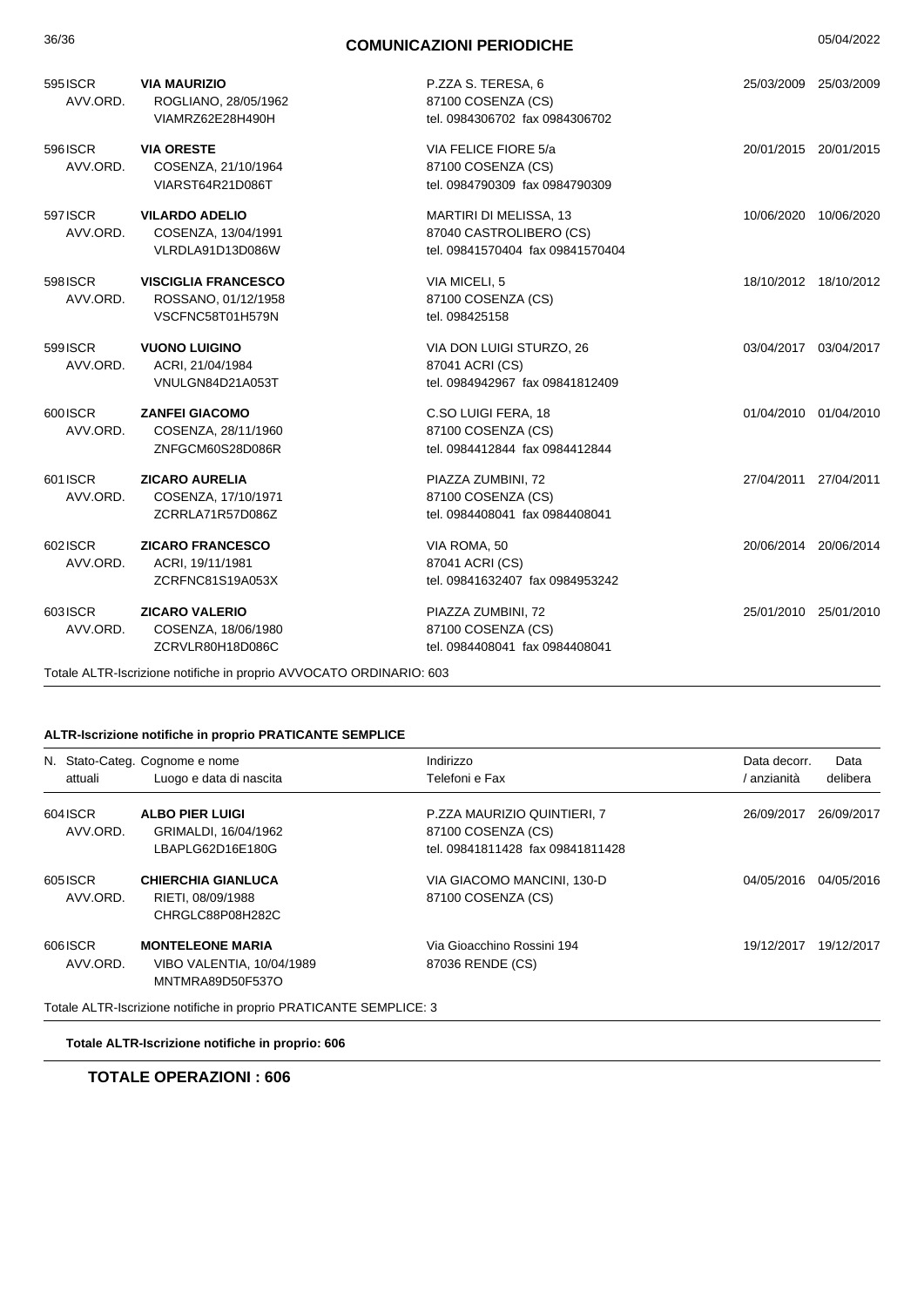| | | | | |
|---|---|---|---|---|
| 595 ISCR AVV.ORD. | **VIA MAURIZIO** ROGLIANO, 28/05/1962 VIAMRZ62E28H490H | P.ZZA S. TERESA, 6 87100 COSENZA (CS) tel. 0984306702 fax 0984306702 | 25/03/2009 | 25/03/2009 |
| 596 ISCR AVV.ORD. | **VIA ORESTE** COSENZA, 21/10/1964 VIARST64R21D086T | VIA FELICE FIORE 5/a 87100 COSENZA (CS) tel. 0984790309 fax 0984790309 | 20/01/2015 | 20/01/2015 |
| 597 ISCR AVV.ORD. | **VILARDO ADELIO** COSENZA, 13/04/1991 VLRDLA91D13D086W | MARTIRI DI MELISSA, 13 87040 CASTROLIBERO (CS) tel. 09841570404 fax 09841570404 | 10/06/2020 | 10/06/2020 |
| 598 ISCR AVV.ORD. | **VISCIGLIA FRANCESCO** ROSSANO, 01/12/1958 VSCFNC58T01H579N | VIA MICELI, 5 87100 COSENZA (CS) tel. 098425158 | 18/10/2012 | 18/10/2012 |
| 599 ISCR AVV.ORD. | **VUONO LUIGINO** ACRI, 21/04/1984 VNULGN84D21A053T | VIA DON LUIGI STURZO, 26 87041 ACRI (CS) tel. 0984942967 fax 09841812409 | 03/04/2017 | 03/04/2017 |
| 600 ISCR AVV.ORD. | **ZANFEI GIACOMO** COSENZA, 28/11/1960 ZNFGCM60S28D086R | C.SO LUIGI FERA, 18 87100 COSENZA (CS) tel. 0984412844 fax 0984412844 | 01/04/2010 | 01/04/2010 |
| 601 ISCR AVV.ORD. | **ZICARO AURELIA** COSENZA, 17/10/1971 ZCRRLA71R57D086Z | PIAZZA ZUMBINI, 72 87100 COSENZA (CS) tel. 0984408041 fax 0984408041 | 27/04/2011 | 27/04/2011 |
| 602 ISCR AVV.ORD. | **ZICARO FRANCESCO** ACRI, 19/11/1981 ZCRFNC81S19A053X | VIA ROMA, 50 87041 ACRI (CS) tel. 09841632407 fax 0984953242 | 20/06/2014 | 20/06/2014 |
| 603 ISCR AVV.ORD. | **ZICARO VALERIO** COSENZA, 18/06/1980 ZCRVLR80H18D086C | PIAZZA ZUMBINI, 72 87100 COSENZA (CS) tel. 0984408041 fax 0984408041 | 25/01/2010 | 25/01/2010 |

Totale ALTR-Iscrizione notifiche in proprio AVVOCATO ORDINARIO: 603

**ALTR-Iscrizione notifiche in proprio PRATICANTE SEMPLICE**

| N. Stato-Categ. attuali | Cognome e nome Luogo e data di nascita | Indirizzo Telefoni e Fax | Data decorr. / anzianità | Data delibera |
|---|---|---|---|---|
| 604 ISCR AVV.ORD. | **ALBO PIER LUIGI** GRIMALDI, 16/04/1962 LBAPLG62D16E180G | P.ZZA MAURIZIO QUINTIERI, 7 87100 COSENZA (CS) tel. 09841811428 fax 09841811428 | 26/09/2017 | 26/09/2017 |
| 605 ISCR AVV.ORD. | **CHIERCHIA GIANLUCA** RIETI, 08/09/1988 CHRGLC88P08H282C | VIA GIACOMO MANCINI, 130-D 87100 COSENZA (CS) | 04/05/2016 | 04/05/2016 |
| 606 ISCR AVV.ORD. | **MONTELEONE MARIA** VIBO VALENTIA, 10/04/1989 MNTMRA89D50F537O | Via Gioacchino Rossini 194 87036 RENDE (CS) | 19/12/2017 | 19/12/2017 |

Totale ALTR-Iscrizione notifiche in proprio PRATICANTE SEMPLICE: 3

**Totale ALTR-Iscrizione notifiche in proprio: 606**

**TOTALE OPERAZIONI : 606**